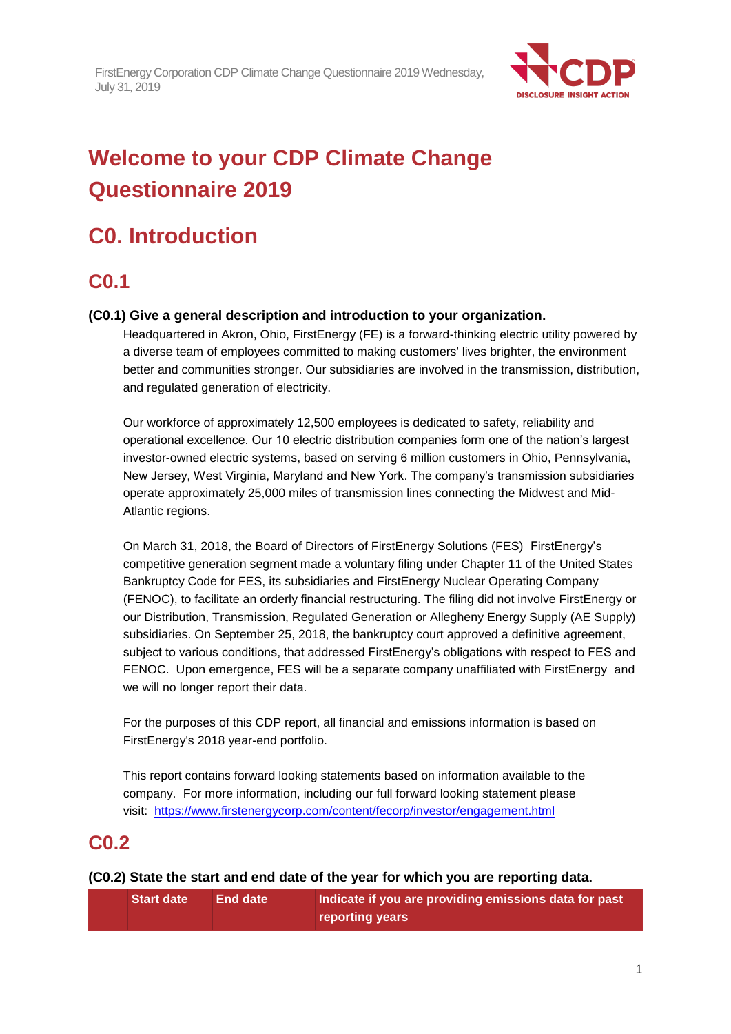# Welcome to your CDP Climate Change Questionnaire 2019

## C0. Introduction

### C0.1

**(C0.1) Give a general description and introduction to your organization.**

Headquartered in Akron, Ohio, FirstEnergy (FE) is a forward-thinking electric utility powered by a diverse team of employees committed to making customers' lives brighter, the environment better and communities stronger. Our subsidiaries are involved in the transmission, distribution, and regulated generation of electricity.

Our workforce of approximately 12,500 employees is dedicated to safety, reliability and operational excellence. Our 10 electric distribution companies form one of the nation's largest investor-owned electric systems, based on serving 6 million customers in Ohio, Pennsylvania, New Jersey, West Virginia, Maryland and New York. The company's transmission subsidiaries operate approximately 25,000 miles of transmission lines connecting the Midwest and Mid-Atlantic regions.

On March 31, 2018, the Board of Directors of FirstEnergy Solutions (FES) FirstEnergy's competitive generation segment made a voluntary filing under Chapter 11 of the United States Bankruptcy Code for FES, its subsidiaries and FirstEnergy Nuclear Operating Company (FENOC), to facilitate an orderly financial restructuring. The filing did not involve FirstEnergy or our Distribution, Transmission, Regulated Generation or Allegheny Energy Supply (AE Supply) subsidiaries. On September 25, 2018, the bankruptcy court approved a definitive agreement, subject to various conditions, that addressed FirstEnergy's obligations with respect to FES and FENOC. Upon emergence, FES will be a separate company unaffiliated with FirstEnergy and we will no longer report their data.

For the purposes of this CDP report, all financial and emissions information is based on FirstEnergy's 2018 year-end portfolio.

This report contains forward looking statements based on information available to the company. For more information, including our full forward looking statement please visit: https://www.firstenergycorp.com/content/fecorp/investor/engagement.html

### C0.2

**(C0.2) State the start and end date of the year for which you are reporting data.**

| | Start date | End date | Indicate if you are providing emissions data for past reporting years |
|---|---|---|---|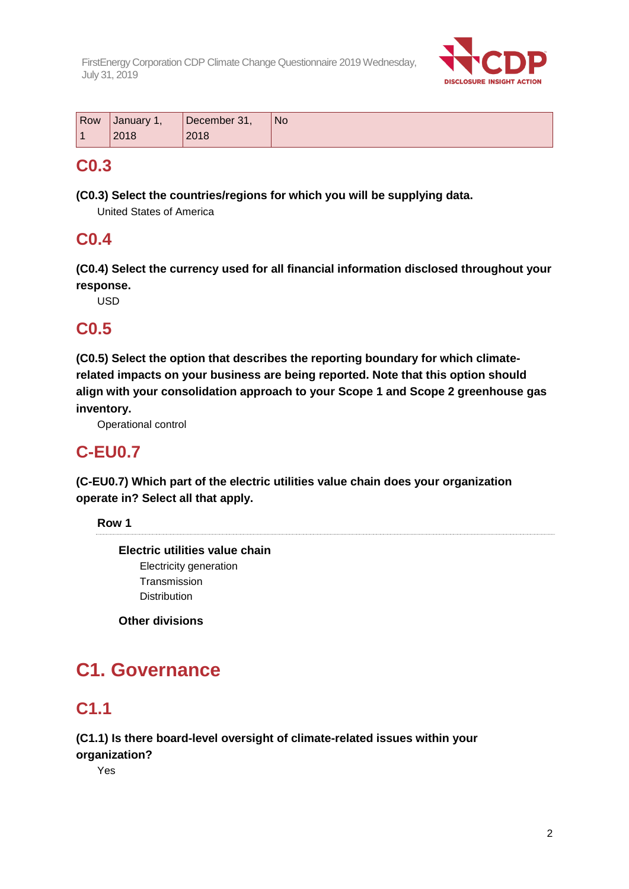| Row 1 | January 1, 2018 | December 31, 2018 | No |
|---|---|---|---|

## C0.3

**(C0.3) Select the countries/regions for which you will be supplying data.**

United States of America

## C0.4

**(C0.4) Select the currency used for all financial information disclosed throughout your response.**

USD

## C0.5

**(C0.5) Select the option that describes the reporting boundary for which climate-related impacts on your business are being reported. Note that this option should align with your consolidation approach to your Scope 1 and Scope 2 greenhouse gas inventory.**

Operational control

## C-EU0.7

**(C-EU0.7) Which part of the electric utilities value chain does your organization operate in? Select all that apply.**

**Row 1**

**Electric utilities value chain**

Electricity generation
Transmission
Distribution

**Other divisions**

# C1. Governance

## C1.1

**(C1.1) Is there board-level oversight of climate-related issues within your organization?**

Yes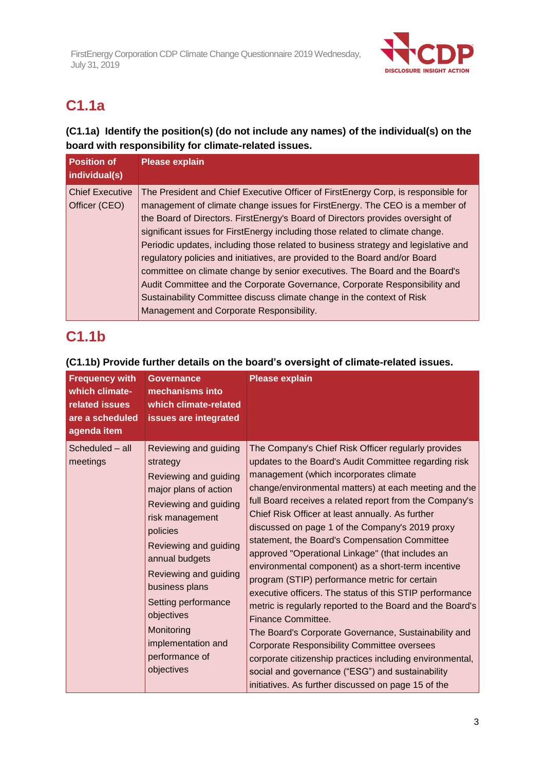## C1.1a

**(C1.1a) Identify the position(s) (do not include any names) of the individual(s) on the board with responsibility for climate-related issues.**

| Position of individual(s) | Please explain |
| --- | --- |
| Chief Executive Officer (CEO) | The President and Chief Executive Officer of FirstEnergy Corp, is responsible for management of climate change issues for FirstEnergy. The CEO is a member of the Board of Directors. FirstEnergy's Board of Directors provides oversight of significant issues for FirstEnergy including those related to climate change. Periodic updates, including those related to business strategy and legislative and regulatory policies and initiatives, are provided to the Board and/or Board committee on climate change by senior executives. The Board and the Board's Audit Committee and the Corporate Governance, Corporate Responsibility and Sustainability Committee discuss climate change in the context of Risk Management and Corporate Responsibility. |

## C1.1b

**(C1.1b) Provide further details on the board's oversight of climate-related issues.**

| Frequency with which climate-related issues are a scheduled agenda item | Governance mechanisms into which climate-related issues are integrated | Please explain |
| --- | --- | --- |
| Scheduled – all meetings | Reviewing and guiding strategy<br>Reviewing and guiding major plans of action<br>Reviewing and guiding risk management policies<br>Reviewing and guiding annual budgets<br>Reviewing and guiding business plans<br>Setting performance objectives<br>Monitoring implementation and performance of objectives | The Company's Chief Risk Officer regularly provides updates to the Board's Audit Committee regarding risk management (which incorporates climate change/environmental matters) at each meeting and the full Board receives a related report from the Company's Chief Risk Officer at least annually. As further discussed on page 1 of the Company's 2019 proxy statement, the Board's Compensation Committee approved "Operational Linkage" (that includes an environmental component) as a short-term incentive program (STIP) performance metric for certain executive officers. The status of this STIP performance metric is regularly reported to the Board and the Board's Finance Committee.<br>The Board's Corporate Governance, Sustainability and Corporate Responsibility Committee oversees corporate citizenship practices including environmental, social and governance ("ESG") and sustainability initiatives. As further discussed on page 15 of the |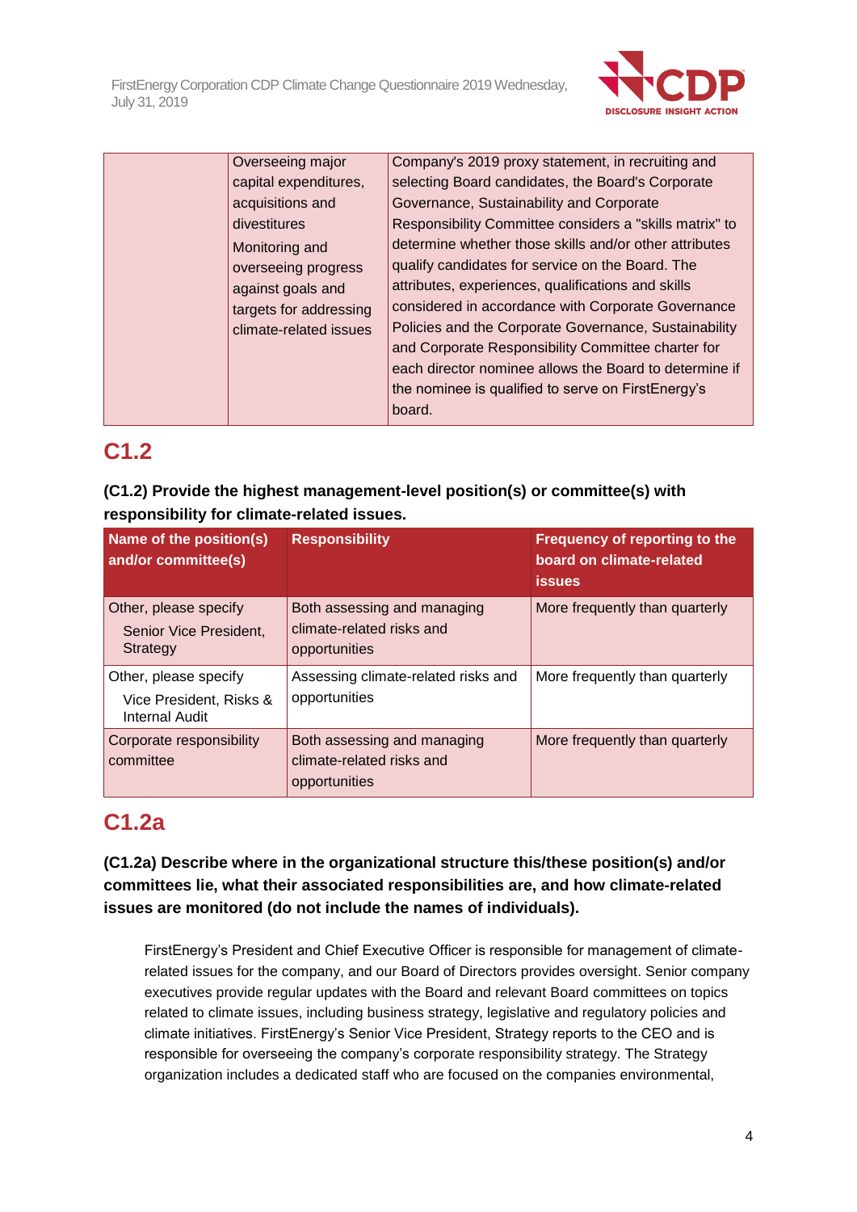| | | |
|---|---|---|
| | Overseeing major capital expenditures, acquisitions and divestitures<br>Monitoring and overseeing progress against goals and targets for addressing climate-related issues | Company's 2019 proxy statement, in recruiting and selecting Board candidates, the Board's Corporate Governance, Sustainability and Corporate Responsibility Committee considers a "skills matrix" to determine whether those skills and/or other attributes qualify candidates for service on the Board. The attributes, experiences, qualifications and skills considered in accordance with Corporate Governance Policies and the Corporate Governance, Sustainability and Corporate Responsibility Committee charter for each director nominee allows the Board to determine if the nominee is qualified to serve on FirstEnergy's board. |

## C1.2

**(C1.2) Provide the highest management-level position(s) or committee(s) with responsibility for climate-related issues.**

| Name of the position(s) and/or committee(s) | Responsibility | Frequency of reporting to the board on climate-related issues |
|---|---|---|
| Other, please specify<br>Senior Vice President, Strategy | Both assessing and managing climate-related risks and opportunities | More frequently than quarterly |
| Other, please specify<br>Vice President, Risks & Internal Audit | Assessing climate-related risks and opportunities | More frequently than quarterly |
| Corporate responsibility committee | Both assessing and managing climate-related risks and opportunities | More frequently than quarterly |

## C1.2a

**(C1.2a) Describe where in the organizational structure this/these position(s) and/or committees lie, what their associated responsibilities are, and how climate-related issues are monitored (do not include the names of individuals).**

FirstEnergy's President and Chief Executive Officer is responsible for management of climate-related issues for the company, and our Board of Directors provides oversight. Senior company executives provide regular updates with the Board and relevant Board committees on topics related to climate issues, including business strategy, legislative and regulatory policies and climate initiatives. FirstEnergy's Senior Vice President, Strategy reports to the CEO and is responsible for overseeing the company's corporate responsibility strategy. The Strategy organization includes a dedicated staff who are focused on the companies environmental,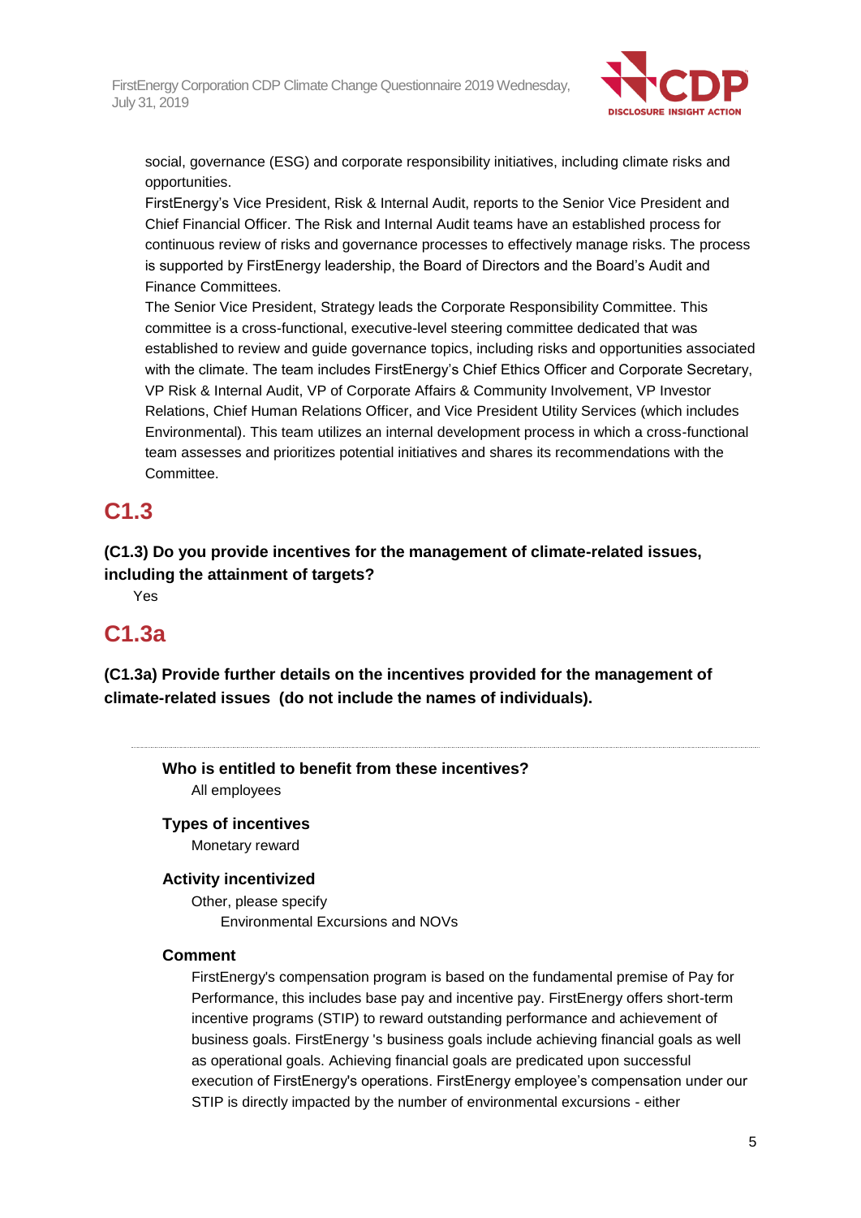social, governance (ESG) and corporate responsibility initiatives, including climate risks and opportunities.

FirstEnergy's Vice President, Risk & Internal Audit, reports to the Senior Vice President and Chief Financial Officer. The Risk and Internal Audit teams have an established process for continuous review of risks and governance processes to effectively manage risks. The process is supported by FirstEnergy leadership, the Board of Directors and the Board's Audit and Finance Committees.

The Senior Vice President, Strategy leads the Corporate Responsibility Committee. This committee is a cross-functional, executive-level steering committee dedicated that was established to review and guide governance topics, including risks and opportunities associated with the climate. The team includes FirstEnergy's Chief Ethics Officer and Corporate Secretary, VP Risk & Internal Audit, VP of Corporate Affairs & Community Involvement, VP Investor Relations, Chief Human Relations Officer, and Vice President Utility Services (which includes Environmental). This team utilizes an internal development process in which a cross-functional team assesses and prioritizes potential initiatives and shares its recommendations with the Committee.

## C1.3

**(C1.3) Do you provide incentives for the management of climate-related issues, including the attainment of targets?**

Yes

## C1.3a

**(C1.3a) Provide further details on the incentives provided for the management of climate-related issues (do not include the names of individuals).**

---

**Who is entitled to benefit from these incentives?**

All employees

**Types of incentives**

Monetary reward

**Activity incentivized**

Other, please specify

Environmental Excursions and NOVs

**Comment**

FirstEnergy's compensation program is based on the fundamental premise of Pay for Performance, this includes base pay and incentive pay. FirstEnergy offers short-term incentive programs (STIP) to reward outstanding performance and achievement of business goals. FirstEnergy 's business goals include achieving financial goals as well as operational goals. Achieving financial goals are predicated upon successful execution of FirstEnergy's operations. FirstEnergy employee's compensation under our STIP is directly impacted by the number of environmental excursions - either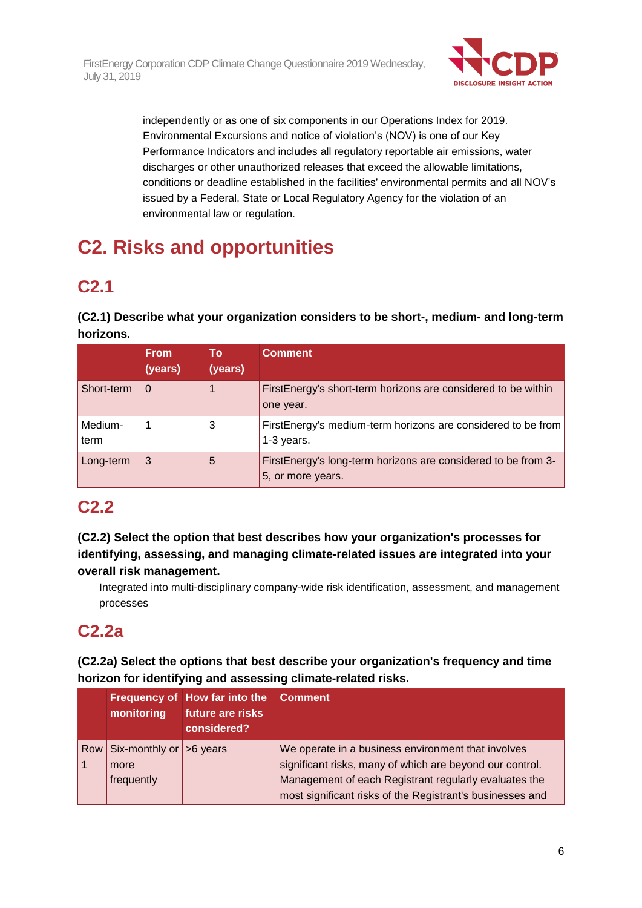independently or as one of six components in our Operations Index for 2019. Environmental Excursions and notice of violation's (NOV) is one of our Key Performance Indicators and includes all regulatory reportable air emissions, water discharges or other unauthorized releases that exceed the allowable limitations, conditions or deadline established in the facilities' environmental permits and all NOV's issued by a Federal, State or Local Regulatory Agency for the violation of an environmental law or regulation.

# C2. Risks and opportunities

## C2.1

**(C2.1) Describe what your organization considers to be short-, medium- and long-term horizons.**

| | From (years) | To (years) | Comment |
|---|---|---|---|
| Short-term | 0 | 1 | FirstEnergy's short-term horizons are considered to be within one year. |
| Medium-term | 1 | 3 | FirstEnergy's medium-term horizons are considered to be from 1-3 years. |
| Long-term | 3 | 5 | FirstEnergy's long-term horizons are considered to be from 3-5, or more years. |

## C2.2

**(C2.2) Select the option that best describes how your organization's processes for identifying, assessing, and managing climate-related issues are integrated into your overall risk management.**

Integrated into multi-disciplinary company-wide risk identification, assessment, and management processes

## C2.2a

**(C2.2a) Select the options that best describe your organization's frequency and time horizon for identifying and assessing climate-related risks.**

| | Frequency of monitoring | How far into the future are risks considered? | Comment |
|---|---|---|---|
| Row 1 | Six-monthly or more frequently | >6 years | We operate in a business environment that involves significant risks, many of which are beyond our control. Management of each Registrant regularly evaluates the most significant risks of the Registrant's businesses and |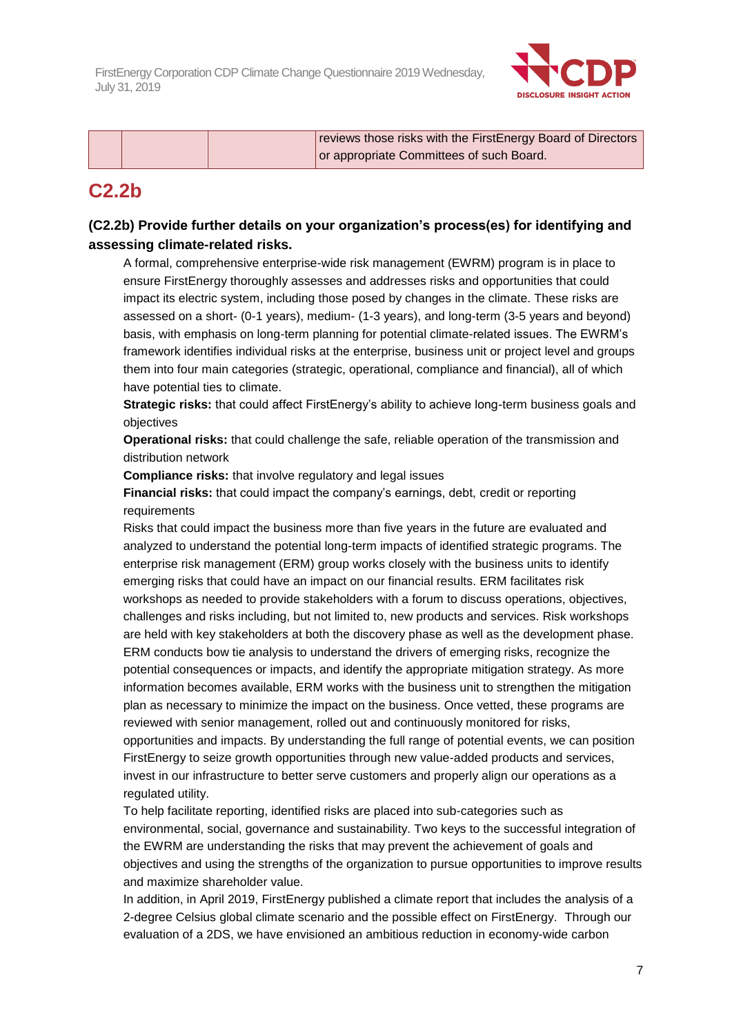|  |  |  | reviews those risks with the FirstEnergy Board of Directors or appropriate Committees of such Board. |
|---|---|---|---|

## C2.2b

**(C2.2b) Provide further details on your organization's process(es) for identifying and assessing climate-related risks.**

A formal, comprehensive enterprise-wide risk management (EWRM) program is in place to ensure FirstEnergy thoroughly assesses and addresses risks and opportunities that could impact its electric system, including those posed by changes in the climate. These risks are assessed on a short- (0-1 years), medium- (1-3 years), and long-term (3-5 years and beyond) basis, with emphasis on long-term planning for potential climate-related issues. The EWRM's framework identifies individual risks at the enterprise, business unit or project level and groups them into four main categories (strategic, operational, compliance and financial), all of which have potential ties to climate.

**Strategic risks:** that could affect FirstEnergy's ability to achieve long-term business goals and objectives

**Operational risks:** that could challenge the safe, reliable operation of the transmission and distribution network

**Compliance risks:** that involve regulatory and legal issues

**Financial risks:** that could impact the company's earnings, debt, credit or reporting requirements

Risks that could impact the business more than five years in the future are evaluated and analyzed to understand the potential long-term impacts of identified strategic programs. The enterprise risk management (ERM) group works closely with the business units to identify emerging risks that could have an impact on our financial results. ERM facilitates risk workshops as needed to provide stakeholders with a forum to discuss operations, objectives, challenges and risks including, but not limited to, new products and services. Risk workshops are held with key stakeholders at both the discovery phase as well as the development phase. ERM conducts bow tie analysis to understand the drivers of emerging risks, recognize the potential consequences or impacts, and identify the appropriate mitigation strategy. As more information becomes available, ERM works with the business unit to strengthen the mitigation plan as necessary to minimize the impact on the business. Once vetted, these programs are reviewed with senior management, rolled out and continuously monitored for risks, opportunities and impacts. By understanding the full range of potential events, we can position FirstEnergy to seize growth opportunities through new value-added products and services, invest in our infrastructure to better serve customers and properly align our operations as a regulated utility.

To help facilitate reporting, identified risks are placed into sub-categories such as environmental, social, governance and sustainability. Two keys to the successful integration of the EWRM are understanding the risks that may prevent the achievement of goals and objectives and using the strengths of the organization to pursue opportunities to improve results and maximize shareholder value.

In addition, in April 2019, FirstEnergy published a climate report that includes the analysis of a 2-degree Celsius global climate scenario and the possible effect on FirstEnergy. Through our evaluation of a 2DS, we have envisioned an ambitious reduction in economy-wide carbon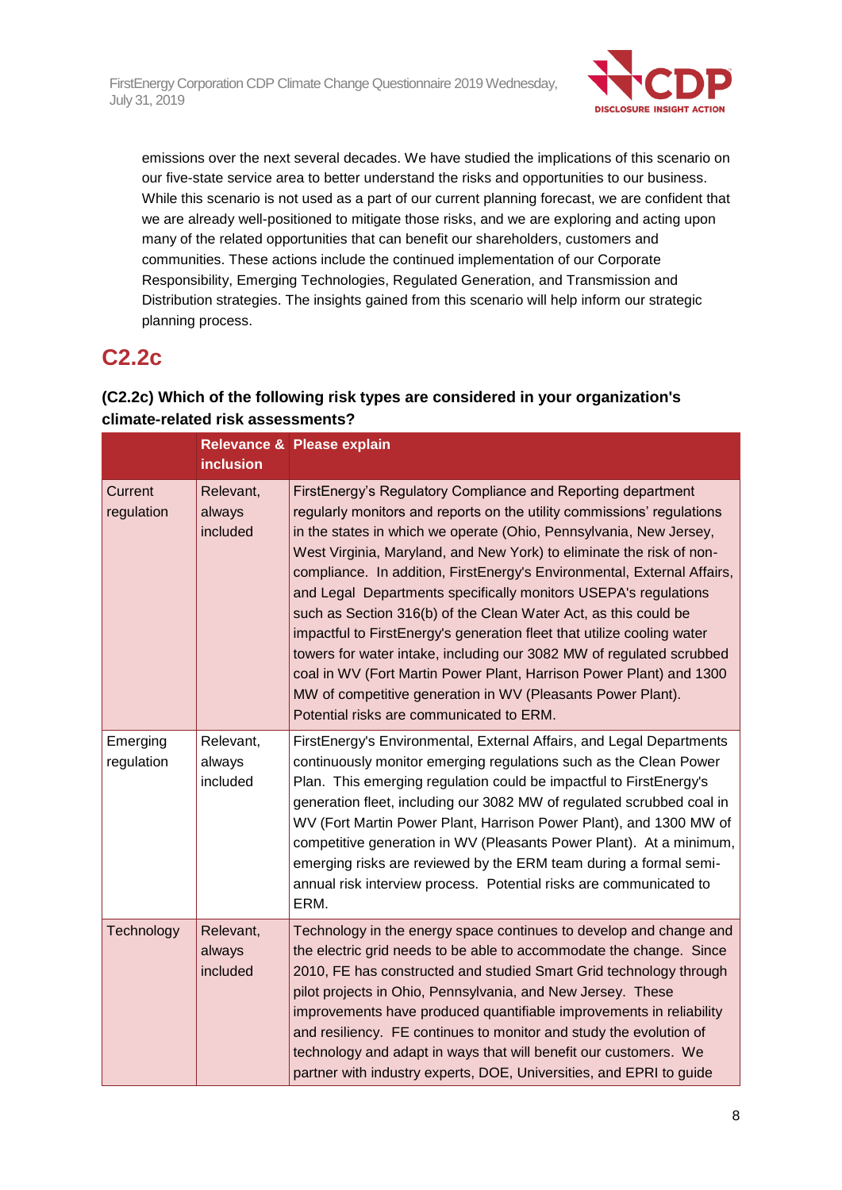emissions over the next several decades. We have studied the implications of this scenario on our five-state service area to better understand the risks and opportunities to our business. While this scenario is not used as a part of our current planning forecast, we are confident that we are already well-positioned to mitigate those risks, and we are exploring and acting upon many of the related opportunities that can benefit our shareholders, customers and communities. These actions include the continued implementation of our Corporate Responsibility, Emerging Technologies, Regulated Generation, and Transmission and Distribution strategies. The insights gained from this scenario will help inform our strategic planning process.

## C2.2c

**(C2.2c) Which of the following risk types are considered in your organization's climate-related risk assessments?**

| | Relevance & inclusion | Please explain |
|---|---|---|
| Current regulation | Relevant, always included | FirstEnergy's Regulatory Compliance and Reporting department regularly monitors and reports on the utility commissions' regulations in the states in which we operate (Ohio, Pennsylvania, New Jersey, West Virginia, Maryland, and New York) to eliminate the risk of non-compliance. In addition, FirstEnergy's Environmental, External Affairs, and Legal Departments specifically monitors USEPA's regulations such as Section 316(b) of the Clean Water Act, as this could be impactful to FirstEnergy's generation fleet that utilize cooling water towers for water intake, including our 3082 MW of regulated scrubbed coal in WV (Fort Martin Power Plant, Harrison Power Plant) and 1300 MW of competitive generation in WV (Pleasants Power Plant). Potential risks are communicated to ERM. |
| Emerging regulation | Relevant, always included | FirstEnergy's Environmental, External Affairs, and Legal Departments continuously monitor emerging regulations such as the Clean Power Plan. This emerging regulation could be impactful to FirstEnergy's generation fleet, including our 3082 MW of regulated scrubbed coal in WV (Fort Martin Power Plant, Harrison Power Plant), and 1300 MW of competitive generation in WV (Pleasants Power Plant). At a minimum, emerging risks are reviewed by the ERM team during a formal semi-annual risk interview process. Potential risks are communicated to ERM. |
| Technology | Relevant, always included | Technology in the energy space continues to develop and change and the electric grid needs to be able to accommodate the change. Since 2010, FE has constructed and studied Smart Grid technology through pilot projects in Ohio, Pennsylvania, and New Jersey. These improvements have produced quantifiable improvements in reliability and resiliency. FE continues to monitor and study the evolution of technology and adapt in ways that will benefit our customers. We partner with industry experts, DOE, Universities, and EPRI to guide |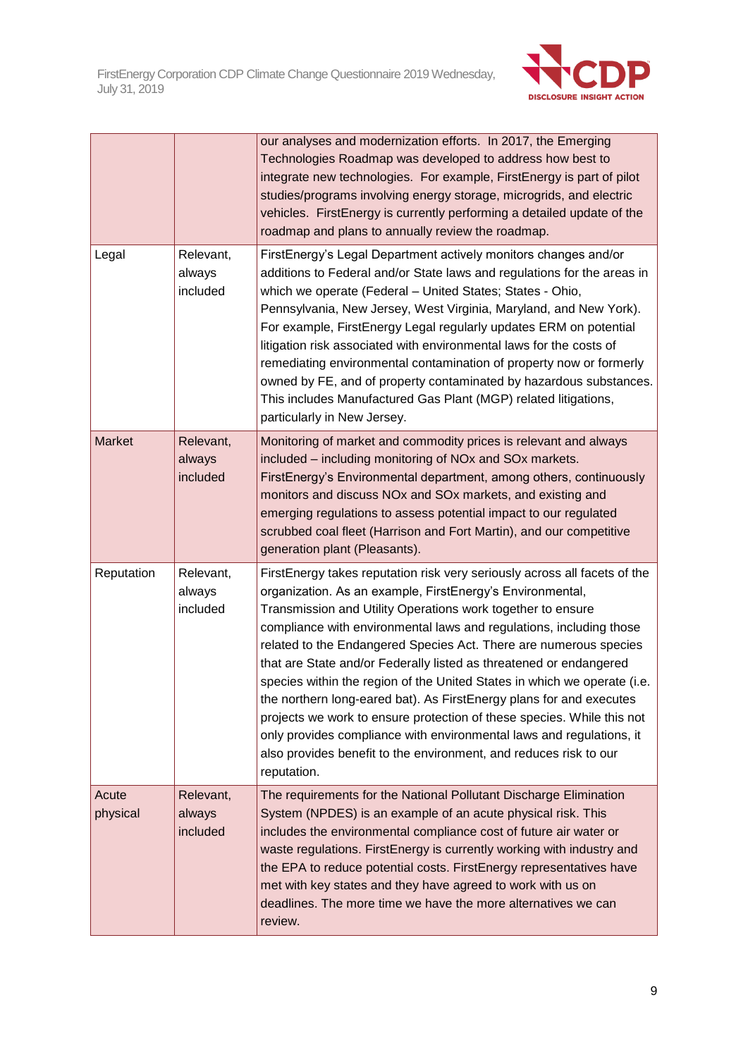| | | |
|---|---|---|
| | | our analyses and modernization efforts. In 2017, the Emerging Technologies Roadmap was developed to address how best to integrate new technologies. For example, FirstEnergy is part of pilot studies/programs involving energy storage, microgrids, and electric vehicles. FirstEnergy is currently performing a detailed update of the roadmap and plans to annually review the roadmap. |
| Legal | Relevant, always included | FirstEnergy's Legal Department actively monitors changes and/or additions to Federal and/or State laws and regulations for the areas in which we operate (Federal – United States; States - Ohio, Pennsylvania, New Jersey, West Virginia, Maryland, and New York). For example, FirstEnergy Legal regularly updates ERM on potential litigation risk associated with environmental laws for the costs of remediating environmental contamination of property now or formerly owned by FE, and of property contaminated by hazardous substances. This includes Manufactured Gas Plant (MGP) related litigations, particularly in New Jersey. |
| Market | Relevant, always included | Monitoring of market and commodity prices is relevant and always included – including monitoring of NOx and SOx markets. FirstEnergy's Environmental department, among others, continuously monitors and discuss NOx and SOx markets, and existing and emerging regulations to assess potential impact to our regulated scrubbed coal fleet (Harrison and Fort Martin), and our competitive generation plant (Pleasants). |
| Reputation | Relevant, always included | FirstEnergy takes reputation risk very seriously across all facets of the organization. As an example, FirstEnergy's Environmental, Transmission and Utility Operations work together to ensure compliance with environmental laws and regulations, including those related to the Endangered Species Act. There are numerous species that are State and/or Federally listed as threatened or endangered species within the region of the United States in which we operate (i.e. the northern long-eared bat). As FirstEnergy plans for and executes projects we work to ensure protection of these species. While this not only provides compliance with environmental laws and regulations, it also provides benefit to the environment, and reduces risk to our reputation. |
| Acute physical | Relevant, always included | The requirements for the National Pollutant Discharge Elimination System (NPDES) is an example of an acute physical risk. This includes the environmental compliance cost of future air water or waste regulations. FirstEnergy is currently working with industry and the EPA to reduce potential costs. FirstEnergy representatives have met with key states and they have agreed to work with us on deadlines. The more time we have the more alternatives we can review. |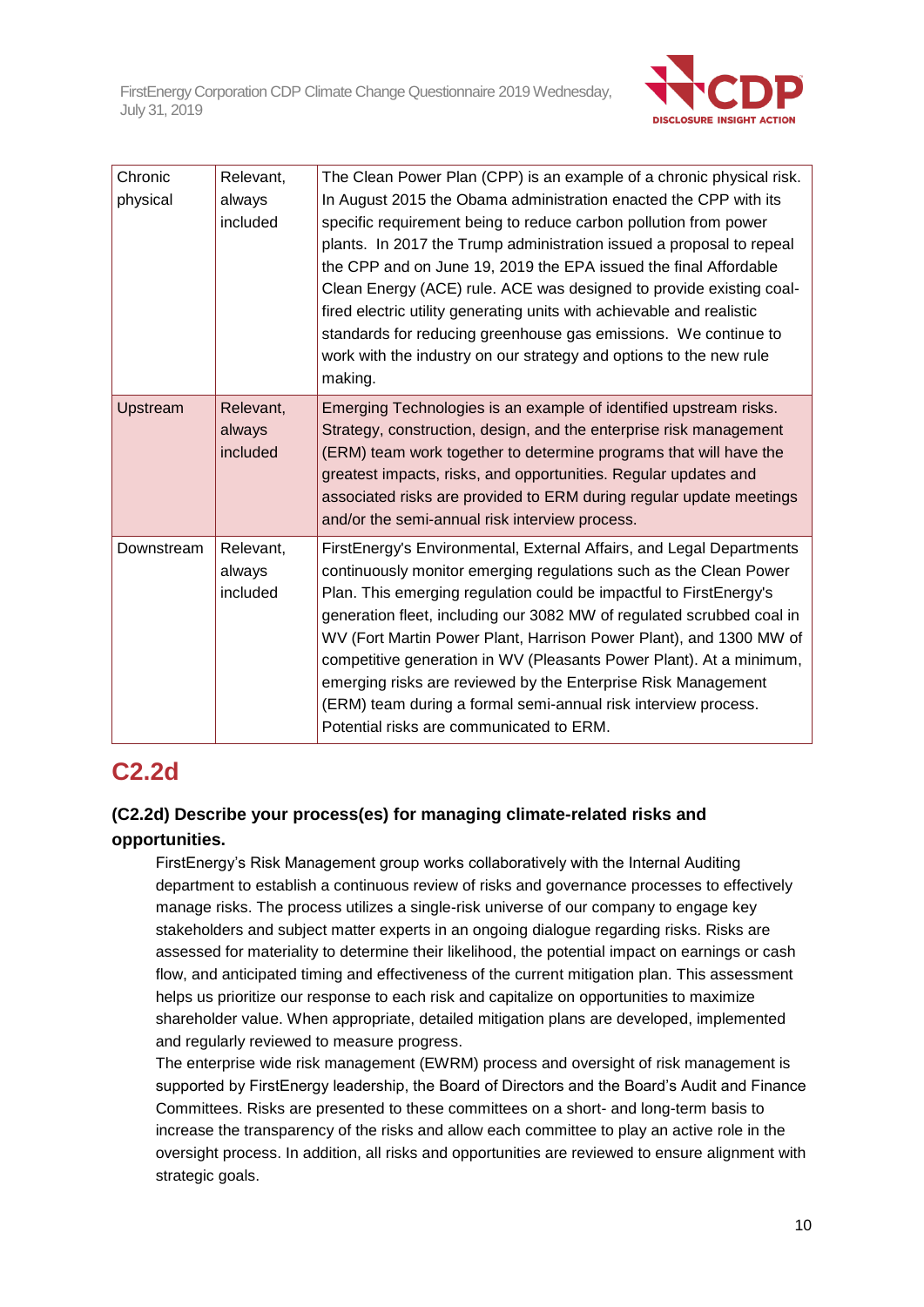| Chronic physical | Relevant, always included | The Clean Power Plan (CPP) is an example of a chronic physical risk. In August 2015 the Obama administration enacted the CPP with its specific requirement being to reduce carbon pollution from power plants. In 2017 the Trump administration issued a proposal to repeal the CPP and on June 19, 2019 the EPA issued the final Affordable Clean Energy (ACE) rule. ACE was designed to provide existing coal-fired electric utility generating units with achievable and realistic standards for reducing greenhouse gas emissions. We continue to work with the industry on our strategy and options to the new rule making. |
|---|---|---|
| Upstream | Relevant, always included | Emerging Technologies is an example of identified upstream risks. Strategy, construction, design, and the enterprise risk management (ERM) team work together to determine programs that will have the greatest impacts, risks, and opportunities. Regular updates and associated risks are provided to ERM during regular update meetings and/or the semi-annual risk interview process. |
| Downstream | Relevant, always included | FirstEnergy's Environmental, External Affairs, and Legal Departments continuously monitor emerging regulations such as the Clean Power Plan. This emerging regulation could be impactful to FirstEnergy's generation fleet, including our 3082 MW of regulated scrubbed coal in WV (Fort Martin Power Plant, Harrison Power Plant), and 1300 MW of competitive generation in WV (Pleasants Power Plant). At a minimum, emerging risks are reviewed by the Enterprise Risk Management (ERM) team during a formal semi-annual risk interview process. Potential risks are communicated to ERM. |

## C2.2d

**(C2.2d) Describe your process(es) for managing climate-related risks and opportunities.**

FirstEnergy's Risk Management group works collaboratively with the Internal Auditing department to establish a continuous review of risks and governance processes to effectively manage risks. The process utilizes a single-risk universe of our company to engage key stakeholders and subject matter experts in an ongoing dialogue regarding risks. Risks are assessed for materiality to determine their likelihood, the potential impact on earnings or cash flow, and anticipated timing and effectiveness of the current mitigation plan. This assessment helps us prioritize our response to each risk and capitalize on opportunities to maximize shareholder value. When appropriate, detailed mitigation plans are developed, implemented and regularly reviewed to measure progress.

The enterprise wide risk management (EWRM) process and oversight of risk management is supported by FirstEnergy leadership, the Board of Directors and the Board's Audit and Finance Committees. Risks are presented to these committees on a short- and long-term basis to increase the transparency of the risks and allow each committee to play an active role in the oversight process. In addition, all risks and opportunities are reviewed to ensure alignment with strategic goals.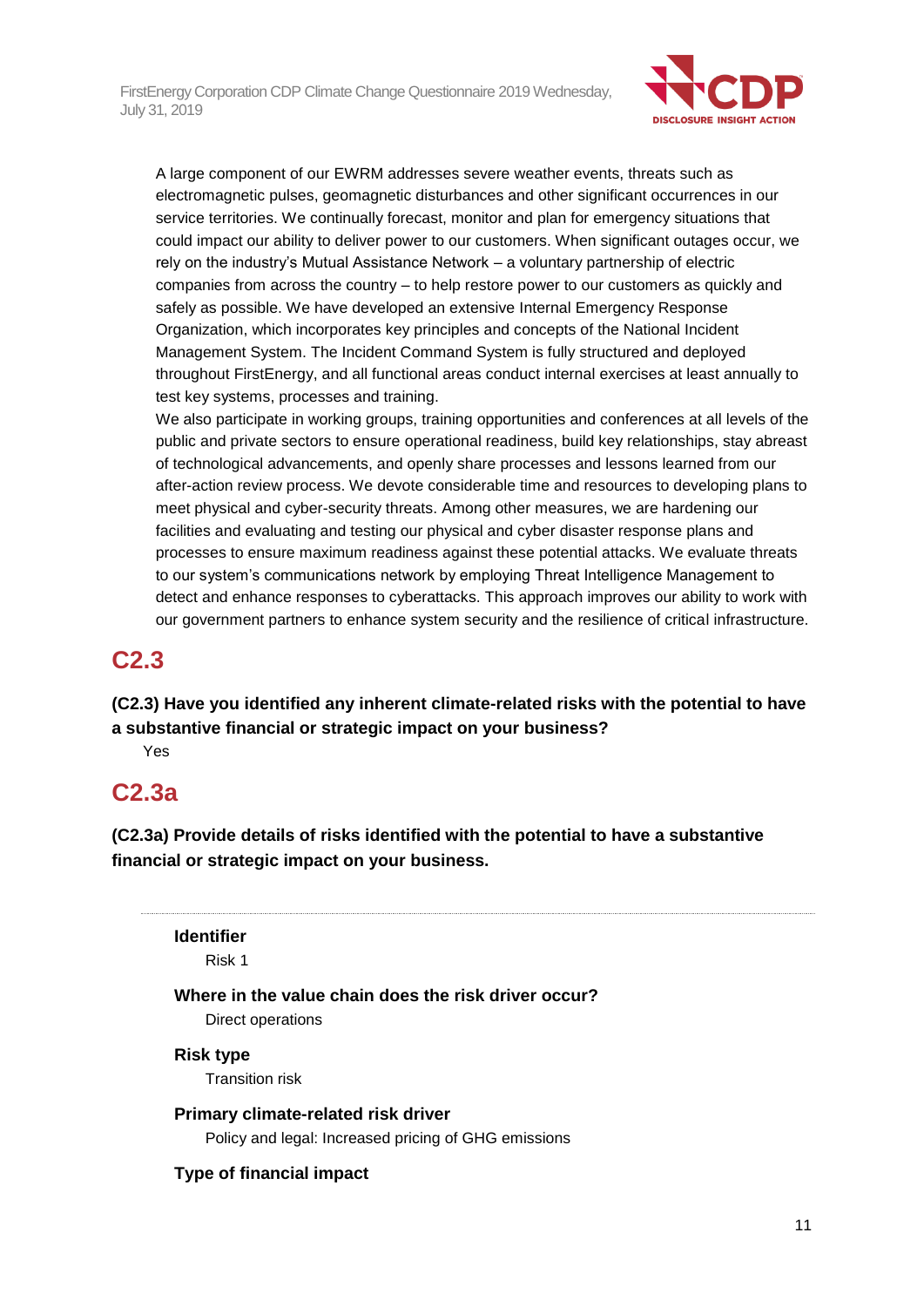A large component of our EWRM addresses severe weather events, threats such as electromagnetic pulses, geomagnetic disturbances and other significant occurrences in our service territories. We continually forecast, monitor and plan for emergency situations that could impact our ability to deliver power to our customers. When significant outages occur, we rely on the industry's Mutual Assistance Network – a voluntary partnership of electric companies from across the country – to help restore power to our customers as quickly and safely as possible. We have developed an extensive Internal Emergency Response Organization, which incorporates key principles and concepts of the National Incident Management System. The Incident Command System is fully structured and deployed throughout FirstEnergy, and all functional areas conduct internal exercises at least annually to test key systems, processes and training.

We also participate in working groups, training opportunities and conferences at all levels of the public and private sectors to ensure operational readiness, build key relationships, stay abreast of technological advancements, and openly share processes and lessons learned from our after-action review process. We devote considerable time and resources to developing plans to meet physical and cyber-security threats. Among other measures, we are hardening our facilities and evaluating and testing our physical and cyber disaster response plans and processes to ensure maximum readiness against these potential attacks. We evaluate threats to our system's communications network by employing Threat Intelligence Management to detect and enhance responses to cyberattacks. This approach improves our ability to work with our government partners to enhance system security and the resilience of critical infrastructure.

## C2.3

**(C2.3) Have you identified any inherent climate-related risks with the potential to have a substantive financial or strategic impact on your business?**

Yes

## C2.3a

**(C2.3a) Provide details of risks identified with the potential to have a substantive financial or strategic impact on your business.**

---

**Identifier**

Risk 1

**Where in the value chain does the risk driver occur?**

Direct operations

**Risk type**

Transition risk

**Primary climate-related risk driver**

Policy and legal: Increased pricing of GHG emissions

**Type of financial impact**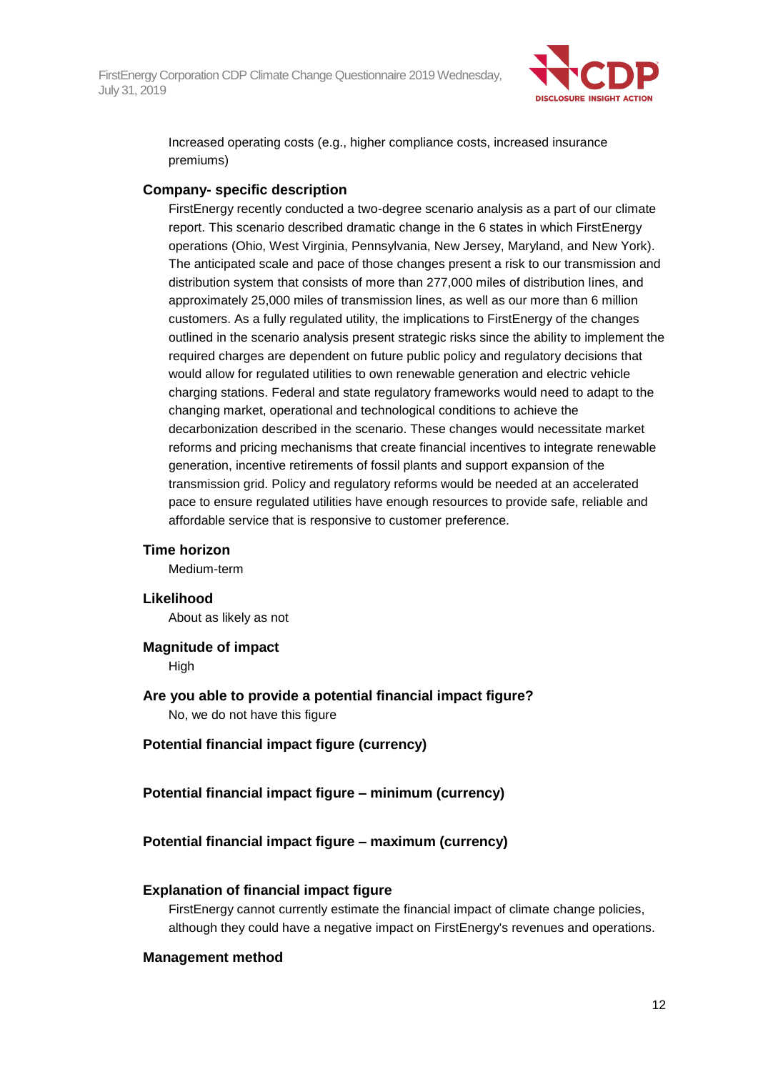Increased operating costs (e.g., higher compliance costs, increased insurance premiums)

**Company- specific description**

FirstEnergy recently conducted a two-degree scenario analysis as a part of our climate report. This scenario described dramatic change in the 6 states in which FirstEnergy operations (Ohio, West Virginia, Pennsylvania, New Jersey, Maryland, and New York). The anticipated scale and pace of those changes present a risk to our transmission and distribution system that consists of more than 277,000 miles of distribution lines, and approximately 25,000 miles of transmission lines, as well as our more than 6 million customers. As a fully regulated utility, the implications to FirstEnergy of the changes outlined in the scenario analysis present strategic risks since the ability to implement the required charges are dependent on future public policy and regulatory decisions that would allow for regulated utilities to own renewable generation and electric vehicle charging stations. Federal and state regulatory frameworks would need to adapt to the changing market, operational and technological conditions to achieve the decarbonization described in the scenario. These changes would necessitate market reforms and pricing mechanisms that create financial incentives to integrate renewable generation, incentive retirements of fossil plants and support expansion of the transmission grid. Policy and regulatory reforms would be needed at an accelerated pace to ensure regulated utilities have enough resources to provide safe, reliable and affordable service that is responsive to customer preference.

**Time horizon**

Medium-term

**Likelihood**

About as likely as not

**Magnitude of impact**

High

**Are you able to provide a potential financial impact figure?**

No, we do not have this figure

**Potential financial impact figure (currency)**

**Potential financial impact figure – minimum (currency)**

**Potential financial impact figure – maximum (currency)**

**Explanation of financial impact figure**

FirstEnergy cannot currently estimate the financial impact of climate change policies, although they could have a negative impact on FirstEnergy's revenues and operations.

**Management method**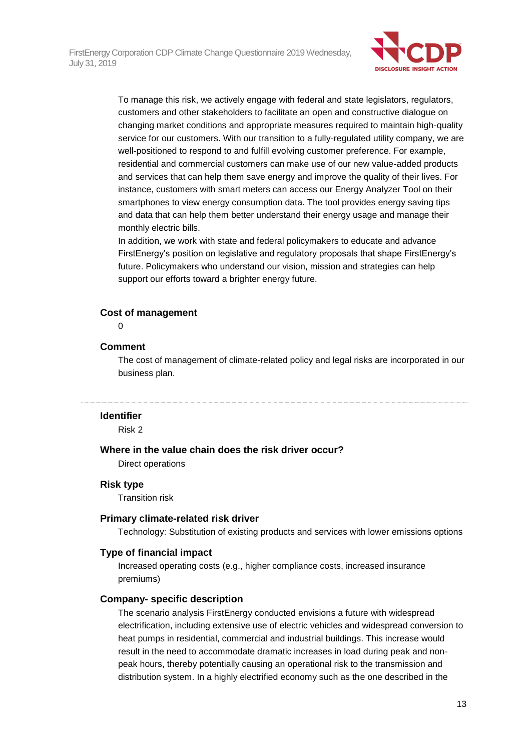To manage this risk, we actively engage with federal and state legislators, regulators, customers and other stakeholders to facilitate an open and constructive dialogue on changing market conditions and appropriate measures required to maintain high-quality service for our customers. With our transition to a fully-regulated utility company, we are well-positioned to respond to and fulfill evolving customer preference. For example, residential and commercial customers can make use of our new value-added products and services that can help them save energy and improve the quality of their lives. For instance, customers with smart meters can access our Energy Analyzer Tool on their smartphones to view energy consumption data. The tool provides energy saving tips and data that can help them better understand their energy usage and manage their monthly electric bills.

In addition, we work with state and federal policymakers to educate and advance FirstEnergy's position on legislative and regulatory proposals that shape FirstEnergy's future. Policymakers who understand our vision, mission and strategies can help support our efforts toward a brighter energy future.

### Cost of management

0

### Comment

The cost of management of climate-related policy and legal risks are incorporated in our business plan.

---

### Identifier

Risk 2

### Where in the value chain does the risk driver occur?

Direct operations

### Risk type

Transition risk

### Primary climate-related risk driver

Technology: Substitution of existing products and services with lower emissions options

### Type of financial impact

Increased operating costs (e.g., higher compliance costs, increased insurance premiums)

### Company- specific description

The scenario analysis FirstEnergy conducted envisions a future with widespread electrification, including extensive use of electric vehicles and widespread conversion to heat pumps in residential, commercial and industrial buildings. This increase would result in the need to accommodate dramatic increases in load during peak and non-peak hours, thereby potentially causing an operational risk to the transmission and distribution system. In a highly electrified economy such as the one described in the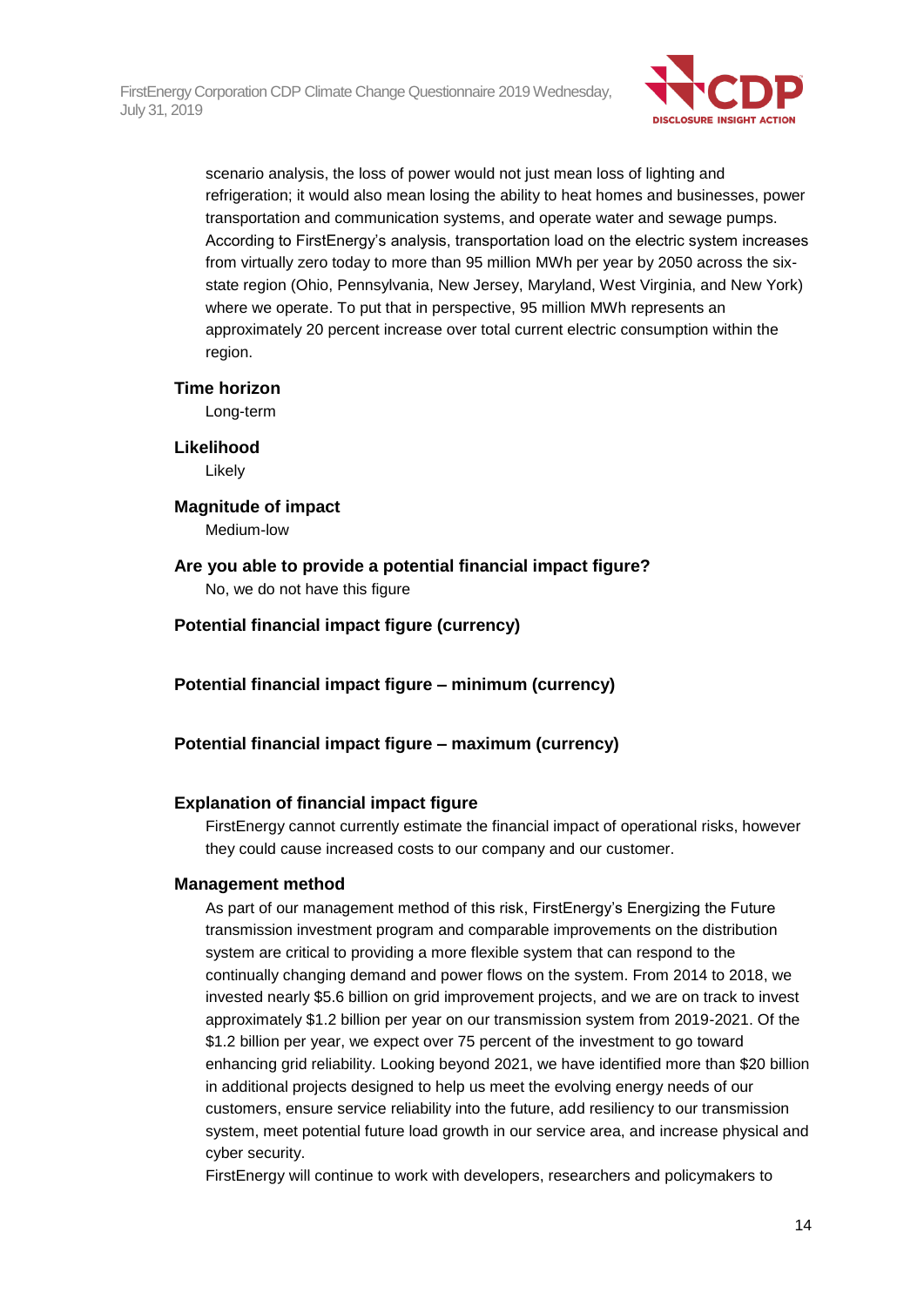scenario analysis, the loss of power would not just mean loss of lighting and refrigeration; it would also mean losing the ability to heat homes and businesses, power transportation and communication systems, and operate water and sewage pumps. According to FirstEnergy's analysis, transportation load on the electric system increases from virtually zero today to more than 95 million MWh per year by 2050 across the six-state region (Ohio, Pennsylvania, New Jersey, Maryland, West Virginia, and New York) where we operate. To put that in perspective, 95 million MWh represents an approximately 20 percent increase over total current electric consumption within the region.

**Time horizon**

Long-term

**Likelihood**

Likely

**Magnitude of impact**

Medium-low

**Are you able to provide a potential financial impact figure?**

No, we do not have this figure

**Potential financial impact figure (currency)**

**Potential financial impact figure – minimum (currency)**

**Potential financial impact figure – maximum (currency)**

**Explanation of financial impact figure**

FirstEnergy cannot currently estimate the financial impact of operational risks, however they could cause increased costs to our company and our customer.

**Management method**

As part of our management method of this risk, FirstEnergy's Energizing the Future transmission investment program and comparable improvements on the distribution system are critical to providing a more flexible system that can respond to the continually changing demand and power flows on the system. From 2014 to 2018, we invested nearly $5.6 billion on grid improvement projects, and we are on track to invest approximately $1.2 billion per year on our transmission system from 2019-2021. Of the $1.2 billion per year, we expect over 75 percent of the investment to go toward enhancing grid reliability. Looking beyond 2021, we have identified more than $20 billion in additional projects designed to help us meet the evolving energy needs of our customers, ensure service reliability into the future, add resiliency to our transmission system, meet potential future load growth in our service area, and increase physical and cyber security.

FirstEnergy will continue to work with developers, researchers and policymakers to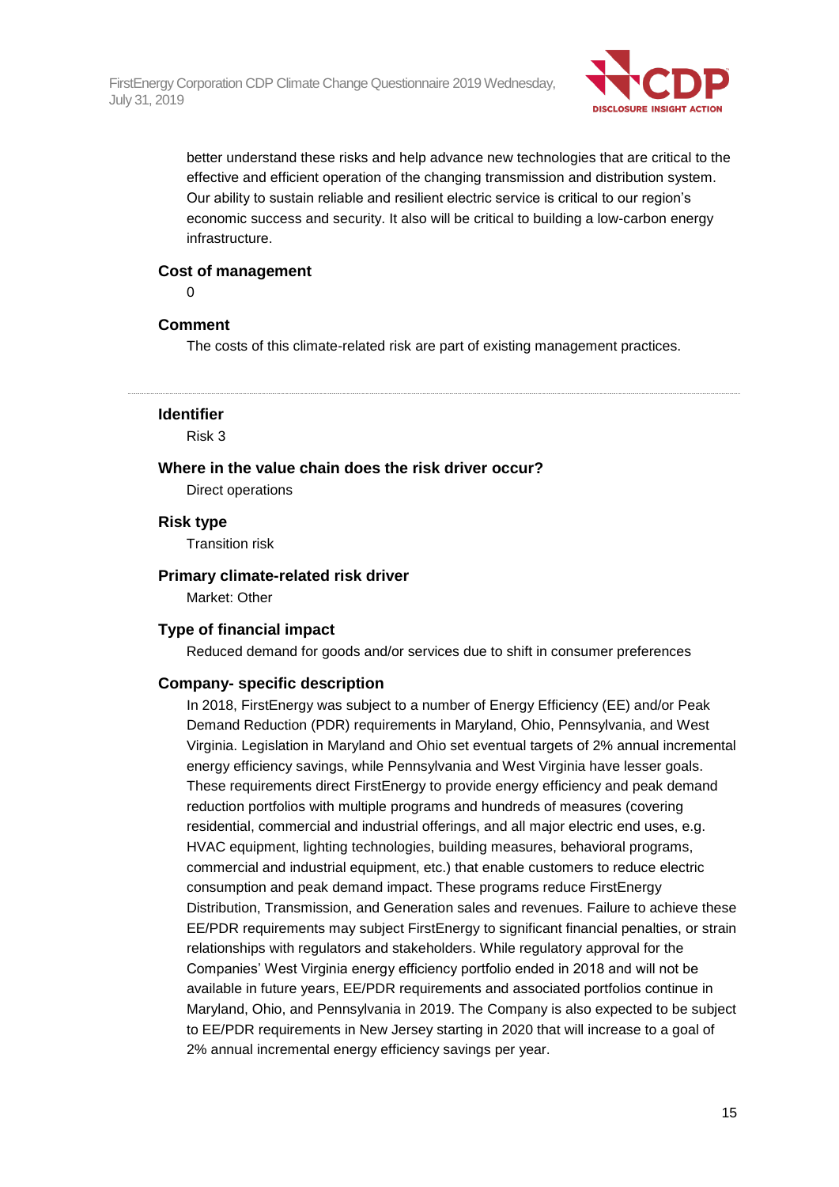better understand these risks and help advance new technologies that are critical to the effective and efficient operation of the changing transmission and distribution system. Our ability to sustain reliable and resilient electric service is critical to our region's economic success and security. It also will be critical to building a low-carbon energy infrastructure.

**Cost of management**

0

**Comment**

The costs of this climate-related risk are part of existing management practices.

---

**Identifier**

Risk 3

**Where in the value chain does the risk driver occur?**

Direct operations

**Risk type**

Transition risk

**Primary climate-related risk driver**

Market: Other

**Type of financial impact**

Reduced demand for goods and/or services due to shift in consumer preferences

**Company- specific description**

In 2018, FirstEnergy was subject to a number of Energy Efficiency (EE) and/or Peak Demand Reduction (PDR) requirements in Maryland, Ohio, Pennsylvania, and West Virginia. Legislation in Maryland and Ohio set eventual targets of 2% annual incremental energy efficiency savings, while Pennsylvania and West Virginia have lesser goals. These requirements direct FirstEnergy to provide energy efficiency and peak demand reduction portfolios with multiple programs and hundreds of measures (covering residential, commercial and industrial offerings, and all major electric end uses, e.g. HVAC equipment, lighting technologies, building measures, behavioral programs, commercial and industrial equipment, etc.) that enable customers to reduce electric consumption and peak demand impact. These programs reduce FirstEnergy Distribution, Transmission, and Generation sales and revenues. Failure to achieve these EE/PDR requirements may subject FirstEnergy to significant financial penalties, or strain relationships with regulators and stakeholders. While regulatory approval for the Companies' West Virginia energy efficiency portfolio ended in 2018 and will not be available in future years, EE/PDR requirements and associated portfolios continue in Maryland, Ohio, and Pennsylvania in 2019. The Company is also expected to be subject to EE/PDR requirements in New Jersey starting in 2020 that will increase to a goal of 2% annual incremental energy efficiency savings per year.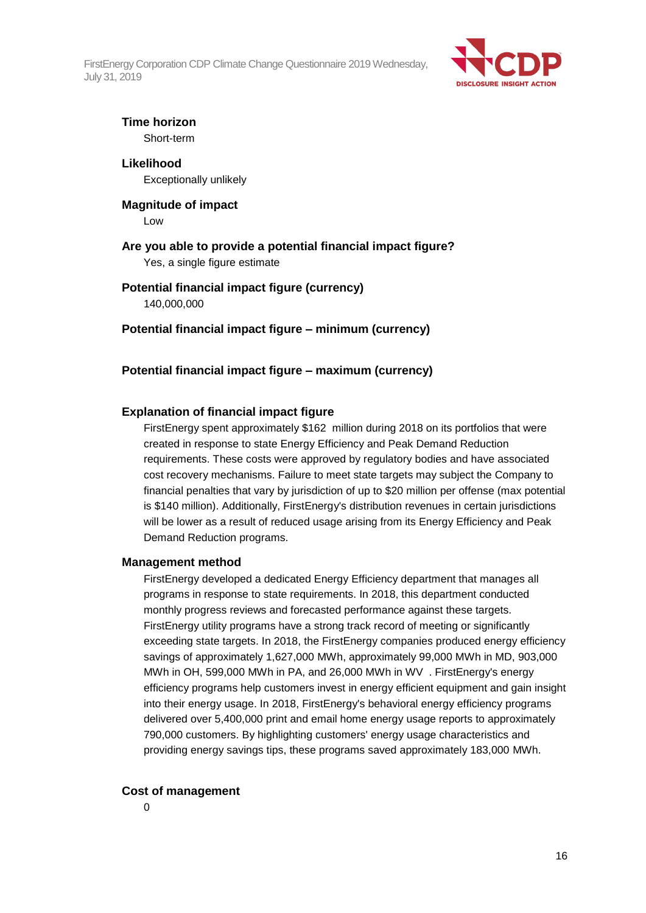**Time horizon**
Short-term

**Likelihood**
Exceptionally unlikely

**Magnitude of impact**
Low

**Are you able to provide a potential financial impact figure?**
Yes, a single figure estimate

**Potential financial impact figure (currency)**
140,000,000

**Potential financial impact figure – minimum (currency)**

**Potential financial impact figure – maximum (currency)**

**Explanation of financial impact figure**
FirstEnergy spent approximately $162 million during 2018 on its portfolios that were created in response to state Energy Efficiency and Peak Demand Reduction requirements. These costs were approved by regulatory bodies and have associated cost recovery mechanisms. Failure to meet state targets may subject the Company to financial penalties that vary by jurisdiction of up to $20 million per offense (max potential is $140 million). Additionally, FirstEnergy's distribution revenues in certain jurisdictions will be lower as a result of reduced usage arising from its Energy Efficiency and Peak Demand Reduction programs.

**Management method**
FirstEnergy developed a dedicated Energy Efficiency department that manages all programs in response to state requirements. In 2018, this department conducted monthly progress reviews and forecasted performance against these targets. FirstEnergy utility programs have a strong track record of meeting or significantly exceeding state targets. In 2018, the FirstEnergy companies produced energy efficiency savings of approximately 1,627,000 MWh, approximately 99,000 MWh in MD, 903,000 MWh in OH, 599,000 MWh in PA, and 26,000 MWh in WV . FirstEnergy's energy efficiency programs help customers invest in energy efficient equipment and gain insight into their energy usage. In 2018, FirstEnergy's behavioral energy efficiency programs delivered over 5,400,000 print and email home energy usage reports to approximately 790,000 customers. By highlighting customers' energy usage characteristics and providing energy savings tips, these programs saved approximately 183,000 MWh.

**Cost of management**
0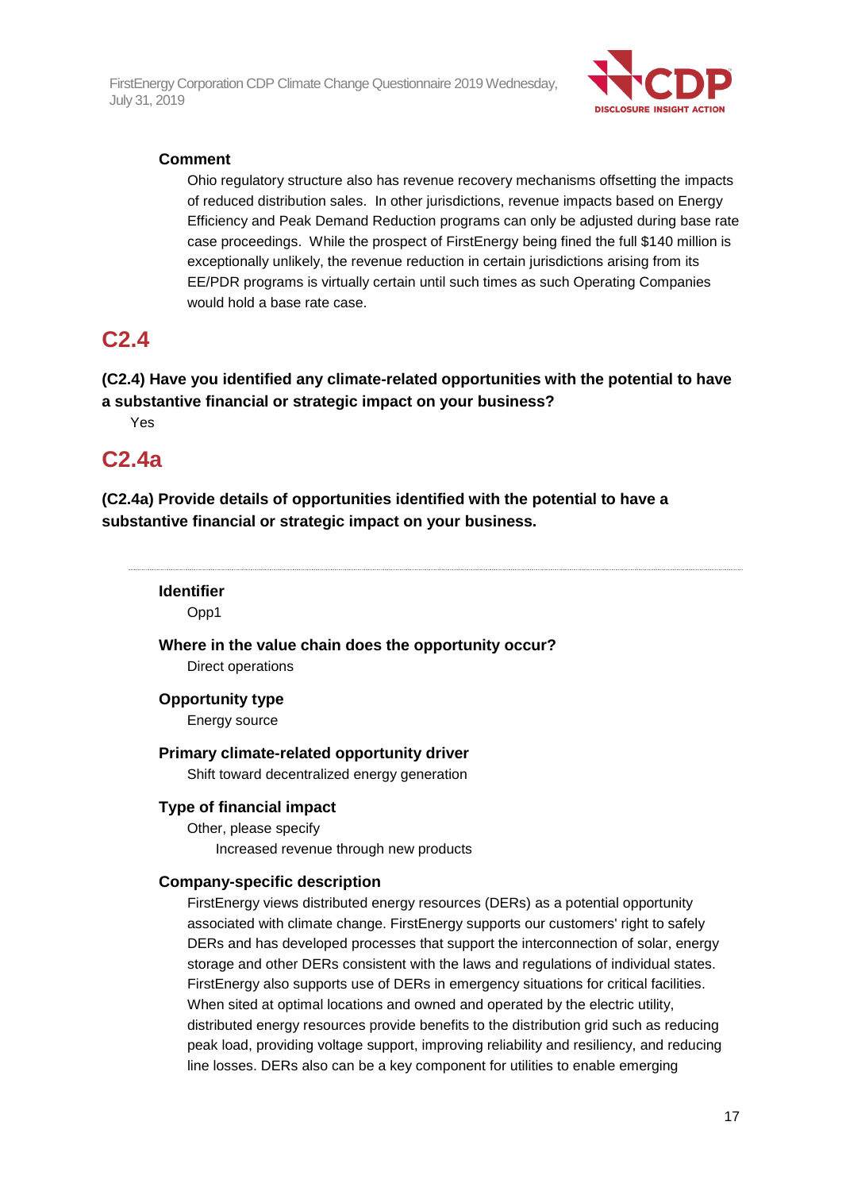**Comment**

Ohio regulatory structure also has revenue recovery mechanisms offsetting the impacts of reduced distribution sales. In other jurisdictions, revenue impacts based on Energy Efficiency and Peak Demand Reduction programs can only be adjusted during base rate case proceedings. While the prospect of FirstEnergy being fined the full $140 million is exceptionally unlikely, the revenue reduction in certain jurisdictions arising from its EE/PDR programs is virtually certain until such times as such Operating Companies would hold a base rate case.

## C2.4

**(C2.4) Have you identified any climate-related opportunities with the potential to have a substantive financial or strategic impact on your business?**

Yes

## C2.4a

**(C2.4a) Provide details of opportunities identified with the potential to have a substantive financial or strategic impact on your business.**

---

**Identifier**

Opp1

**Where in the value chain does the opportunity occur?**

Direct operations

**Opportunity type**

Energy source

**Primary climate-related opportunity driver**

Shift toward decentralized energy generation

**Type of financial impact**

Other, please specify

Increased revenue through new products

**Company-specific description**

FirstEnergy views distributed energy resources (DERs) as a potential opportunity associated with climate change. FirstEnergy supports our customers' right to safely DERs and has developed processes that support the interconnection of solar, energy storage and other DERs consistent with the laws and regulations of individual states. FirstEnergy also supports use of DERs in emergency situations for critical facilities. When sited at optimal locations and owned and operated by the electric utility, distributed energy resources provide benefits to the distribution grid such as reducing peak load, providing voltage support, improving reliability and resiliency, and reducing line losses. DERs also can be a key component for utilities to enable emerging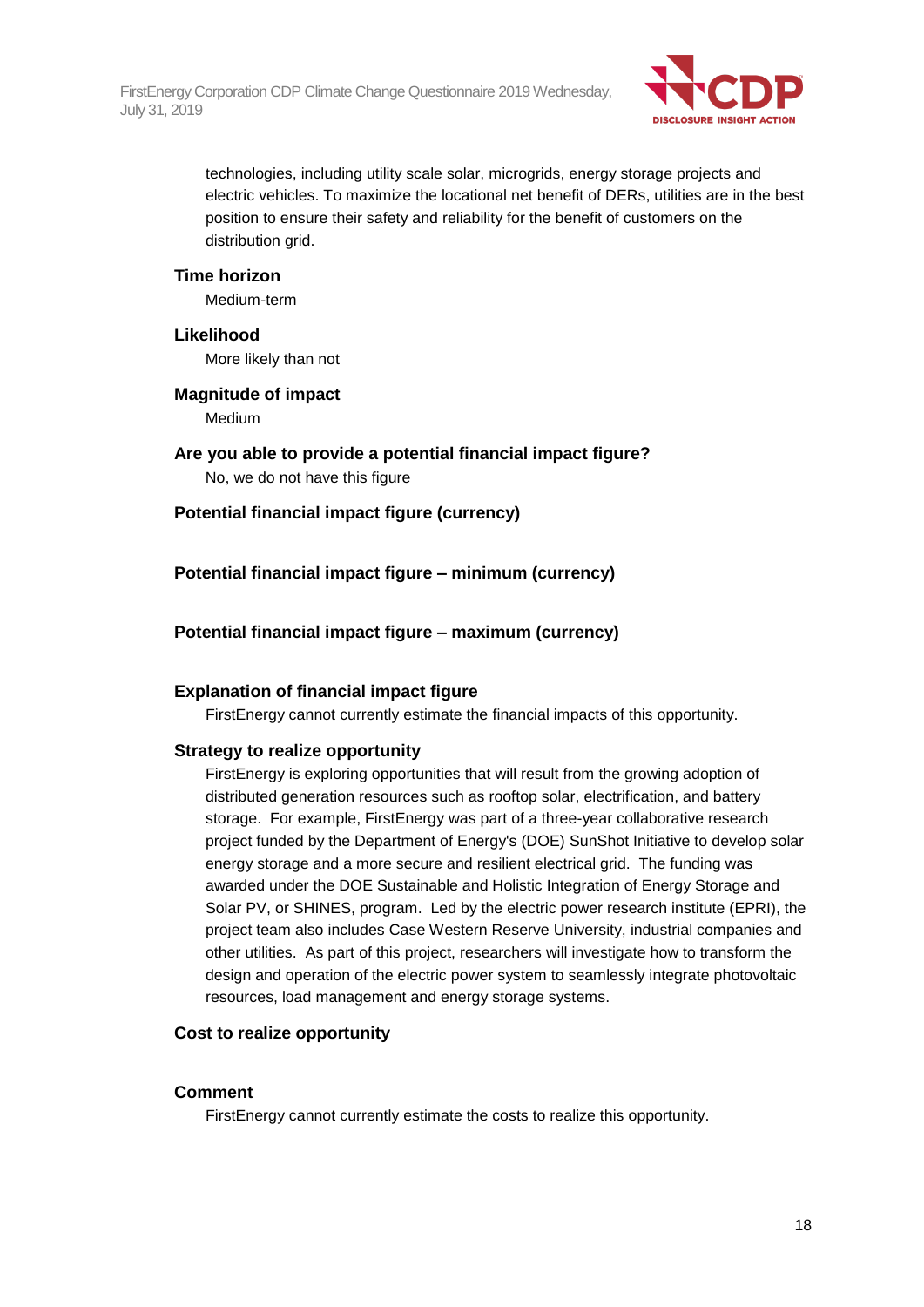technologies, including utility scale solar, microgrids, energy storage projects and electric vehicles. To maximize the locational net benefit of DERs, utilities are in the best position to ensure their safety and reliability for the benefit of customers on the distribution grid.

**Time horizon**

Medium-term

**Likelihood**

More likely than not

**Magnitude of impact**

Medium

**Are you able to provide a potential financial impact figure?**

No, we do not have this figure

**Potential financial impact figure (currency)**

**Potential financial impact figure – minimum (currency)**

**Potential financial impact figure – maximum (currency)**

**Explanation of financial impact figure**

FirstEnergy cannot currently estimate the financial impacts of this opportunity.

**Strategy to realize opportunity**

FirstEnergy is exploring opportunities that will result from the growing adoption of distributed generation resources such as rooftop solar, electrification, and battery storage. For example, FirstEnergy was part of a three-year collaborative research project funded by the Department of Energy's (DOE) SunShot Initiative to develop solar energy storage and a more secure and resilient electrical grid. The funding was awarded under the DOE Sustainable and Holistic Integration of Energy Storage and Solar PV, or SHINES, program. Led by the electric power research institute (EPRI), the project team also includes Case Western Reserve University, industrial companies and other utilities. As part of this project, researchers will investigate how to transform the design and operation of the electric power system to seamlessly integrate photovoltaic resources, load management and energy storage systems.

**Cost to realize opportunity**

**Comment**

FirstEnergy cannot currently estimate the costs to realize this opportunity.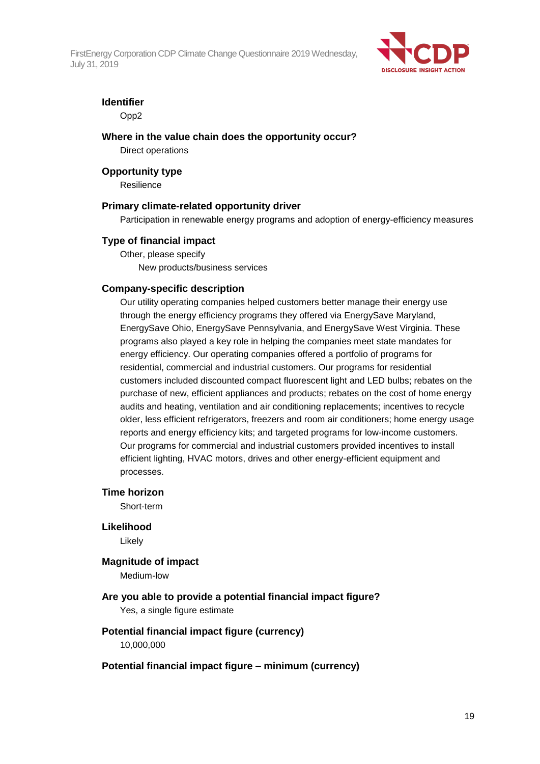**Identifier**

Opp2

**Where in the value chain does the opportunity occur?**

Direct operations

**Opportunity type**

Resilience

**Primary climate-related opportunity driver**

Participation in renewable energy programs and adoption of energy-efficiency measures

**Type of financial impact**

Other, please specify

New products/business services

**Company-specific description**

Our utility operating companies helped customers better manage their energy use through the energy efficiency programs they offered via EnergySave Maryland, EnergySave Ohio, EnergySave Pennsylvania, and EnergySave West Virginia. These programs also played a key role in helping the companies meet state mandates for energy efficiency. Our operating companies offered a portfolio of programs for residential, commercial and industrial customers. Our programs for residential customers included discounted compact fluorescent light and LED bulbs; rebates on the purchase of new, efficient appliances and products; rebates on the cost of home energy audits and heating, ventilation and air conditioning replacements; incentives to recycle older, less efficient refrigerators, freezers and room air conditioners; home energy usage reports and energy efficiency kits; and targeted programs for low-income customers. Our programs for commercial and industrial customers provided incentives to install efficient lighting, HVAC motors, drives and other energy-efficient equipment and processes.

**Time horizon**

Short-term

**Likelihood**

Likely

**Magnitude of impact**

Medium-low

**Are you able to provide a potential financial impact figure?**

Yes, a single figure estimate

**Potential financial impact figure (currency)**

10,000,000

**Potential financial impact figure – minimum (currency)**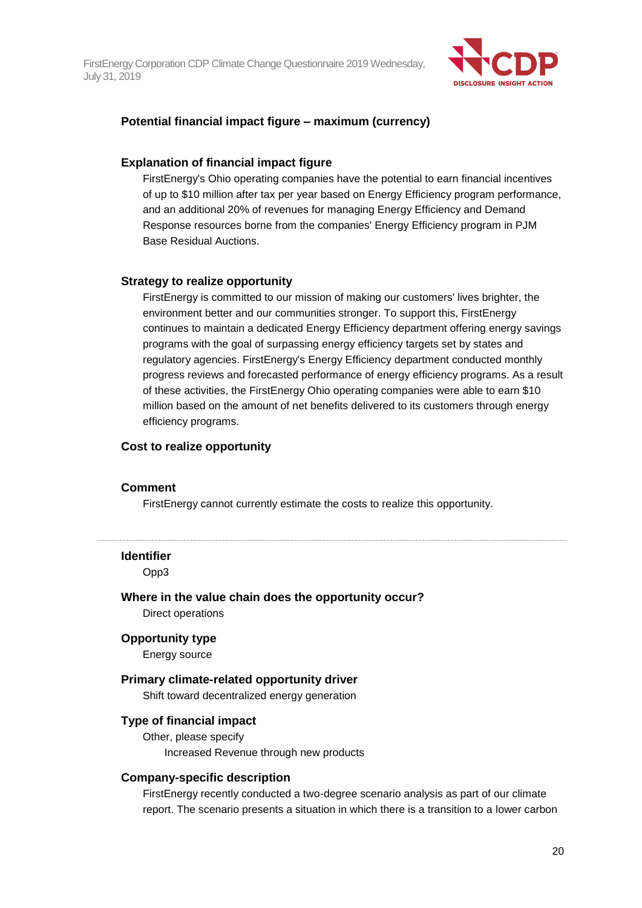**Potential financial impact figure – maximum (currency)**

**Explanation of financial impact figure**

FirstEnergy's Ohio operating companies have the potential to earn financial incentives of up to $10 million after tax per year based on Energy Efficiency program performance, and an additional 20% of revenues for managing Energy Efficiency and Demand Response resources borne from the companies' Energy Efficiency program in PJM Base Residual Auctions.

**Strategy to realize opportunity**

FirstEnergy is committed to our mission of making our customers' lives brighter, the environment better and our communities stronger. To support this, FirstEnergy continues to maintain a dedicated Energy Efficiency department offering energy savings programs with the goal of surpassing energy efficiency targets set by states and regulatory agencies. FirstEnergy's Energy Efficiency department conducted monthly progress reviews and forecasted performance of energy efficiency programs. As a result of these activities, the FirstEnergy Ohio operating companies were able to earn $10 million based on the amount of net benefits delivered to its customers through energy efficiency programs.

**Cost to realize opportunity**

**Comment**

FirstEnergy cannot currently estimate the costs to realize this opportunity.

---

**Identifier**

Opp3

**Where in the value chain does the opportunity occur?**

Direct operations

**Opportunity type**

Energy source

**Primary climate-related opportunity driver**

Shift toward decentralized energy generation

**Type of financial impact**

Other, please specify

Increased Revenue through new products

**Company-specific description**

FirstEnergy recently conducted a two-degree scenario analysis as part of our climate report. The scenario presents a situation in which there is a transition to a lower carbon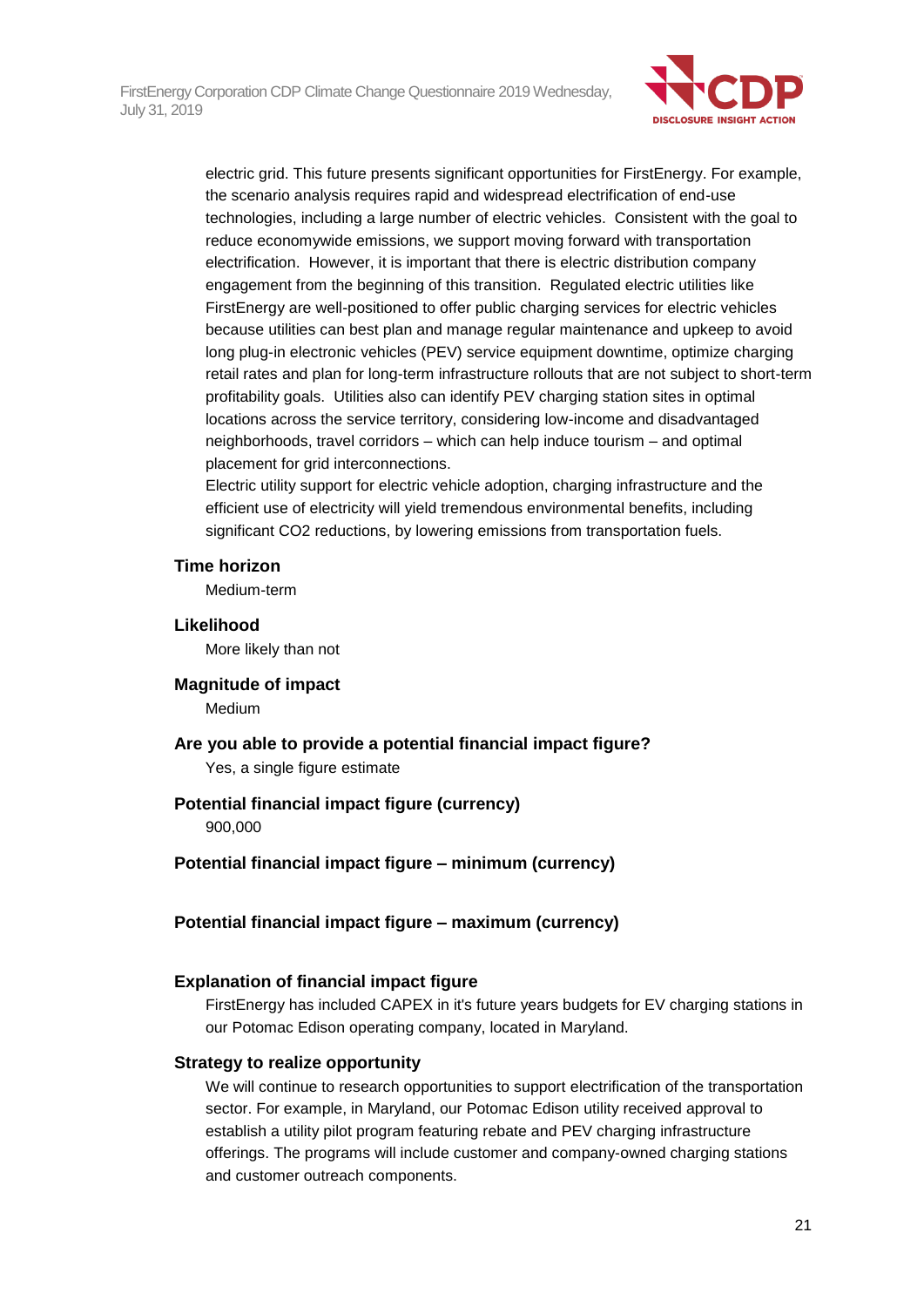electric grid. This future presents significant opportunities for FirstEnergy. For example, the scenario analysis requires rapid and widespread electrification of end-use technologies, including a large number of electric vehicles. Consistent with the goal to reduce economywide emissions, we support moving forward with transportation electrification. However, it is important that there is electric distribution company engagement from the beginning of this transition. Regulated electric utilities like FirstEnergy are well-positioned to offer public charging services for electric vehicles because utilities can best plan and manage regular maintenance and upkeep to avoid long plug-in electronic vehicles (PEV) service equipment downtime, optimize charging retail rates and plan for long-term infrastructure rollouts that are not subject to short-term profitability goals. Utilities also can identify PEV charging station sites in optimal locations across the service territory, considering low-income and disadvantaged neighborhoods, travel corridors – which can help induce tourism – and optimal placement for grid interconnections.
Electric utility support for electric vehicle adoption, charging infrastructure and the efficient use of electricity will yield tremendous environmental benefits, including significant $CO_2$ reductions, by lowering emissions from transportation fuels.

**Time horizon**

Medium-term

**Likelihood**

More likely than not

**Magnitude of impact**

Medium

**Are you able to provide a potential financial impact figure?**

Yes, a single figure estimate

**Potential financial impact figure (currency)**

900,000

**Potential financial impact figure – minimum (currency)**

**Potential financial impact figure – maximum (currency)**

**Explanation of financial impact figure**

FirstEnergy has included CAPEX in it's future years budgets for EV charging stations in our Potomac Edison operating company, located in Maryland.

**Strategy to realize opportunity**

We will continue to research opportunities to support electrification of the transportation sector. For example, in Maryland, our Potomac Edison utility received approval to establish a utility pilot program featuring rebate and PEV charging infrastructure offerings. The programs will include customer and company-owned charging stations and customer outreach components.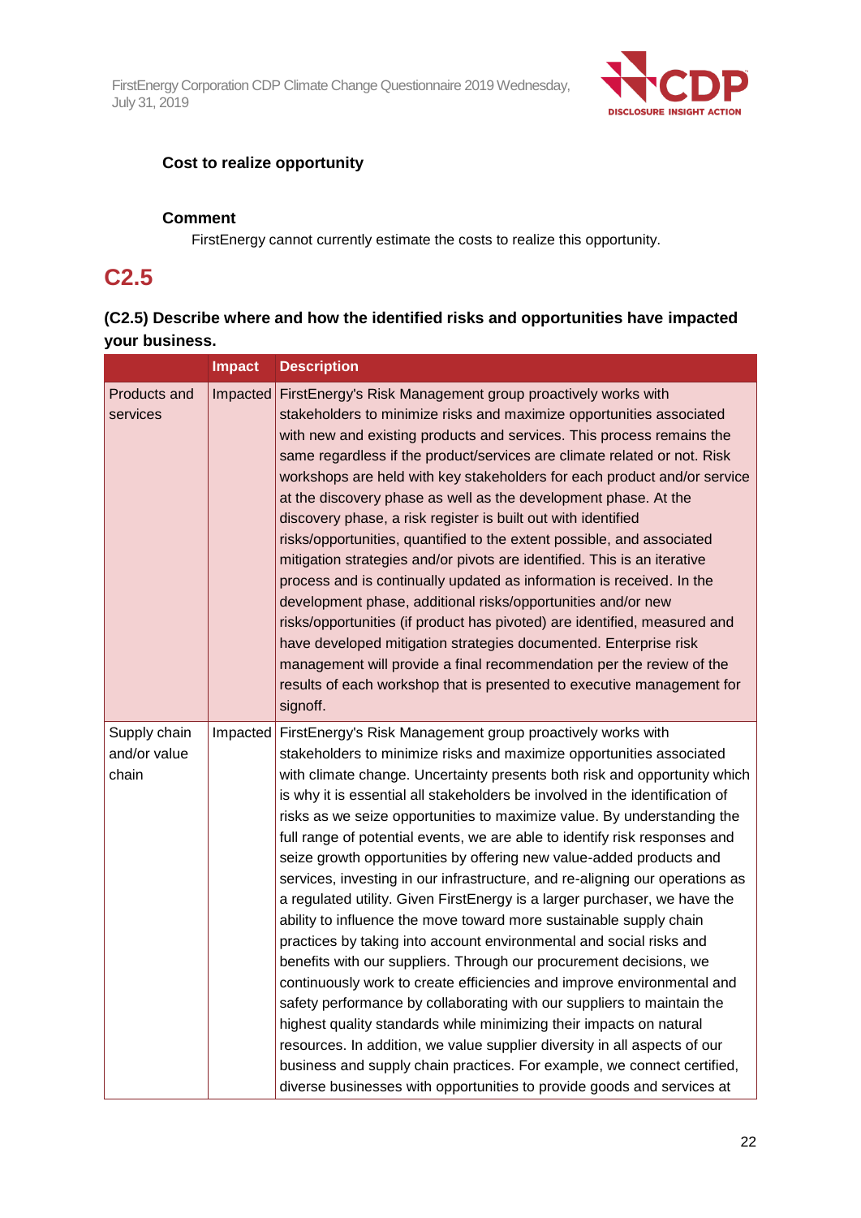**Cost to realize opportunity**

**Comment**

FirstEnergy cannot currently estimate the costs to realize this opportunity.

## C2.5

### (C2.5) Describe where and how the identified risks and opportunities have impacted your business.

| | Impact | Description |
|---|---|---|
| Products and services | Impacted | FirstEnergy's Risk Management group proactively works with stakeholders to minimize risks and maximize opportunities associated with new and existing products and services. This process remains the same regardless if the product/services are climate related or not. Risk workshops are held with key stakeholders for each product and/or service at the discovery phase as well as the development phase. At the discovery phase, a risk register is built out with identified risks/opportunities, quantified to the extent possible, and associated mitigation strategies and/or pivots are identified. This is an iterative process and is continually updated as information is received. In the development phase, additional risks/opportunities and/or new risks/opportunities (if product has pivoted) are identified, measured and have developed mitigation strategies documented. Enterprise risk management will provide a final recommendation per the review of the results of each workshop that is presented to executive management for signoff. |
| Supply chain and/or value chain | Impacted | FirstEnergy's Risk Management group proactively works with stakeholders to minimize risks and maximize opportunities associated with climate change. Uncertainty presents both risk and opportunity which is why it is essential all stakeholders be involved in the identification of risks as we seize opportunities to maximize value. By understanding the full range of potential events, we are able to identify risk responses and seize growth opportunities by offering new value-added products and services, investing in our infrastructure, and re-aligning our operations as a regulated utility. Given FirstEnergy is a larger purchaser, we have the ability to influence the move toward more sustainable supply chain practices by taking into account environmental and social risks and benefits with our suppliers. Through our procurement decisions, we continuously work to create efficiencies and improve environmental and safety performance by collaborating with our suppliers to maintain the highest quality standards while minimizing their impacts on natural resources. In addition, we value supplier diversity in all aspects of our business and supply chain practices. For example, we connect certified, diverse businesses with opportunities to provide goods and services at |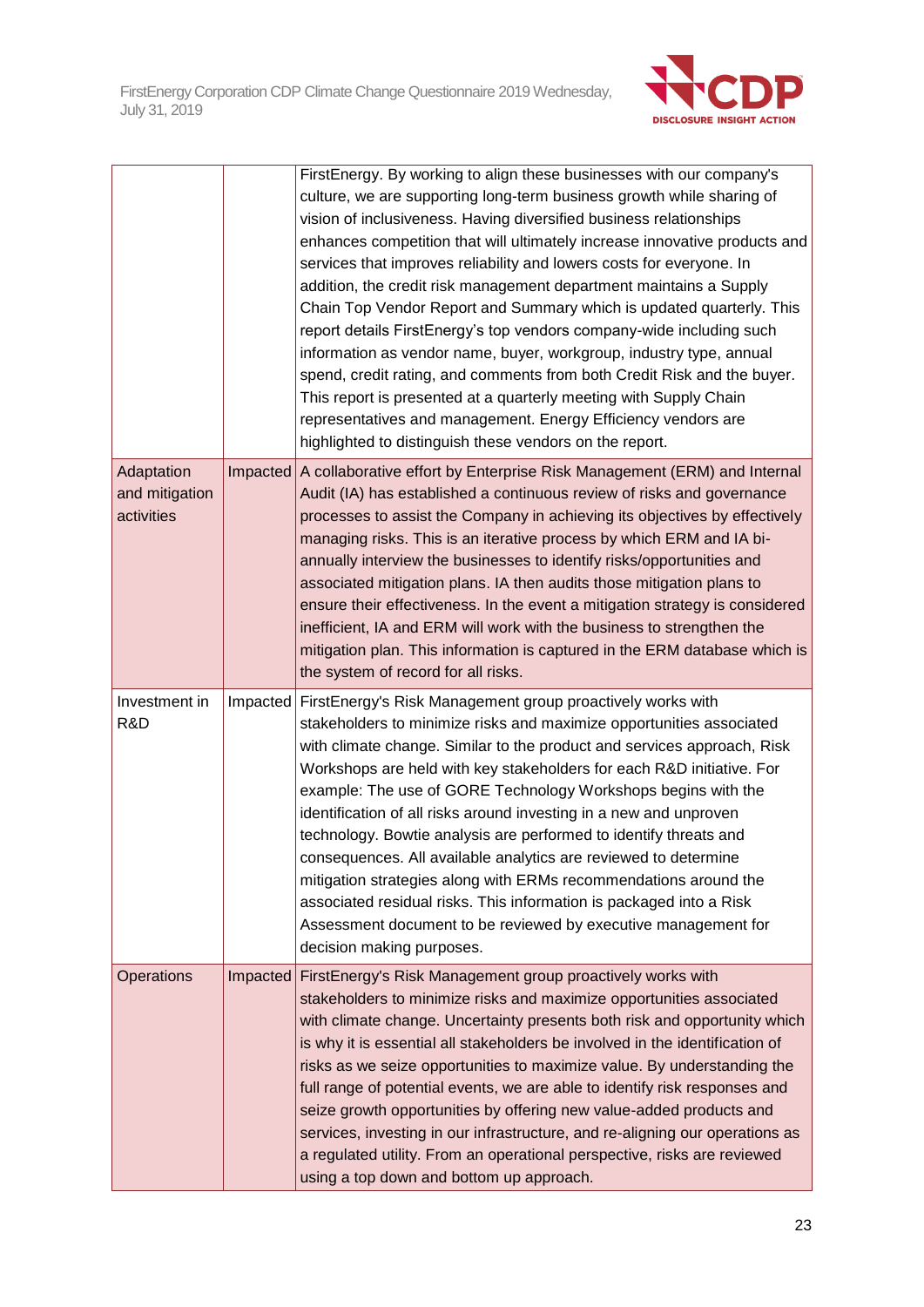|  |  |  |
|---|---|---|
| | | FirstEnergy. By working to align these businesses with our company's culture, we are supporting long-term business growth while sharing of vision of inclusiveness. Having diversified business relationships enhances competition that will ultimately increase innovative products and services that improves reliability and lowers costs for everyone. In addition, the credit risk management department maintains a Supply Chain Top Vendor Report and Summary which is updated quarterly. This report details FirstEnergy's top vendors company-wide including such information as vendor name, buyer, workgroup, industry type, annual spend, credit rating, and comments from both Credit Risk and the buyer. This report is presented at a quarterly meeting with Supply Chain representatives and management. Energy Efficiency vendors are highlighted to distinguish these vendors on the report. |
| Adaptation and mitigation activities | Impacted | A collaborative effort by Enterprise Risk Management (ERM) and Internal Audit (IA) has established a continuous review of risks and governance processes to assist the Company in achieving its objectives by effectively managing risks. This is an iterative process by which ERM and IA bi-annually interview the businesses to identify risks/opportunities and associated mitigation plans. IA then audits those mitigation plans to ensure their effectiveness. In the event a mitigation strategy is considered inefficient, IA and ERM will work with the business to strengthen the mitigation plan. This information is captured in the ERM database which is the system of record for all risks. |
| Investment in R&D | Impacted | FirstEnergy's Risk Management group proactively works with stakeholders to minimize risks and maximize opportunities associated with climate change. Similar to the product and services approach, Risk Workshops are held with key stakeholders for each R&D initiative. For example: The use of GORE Technology Workshops begins with the identification of all risks around investing in a new and unproven technology. Bowtie analysis are performed to identify threats and consequences. All available analytics are reviewed to determine mitigation strategies along with ERMs recommendations around the associated residual risks. This information is packaged into a Risk Assessment document to be reviewed by executive management for decision making purposes. |
| Operations | Impacted | FirstEnergy's Risk Management group proactively works with stakeholders to minimize risks and maximize opportunities associated with climate change. Uncertainty presents both risk and opportunity which is why it is essential all stakeholders be involved in the identification of risks as we seize opportunities to maximize value. By understanding the full range of potential events, we are able to identify risk responses and seize growth opportunities by offering new value-added products and services, investing in our infrastructure, and re-aligning our operations as a regulated utility. From an operational perspective, risks are reviewed using a top down and bottom up approach. |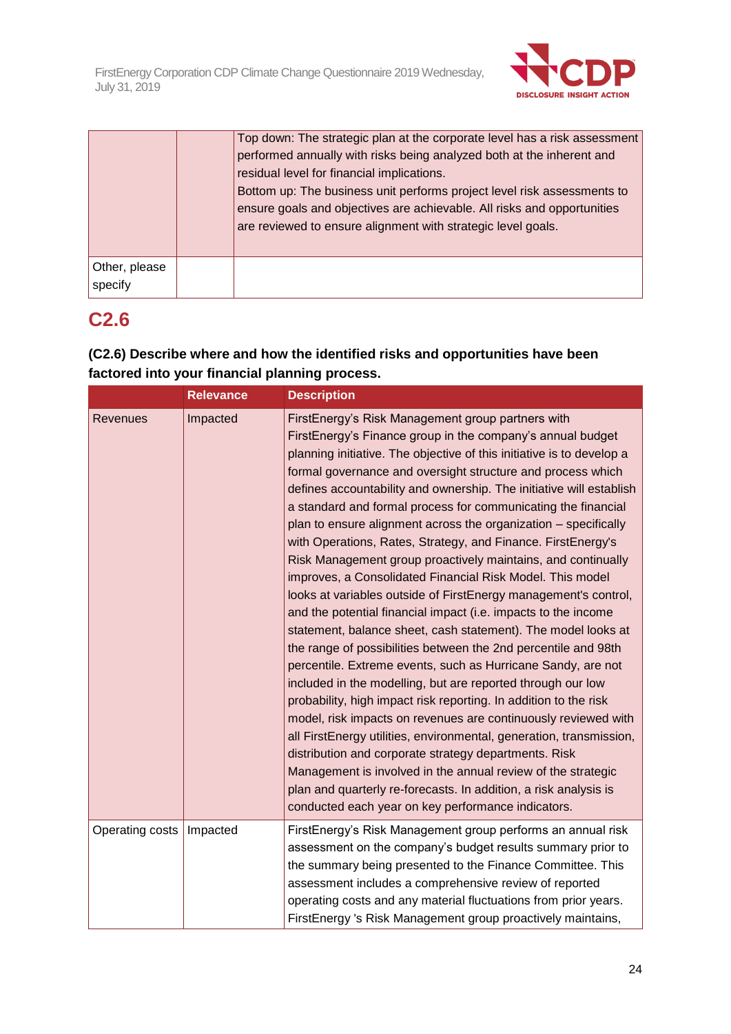| | | |
|---|---|---|
| | | Top down: The strategic plan at the corporate level has a risk assessment performed annually with risks being analyzed both at the inherent and residual level for financial implications.<br>Bottom up: The business unit performs project level risk assessments to ensure goals and objectives are achievable. All risks and opportunities are reviewed to ensure alignment with strategic level goals. |
| Other, please specify | | |

## C2.6

**(C2.6) Describe where and how the identified risks and opportunities have been factored into your financial planning process.**

| | Relevance | Description |
|---|---|---|
| Revenues | Impacted | FirstEnergy's Risk Management group partners with FirstEnergy's Finance group in the company's annual budget planning initiative. The objective of this initiative is to develop a formal governance and oversight structure and process which defines accountability and ownership. The initiative will establish a standard and formal process for communicating the financial plan to ensure alignment across the organization – specifically with Operations, Rates, Strategy, and Finance. FirstEnergy's Risk Management group proactively maintains, and continually improves, a Consolidated Financial Risk Model. This model looks at variables outside of FirstEnergy management's control, and the potential financial impact (i.e. impacts to the income statement, balance sheet, cash statement). The model looks at the range of possibilities between the 2nd percentile and 98th percentile. Extreme events, such as Hurricane Sandy, are not included in the modelling, but are reported through our low probability, high impact risk reporting. In addition to the risk model, risk impacts on revenues are continuously reviewed with all FirstEnergy utilities, environmental, generation, transmission, distribution and corporate strategy departments. Risk Management is involved in the annual review of the strategic plan and quarterly re-forecasts. In addition, a risk analysis is conducted each year on key performance indicators. |
| Operating costs | Impacted | FirstEnergy's Risk Management group performs an annual risk assessment on the company's budget results summary prior to the summary being presented to the Finance Committee. This assessment includes a comprehensive review of reported operating costs and any material fluctuations from prior years. FirstEnergy 's Risk Management group proactively maintains, |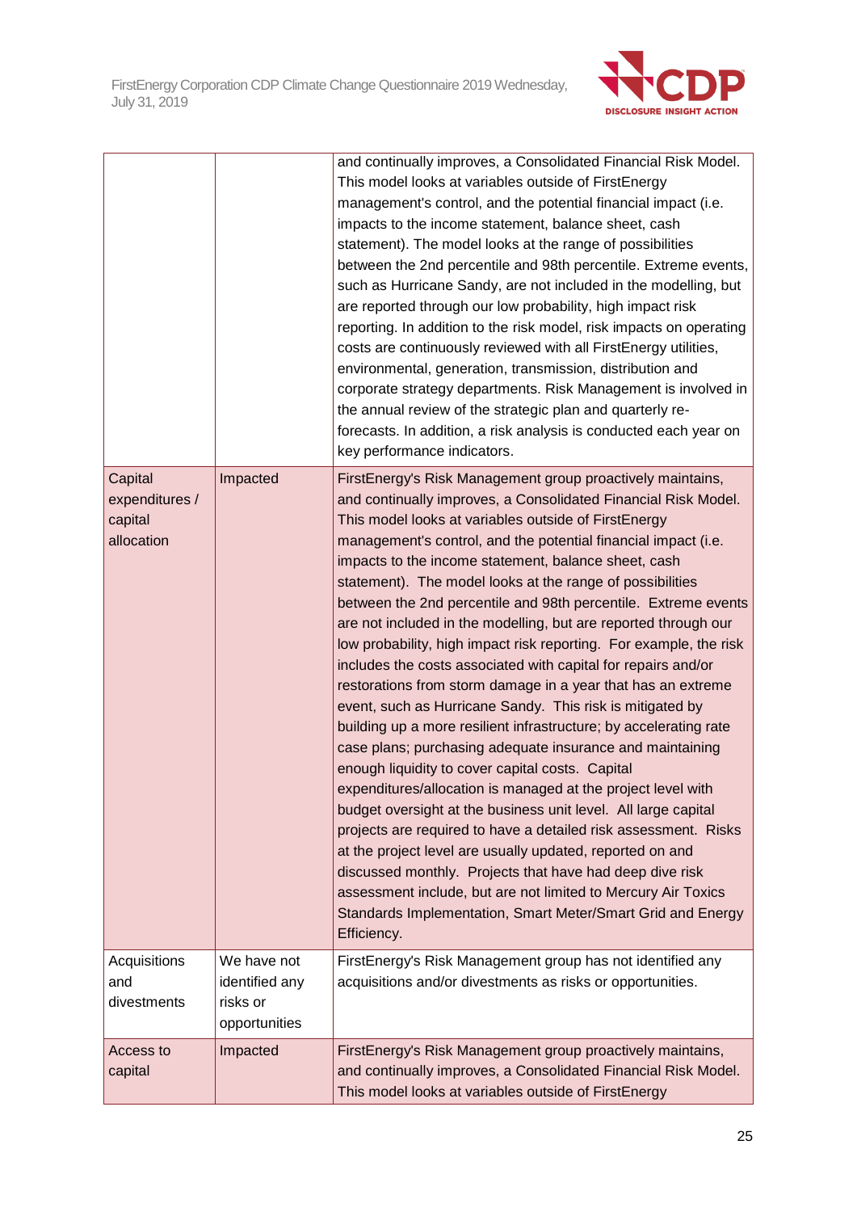| | | |
|---|---|---|
| | | and continually improves, a Consolidated Financial Risk Model. This model looks at variables outside of FirstEnergy management's control, and the potential financial impact (i.e. impacts to the income statement, balance sheet, cash statement). The model looks at the range of possibilities between the 2nd percentile and 98th percentile. Extreme events, such as Hurricane Sandy, are not included in the modelling, but are reported through our low probability, high impact risk reporting. In addition to the risk model, risk impacts on operating costs are continuously reviewed with all FirstEnergy utilities, environmental, generation, transmission, distribution and corporate strategy departments. Risk Management is involved in the annual review of the strategic plan and quarterly re-forecasts. In addition, a risk analysis is conducted each year on key performance indicators. |
| Capital expenditures / capital allocation | Impacted | FirstEnergy's Risk Management group proactively maintains, and continually improves, a Consolidated Financial Risk Model. This model looks at variables outside of FirstEnergy management's control, and the potential financial impact (i.e. impacts to the income statement, balance sheet, cash statement). The model looks at the range of possibilities between the 2nd percentile and 98th percentile. Extreme events are not included in the modelling, but are reported through our low probability, high impact risk reporting. For example, the risk includes the costs associated with capital for repairs and/or restorations from storm damage in a year that has an extreme event, such as Hurricane Sandy. This risk is mitigated by building up a more resilient infrastructure; by accelerating rate case plans; purchasing adequate insurance and maintaining enough liquidity to cover capital costs. Capital expenditures/allocation is managed at the project level with budget oversight at the business unit level. All large capital projects are required to have a detailed risk assessment. Risks at the project level are usually updated, reported on and discussed monthly. Projects that have had deep dive risk assessment include, but are not limited to Mercury Air Toxics Standards Implementation, Smart Meter/Smart Grid and Energy Efficiency. |
| Acquisitions and divestments | We have not identified any risks or opportunities | FirstEnergy's Risk Management group has not identified any acquisitions and/or divestments as risks or opportunities. |
| Access to capital | Impacted | FirstEnergy's Risk Management group proactively maintains, and continually improves, a Consolidated Financial Risk Model. This model looks at variables outside of FirstEnergy |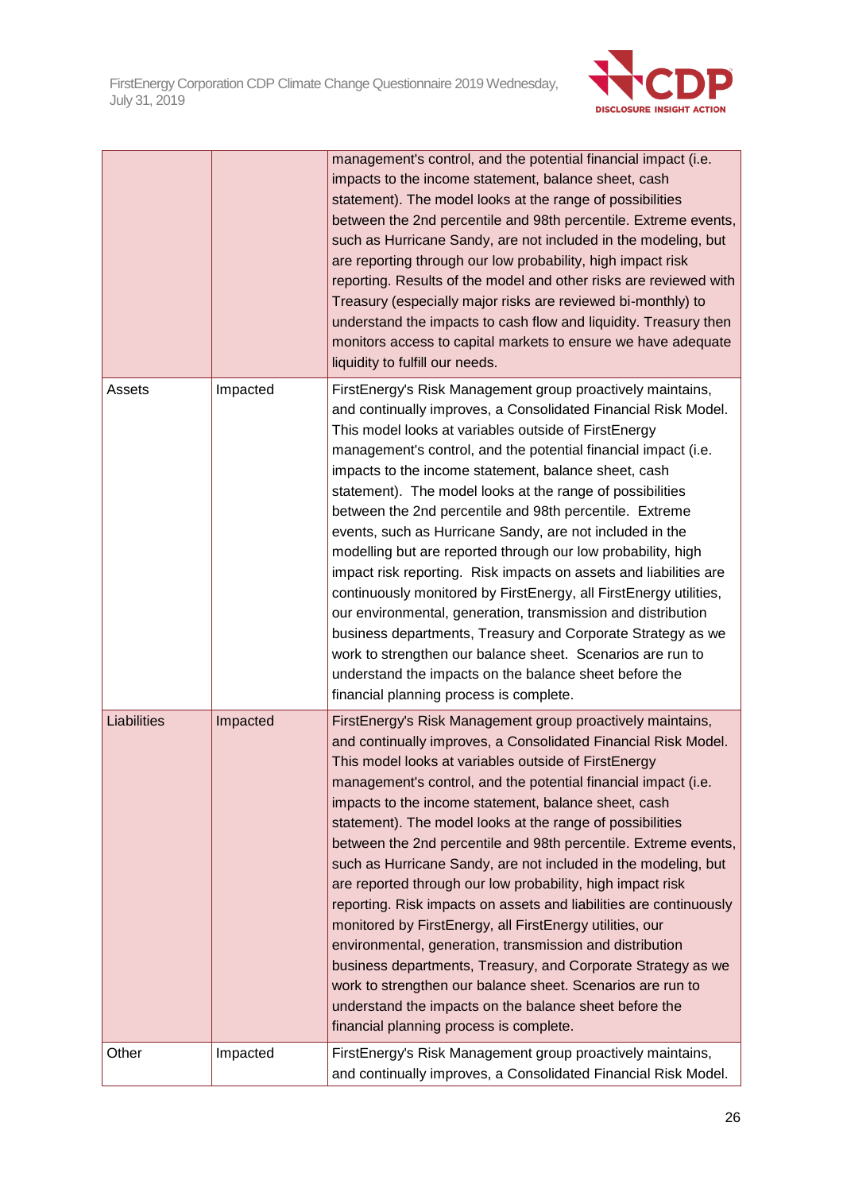| | | |
|---|---|---|
| | | management's control, and the potential financial impact (i.e. impacts to the income statement, balance sheet, cash statement). The model looks at the range of possibilities between the 2nd percentile and 98th percentile. Extreme events, such as Hurricane Sandy, are not included in the modeling, but are reporting through our low probability, high impact risk reporting. Results of the model and other risks are reviewed with Treasury (especially major risks are reviewed bi-monthly) to understand the impacts to cash flow and liquidity. Treasury then monitors access to capital markets to ensure we have adequate liquidity to fulfill our needs. |
| Assets | Impacted | FirstEnergy's Risk Management group proactively maintains, and continually improves, a Consolidated Financial Risk Model. This model looks at variables outside of FirstEnergy management's control, and the potential financial impact (i.e. impacts to the income statement, balance sheet, cash statement). The model looks at the range of possibilities between the 2nd percentile and 98th percentile. Extreme events, such as Hurricane Sandy, are not included in the modelling but are reported through our low probability, high impact risk reporting. Risk impacts on assets and liabilities are continuously monitored by FirstEnergy, all FirstEnergy utilities, our environmental, generation, transmission and distribution business departments, Treasury and Corporate Strategy as we work to strengthen our balance sheet. Scenarios are run to understand the impacts on the balance sheet before the financial planning process is complete. |
| Liabilities | Impacted | FirstEnergy's Risk Management group proactively maintains, and continually improves, a Consolidated Financial Risk Model. This model looks at variables outside of FirstEnergy management's control, and the potential financial impact (i.e. impacts to the income statement, balance sheet, cash statement). The model looks at the range of possibilities between the 2nd percentile and 98th percentile. Extreme events, such as Hurricane Sandy, are not included in the modeling, but are reported through our low probability, high impact risk reporting. Risk impacts on assets and liabilities are continuously monitored by FirstEnergy, all FirstEnergy utilities, our environmental, generation, transmission and distribution business departments, Treasury, and Corporate Strategy as we work to strengthen our balance sheet. Scenarios are run to understand the impacts on the balance sheet before the financial planning process is complete. |
| Other | Impacted | FirstEnergy's Risk Management group proactively maintains, and continually improves, a Consolidated Financial Risk Model. |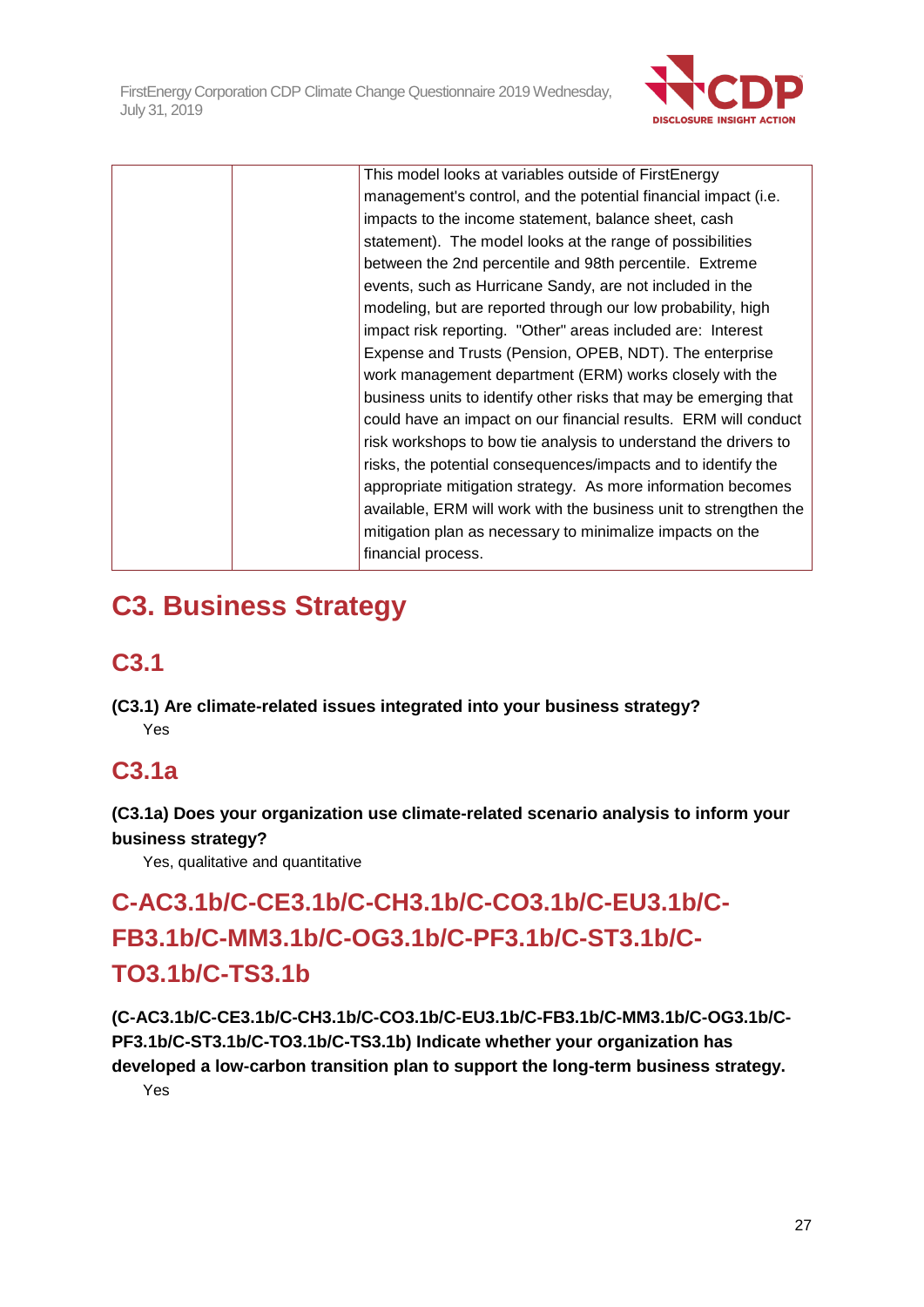| | | This model looks at variables outside of FirstEnergy management's control, and the potential financial impact (i.e. impacts to the income statement, balance sheet, cash statement). The model looks at the range of possibilities between the 2nd percentile and 98th percentile. Extreme events, such as Hurricane Sandy, are not included in the modeling, but are reported through our low probability, high impact risk reporting. "Other" areas included are: Interest Expense and Trusts (Pension, OPEB, NDT). The enterprise work management department (ERM) works closely with the business units to identify other risks that may be emerging that could have an impact on our financial results. ERM will conduct risk workshops to bow tie analysis to understand the drivers to risks, the potential consequences/impacts and to identify the appropriate mitigation strategy. As more information becomes available, ERM will work with the business unit to strengthen the mitigation plan as necessary to minimalize impacts on the financial process. |
|---|---|---|

# C3. Business Strategy

## C3.1

**(C3.1) Are climate-related issues integrated into your business strategy?**

Yes

## C3.1a

**(C3.1a) Does your organization use climate-related scenario analysis to inform your business strategy?**

Yes, qualitative and quantitative

## C-AC3.1b/C-CE3.1b/C-CH3.1b/C-CO3.1b/C-EU3.1b/C-FB3.1b/C-MM3.1b/C-OG3.1b/C-PF3.1b/C-ST3.1b/C-TO3.1b/C-TS3.1b

**(C-AC3.1b/C-CE3.1b/C-CH3.1b/C-CO3.1b/C-EU3.1b/C-FB3.1b/C-MM3.1b/C-OG3.1b/C-PF3.1b/C-ST3.1b/C-TO3.1b/C-TS3.1b) Indicate whether your organization has developed a low-carbon transition plan to support the long-term business strategy.**

Yes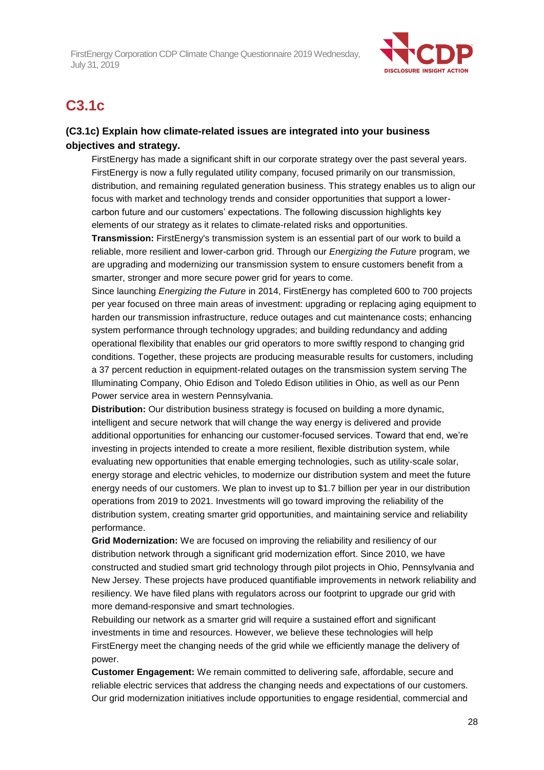## C3.1c

**(C3.1c) Explain how climate-related issues are integrated into your business objectives and strategy.**

FirstEnergy has made a significant shift in our corporate strategy over the past several years. FirstEnergy is now a fully regulated utility company, focused primarily on our transmission, distribution, and remaining regulated generation business. This strategy enables us to align our focus with market and technology trends and consider opportunities that support a lower-carbon future and our customers' expectations. The following discussion highlights key elements of our strategy as it relates to climate-related risks and opportunities.

**Transmission:** FirstEnergy's transmission system is an essential part of our work to build a reliable, more resilient and lower-carbon grid. Through our *Energizing the Future* program, we are upgrading and modernizing our transmission system to ensure customers benefit from a smarter, stronger and more secure power grid for years to come.

Since launching *Energizing the Future* in 2014, FirstEnergy has completed 600 to 700 projects per year focused on three main areas of investment: upgrading or replacing aging equipment to harden our transmission infrastructure, reduce outages and cut maintenance costs; enhancing system performance through technology upgrades; and building redundancy and adding operational flexibility that enables our grid operators to more swiftly respond to changing grid conditions. Together, these projects are producing measurable results for customers, including a 37 percent reduction in equipment-related outages on the transmission system serving The Illuminating Company, Ohio Edison and Toledo Edison utilities in Ohio, as well as our Penn Power service area in western Pennsylvania.

**Distribution:** Our distribution business strategy is focused on building a more dynamic, intelligent and secure network that will change the way energy is delivered and provide additional opportunities for enhancing our customer-focused services. Toward that end, we're investing in projects intended to create a more resilient, flexible distribution system, while evaluating new opportunities that enable emerging technologies, such as utility-scale solar, energy storage and electric vehicles, to modernize our distribution system and meet the future energy needs of our customers. We plan to invest up to $1.7 billion per year in our distribution operations from 2019 to 2021. Investments will go toward improving the reliability of the distribution system, creating smarter grid opportunities, and maintaining service and reliability performance.

**Grid Modernization:** We are focused on improving the reliability and resiliency of our distribution network through a significant grid modernization effort. Since 2010, we have constructed and studied smart grid technology through pilot projects in Ohio, Pennsylvania and New Jersey. These projects have produced quantifiable improvements in network reliability and resiliency. We have filed plans with regulators across our footprint to upgrade our grid with more demand-responsive and smart technologies.

Rebuilding our network as a smarter grid will require a sustained effort and significant investments in time and resources. However, we believe these technologies will help FirstEnergy meet the changing needs of the grid while we efficiently manage the delivery of power.

**Customer Engagement:** We remain committed to delivering safe, affordable, secure and reliable electric services that address the changing needs and expectations of our customers. Our grid modernization initiatives include opportunities to engage residential, commercial and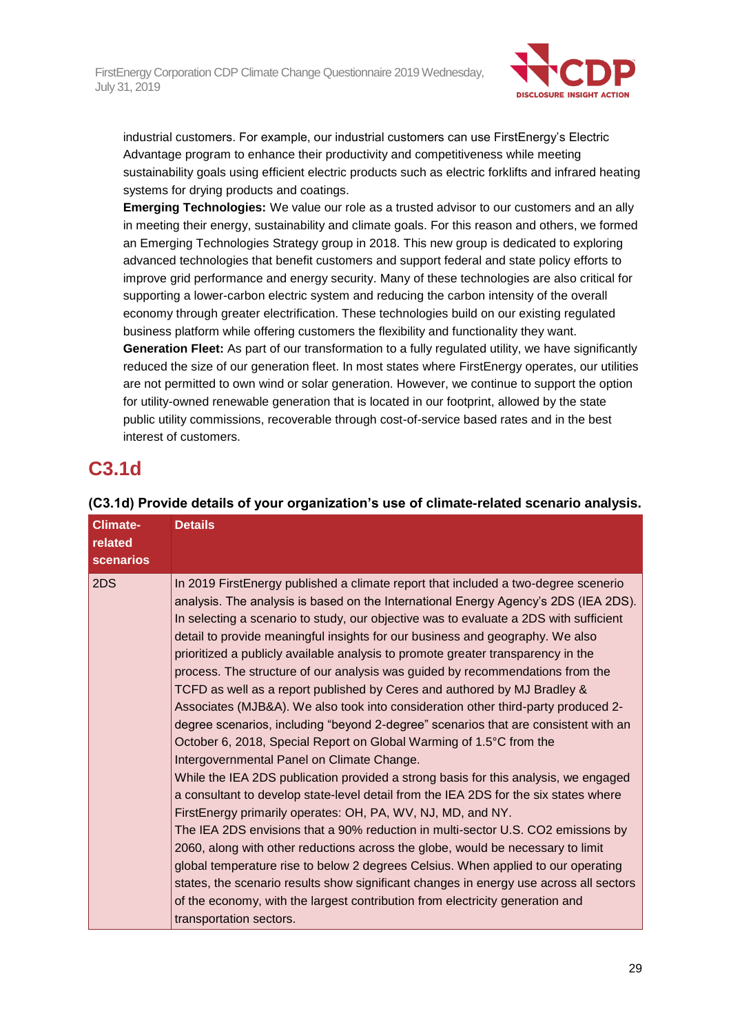industrial customers. For example, our industrial customers can use FirstEnergy's Electric Advantage program to enhance their productivity and competitiveness while meeting sustainability goals using efficient electric products such as electric forklifts and infrared heating systems for drying products and coatings.

**Emerging Technologies:** We value our role as a trusted advisor to our customers and an ally in meeting their energy, sustainability and climate goals. For this reason and others, we formed an Emerging Technologies Strategy group in 2018. This new group is dedicated to exploring advanced technologies that benefit customers and support federal and state policy efforts to improve grid performance and energy security. Many of these technologies are also critical for supporting a lower-carbon electric system and reducing the carbon intensity of the overall economy through greater electrification. These technologies build on our existing regulated business platform while offering customers the flexibility and functionality they want.

**Generation Fleet:** As part of our transformation to a fully regulated utility, we have significantly reduced the size of our generation fleet. In most states where FirstEnergy operates, our utilities are not permitted to own wind or solar generation. However, we continue to support the option for utility-owned renewable generation that is located in our footprint, allowed by the state public utility commissions, recoverable through cost-of-service based rates and in the best interest of customers.

## C3.1d

**(C3.1d) Provide details of your organization's use of climate-related scenario analysis.**

| Climate-related scenarios | Details |
|---|---|
| 2DS | In 2019 FirstEnergy published a climate report that included a two-degree scenerio analysis. The analysis is based on the International Energy Agency's 2DS (IEA 2DS). In selecting a scenario to study, our objective was to evaluate a 2DS with sufficient detail to provide meaningful insights for our business and geography. We also prioritized a publicly available analysis to promote greater transparency in the process. The structure of our analysis was guided by recommendations from the TCFD as well as a report published by Ceres and authored by MJ Bradley & Associates (MJB&A). We also took into consideration other third-party produced 2-degree scenarios, including "beyond 2-degree" scenarios that are consistent with an October 6, 2018, Special Report on Global Warming of 1.5°C from the Intergovernmental Panel on Climate Change.<br>While the IEA 2DS publication provided a strong basis for this analysis, we engaged a consultant to develop state-level detail from the IEA 2DS for the six states where FirstEnergy primarily operates: OH, PA, WV, NJ, MD, and NY.<br>The IEA 2DS envisions that a 90% reduction in multi-sector U.S. $CO_2$ emissions by 2060, along with other reductions across the globe, would be necessary to limit global temperature rise to below 2 degrees Celsius. When applied to our operating states, the scenario results show significant changes in energy use across all sectors of the economy, with the largest contribution from electricity generation and transportation sectors. |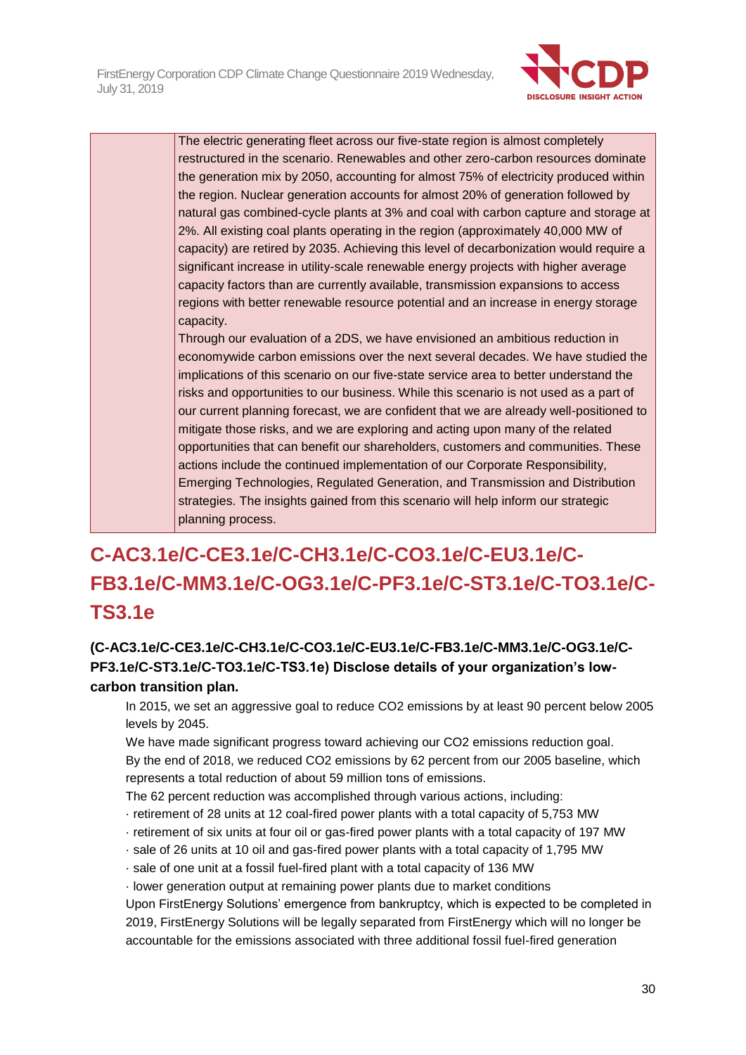| | The electric generating fleet across our five-state region is almost completely restructured in the scenario. Renewables and other zero-carbon resources dominate the generation mix by 2050, accounting for almost 75% of electricity produced within the region. Nuclear generation accounts for almost 20% of generation followed by natural gas combined-cycle plants at 3% and coal with carbon capture and storage at 2%. All existing coal plants operating in the region (approximately 40,000 MW of capacity) are retired by 2035. Achieving this level of decarbonization would require a significant increase in utility-scale renewable energy projects with higher average capacity factors than are currently available, transmission expansions to access regions with better renewable resource potential and an increase in energy storage capacity.<br>Through our evaluation of a 2DS, we have envisioned an ambitious reduction in economywide carbon emissions over the next several decades. We have studied the implications of this scenario on our five-state service area to better understand the risks and opportunities to our business. While this scenario is not used as a part of our current planning forecast, we are confident that we are already well-positioned to mitigate those risks, and we are exploring and acting upon many of the related opportunities that can benefit our shareholders, customers and communities. These actions include the continued implementation of our Corporate Responsibility, Emerging Technologies, Regulated Generation, and Transmission and Distribution strategies. The insights gained from this scenario will help inform our strategic planning process. |
|---|---|

## C-AC3.1e/C-CE3.1e/C-CH3.1e/C-CO3.1e/C-EU3.1e/C-FB3.1e/C-MM3.1e/C-OG3.1e/C-PF3.1e/C-ST3.1e/C-TO3.1e/C-TS3.1e

### (C-AC3.1e/C-CE3.1e/C-CH3.1e/C-CO3.1e/C-EU3.1e/C-FB3.1e/C-MM3.1e/C-OG3.1e/C-PF3.1e/C-ST3.1e/C-TO3.1e/C-TS3.1e) Disclose details of your organization's low-carbon transition plan.

In 2015, we set an aggressive goal to reduce $CO_2$ emissions by at least 90 percent below 2005 levels by 2045.

We have made significant progress toward achieving our $CO_2$ emissions reduction goal.

By the end of 2018, we reduced $CO_2$ emissions by 62 percent from our 2005 baseline, which represents a total reduction of about 59 million tons of emissions.

The 62 percent reduction was accomplished through various actions, including:

· retirement of 28 units at 12 coal-fired power plants with a total capacity of 5,753 MW

· retirement of six units at four oil or gas-fired power plants with a total capacity of 197 MW

· sale of 26 units at 10 oil and gas-fired power plants with a total capacity of 1,795 MW

· sale of one unit at a fossil fuel-fired plant with a total capacity of 136 MW

· lower generation output at remaining power plants due to market conditions

Upon FirstEnergy Solutions' emergence from bankruptcy, which is expected to be completed in 2019, FirstEnergy Solutions will be legally separated from FirstEnergy which will no longer be accountable for the emissions associated with three additional fossil fuel-fired generation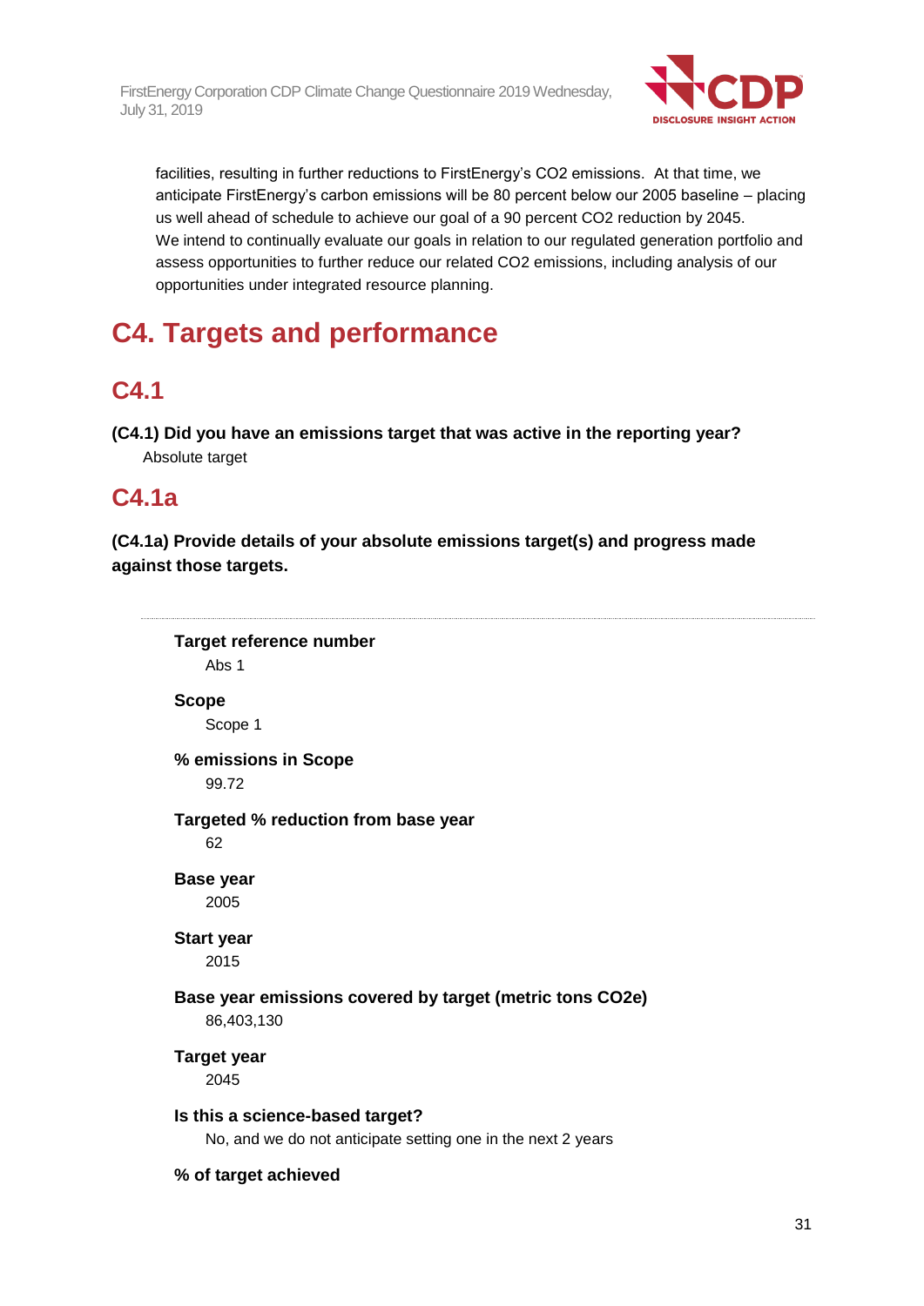facilities, resulting in further reductions to FirstEnergy's $CO_2$ emissions. At that time, we anticipate FirstEnergy's carbon emissions will be 80 percent below our 2005 baseline – placing us well ahead of schedule to achieve our goal of a 90 percent $CO_2$ reduction by 2045.
We intend to continually evaluate our goals in relation to our regulated generation portfolio and assess opportunities to further reduce our related $CO_2$ emissions, including analysis of our opportunities under integrated resource planning.

# C4. Targets and performance

## C4.1

**(C4.1) Did you have an emissions target that was active in the reporting year?**

Absolute target

## C4.1a

**(C4.1a) Provide details of your absolute emissions target(s) and progress made against those targets.**

---

**Target reference number**

Abs 1

**Scope**

Scope 1

**% emissions in Scope**

99.72

**Targeted % reduction from base year**

62

**Base year**

2005

**Start year**

2015

**Base year emissions covered by target (metric tons CO2e)**

86,403,130

**Target year**

2045

**Is this a science-based target?**

No, and we do not anticipate setting one in the next 2 years

**% of target achieved**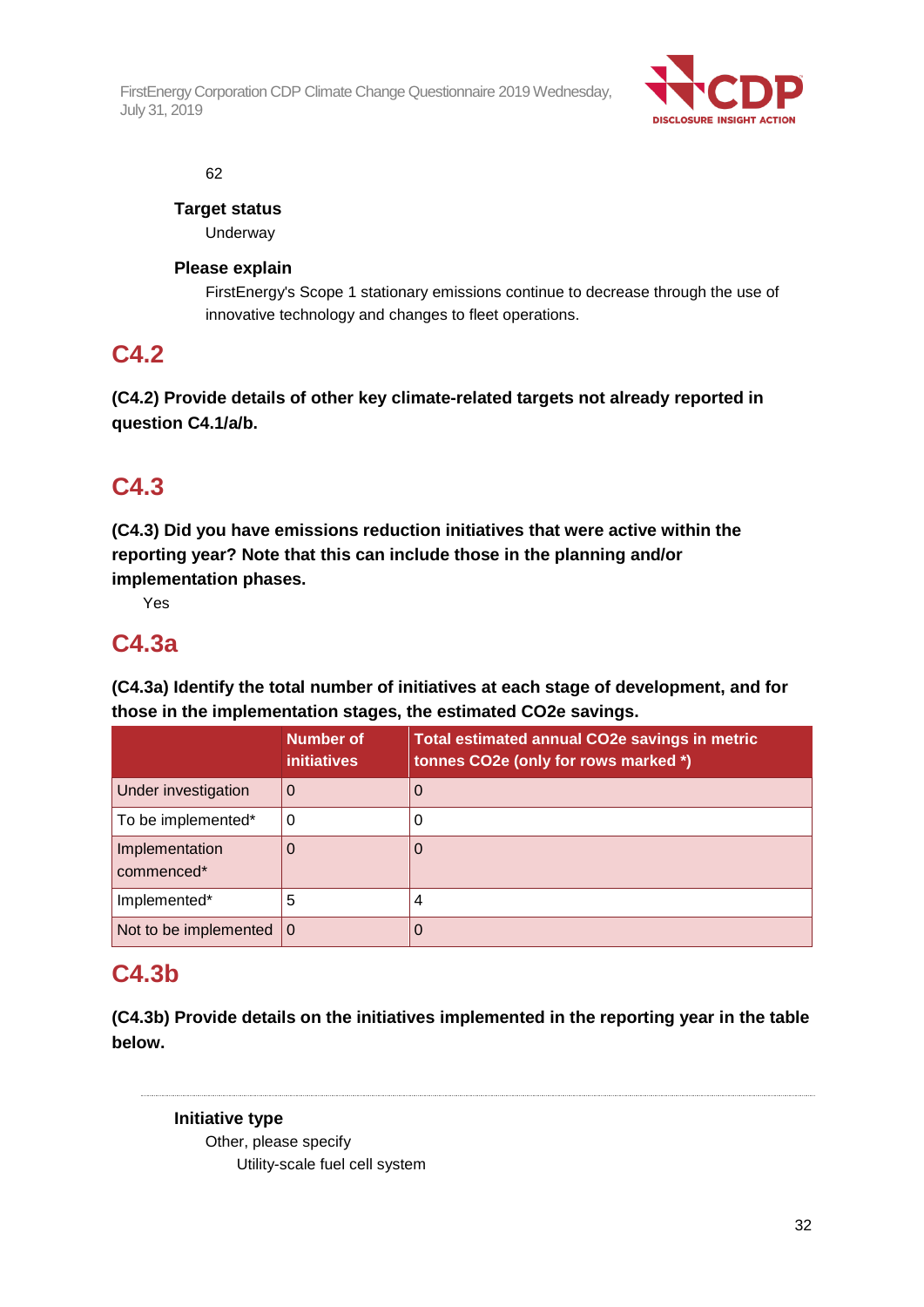62

**Target status**

Underway

**Please explain**

FirstEnergy's Scope 1 stationary emissions continue to decrease through the use of innovative technology and changes to fleet operations.

## C4.2

**(C4.2) Provide details of other key climate-related targets not already reported in question C4.1/a/b.**

## C4.3

**(C4.3) Did you have emissions reduction initiatives that were active within the reporting year? Note that this can include those in the planning and/or implementation phases.**

Yes

## C4.3a

**(C4.3a) Identify the total number of initiatives at each stage of development, and for those in the implementation stages, the estimated CO2e savings.**

| | Number of initiatives | Total estimated annual CO2e savings in metric tonnes CO2e (only for rows marked *) |
|---|---|---|
| Under investigation | 0 | 0 |
| To be implemented* | 0 | 0 |
| Implementation commenced* | 0 | 0 |
| Implemented* | 5 | 4 |
| Not to be implemented | 0 | 0 |

## C4.3b

**(C4.3b) Provide details on the initiatives implemented in the reporting year in the table below.**

---

**Initiative type**

Other, please specify

Utility-scale fuel cell system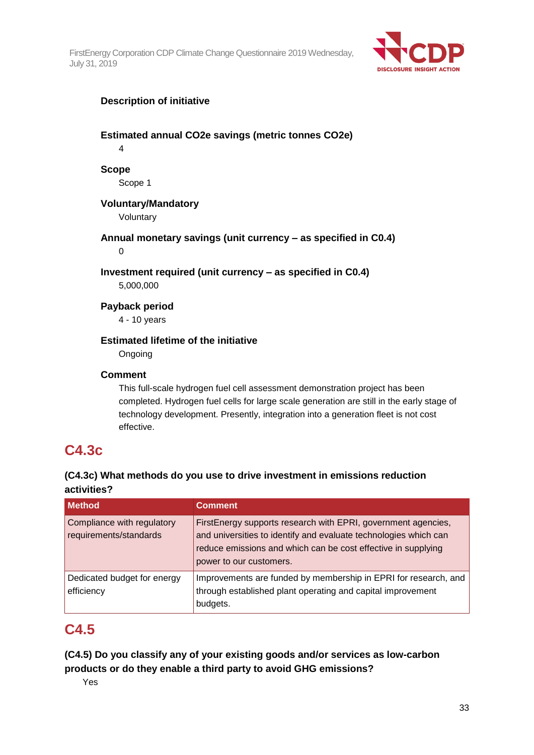**Description of initiative**

**Estimated annual CO2e savings (metric tonnes CO2e)**

4

**Scope**

Scope 1

**Voluntary/Mandatory**

Voluntary

**Annual monetary savings (unit currency – as specified in C0.4)**

0

**Investment required (unit currency – as specified in C0.4)**

5,000,000

**Payback period**

4 - 10 years

**Estimated lifetime of the initiative**

Ongoing

**Comment**

This full-scale hydrogen fuel cell assessment demonstration project has been completed. Hydrogen fuel cells for large scale generation are still in the early stage of technology development. Presently, integration into a generation fleet is not cost effective.

## C4.3c

**(C4.3c) What methods do you use to drive investment in emissions reduction activities?**

| Method | Comment |
|---|---|
| Compliance with regulatory requirements/standards | FirstEnergy supports research with EPRI, government agencies, and universities to identify and evaluate technologies which can reduce emissions and which can be cost effective in supplying power to our customers. |
| Dedicated budget for energy efficiency | Improvements are funded by membership in EPRI for research, and through established plant operating and capital improvement budgets. |

## C4.5

**(C4.5) Do you classify any of your existing goods and/or services as low-carbon products or do they enable a third party to avoid GHG emissions?**

Yes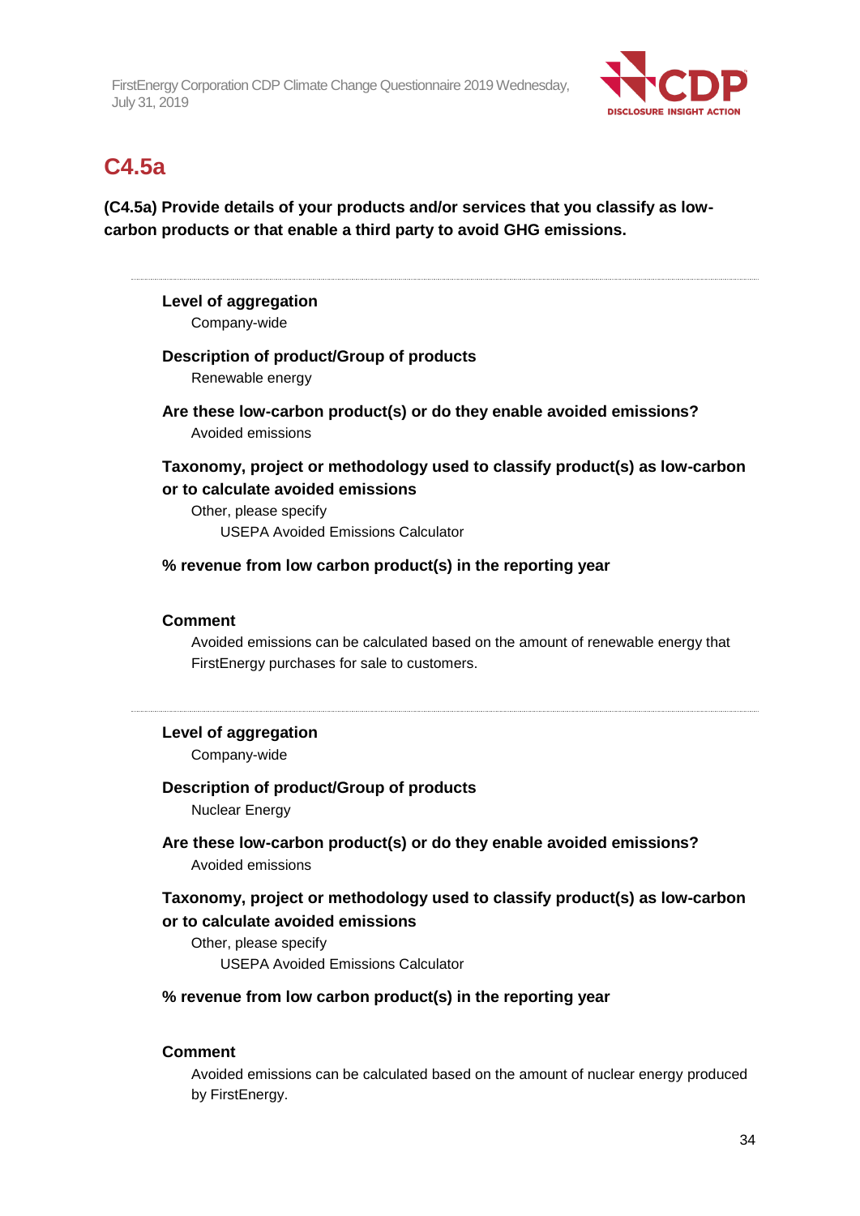## C4.5a

**(C4.5a) Provide details of your products and/or services that you classify as low-carbon products or that enable a third party to avoid GHG emissions.**

---

**Level of aggregation**

Company-wide

**Description of product/Group of products**

Renewable energy

**Are these low-carbon product(s) or do they enable avoided emissions?**

Avoided emissions

**Taxonomy, project or methodology used to classify product(s) as low-carbon or to calculate avoided emissions**

Other, please specify

USEPA Avoided Emissions Calculator

**% revenue from low carbon product(s) in the reporting year**

**Comment**

Avoided emissions can be calculated based on the amount of renewable energy that FirstEnergy purchases for sale to customers.

---

**Level of aggregation**

Company-wide

**Description of product/Group of products**

Nuclear Energy

**Are these low-carbon product(s) or do they enable avoided emissions?**

Avoided emissions

**Taxonomy, project or methodology used to classify product(s) as low-carbon or to calculate avoided emissions**

Other, please specify

USEPA Avoided Emissions Calculator

**% revenue from low carbon product(s) in the reporting year**

**Comment**

Avoided emissions can be calculated based on the amount of nuclear energy produced by FirstEnergy.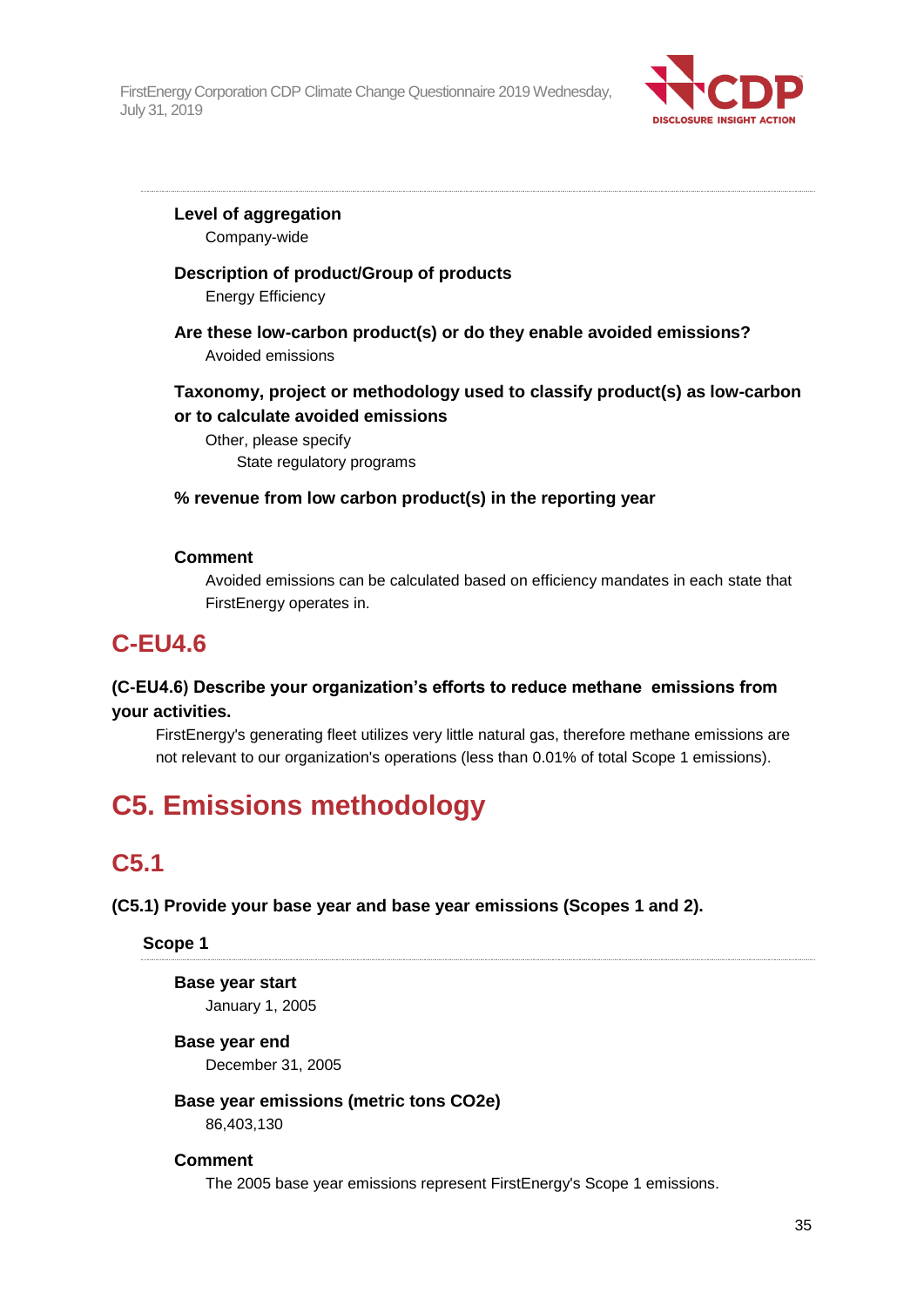**Level of aggregation**

Company-wide

**Description of product/Group of products**

Energy Efficiency

**Are these low-carbon product(s) or do they enable avoided emissions?**

Avoided emissions

**Taxonomy, project or methodology used to classify product(s) as low-carbon or to calculate avoided emissions**

Other, please specify

State regulatory programs

**% revenue from low carbon product(s) in the reporting year**

**Comment**

Avoided emissions can be calculated based on efficiency mandates in each state that FirstEnergy operates in.

## C-EU4.6

**(C-EU4.6) Describe your organization's efforts to reduce methane emissions from your activities.**

FirstEnergy's generating fleet utilizes very little natural gas, therefore methane emissions are not relevant to our organization's operations (less than 0.01% of total Scope 1 emissions).

# C5. Emissions methodology

## C5.1

**(C5.1) Provide your base year and base year emissions (Scopes 1 and 2).**

### Scope 1

**Base year start**

January 1, 2005

**Base year end**

December 31, 2005

**Base year emissions (metric tons CO2e)**

86,403,130

**Comment**

The 2005 base year emissions represent FirstEnergy's Scope 1 emissions.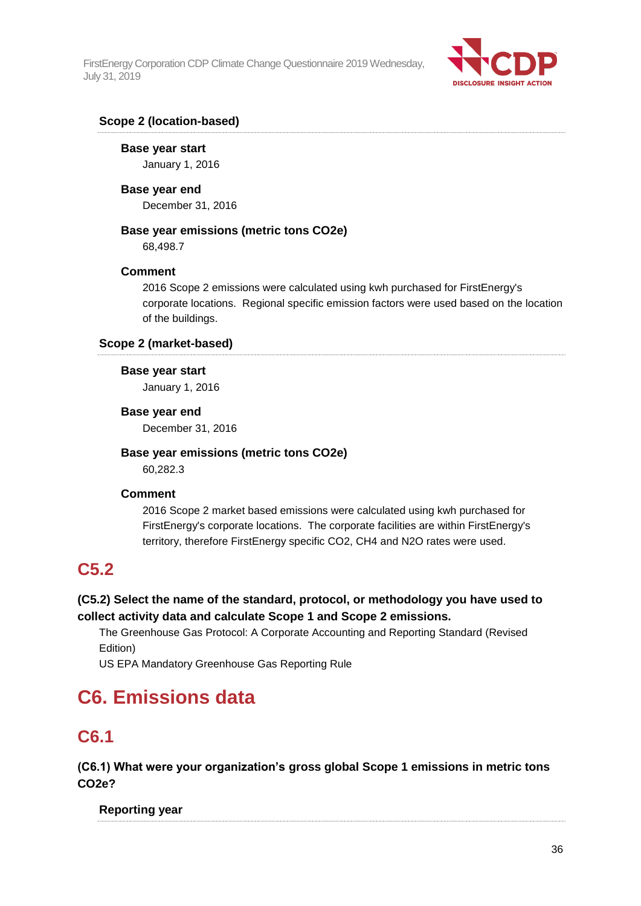### Scope 2 (location-based)

**Base year start**

January 1, 2016

**Base year end**

December 31, 2016

**Base year emissions (metric tons CO2e)**

68,498.7

**Comment**

2016 Scope 2 emissions were calculated using kwh purchased for FirstEnergy's corporate locations.  Regional specific emission factors were used based on the location of the buildings.

### Scope 2 (market-based)

**Base year start**

January 1, 2016

**Base year end**

December 31, 2016

**Base year emissions (metric tons CO2e)**

60,282.3

**Comment**

2016 Scope 2 market based emissions were calculated using kwh purchased for FirstEnergy's corporate locations.  The corporate facilities are within FirstEnergy's territory, therefore FirstEnergy specific CO2, CH4 and N2O rates were used.

## C5.2

**(C5.2) Select the name of the standard, protocol, or methodology you have used to collect activity data and calculate Scope 1 and Scope 2 emissions.**

The Greenhouse Gas Protocol: A Corporate Accounting and Reporting Standard (Revised Edition)

US EPA Mandatory Greenhouse Gas Reporting Rule

# C6. Emissions data

## C6.1

**(C6.1) What were your organization's gross global Scope 1 emissions in metric tons CO2e?**

### Reporting year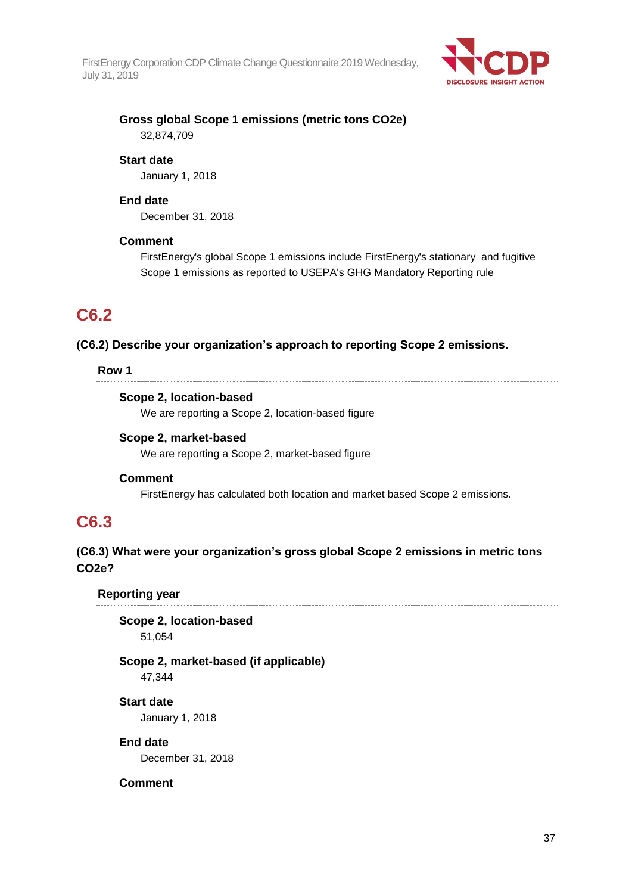**Gross global Scope 1 emissions (metric tons CO2e)**

32,874,709

**Start date**

January 1, 2018

**End date**

December 31, 2018

**Comment**

FirstEnergy's global Scope 1 emissions include FirstEnergy's stationary and fugitive Scope 1 emissions as reported to USEPA's GHG Mandatory Reporting rule

## C6.2

**(C6.2) Describe your organization's approach to reporting Scope 2 emissions.**

**Row 1**

**Scope 2, location-based**

We are reporting a Scope 2, location-based figure

**Scope 2, market-based**

We are reporting a Scope 2, market-based figure

**Comment**

FirstEnergy has calculated both location and market based Scope 2 emissions.

## C6.3

**(C6.3) What were your organization's gross global Scope 2 emissions in metric tons CO2e?**

**Reporting year**

**Scope 2, location-based**

51,054

**Scope 2, market-based (if applicable)**

47,344

**Start date**

January 1, 2018

**End date**

December 31, 2018

**Comment**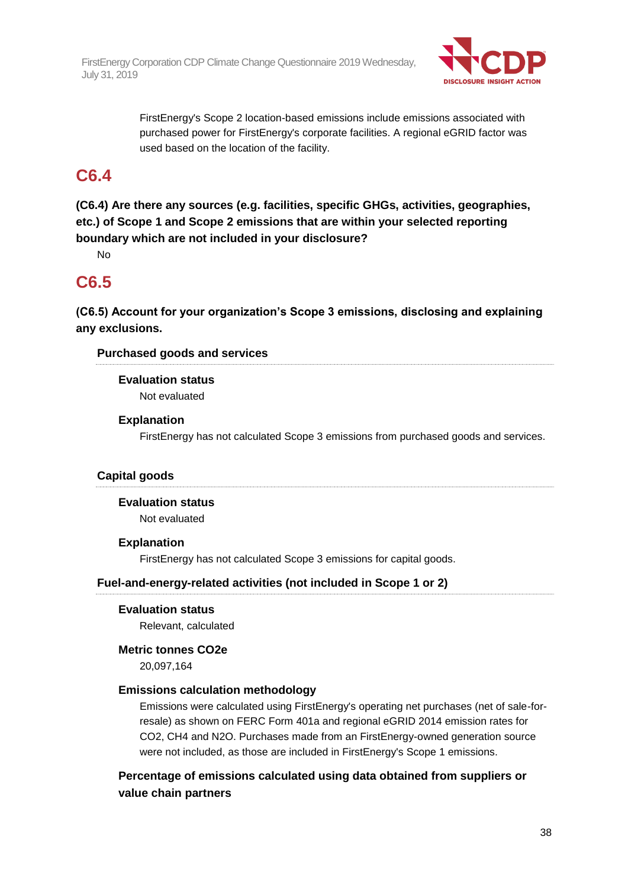FirstEnergy's Scope 2 location-based emissions include emissions associated with purchased power for FirstEnergy's corporate facilities. A regional eGRID factor was used based on the location of the facility.

## C6.4

**(C6.4) Are there any sources (e.g. facilities, specific GHGs, activities, geographies, etc.) of Scope 1 and Scope 2 emissions that are within your selected reporting boundary which are not included in your disclosure?**

No

## C6.5

**(C6.5) Account for your organization's Scope 3 emissions, disclosing and explaining any exclusions.**

### Purchased goods and services

**Evaluation status**

Not evaluated

**Explanation**

FirstEnergy has not calculated Scope 3 emissions from purchased goods and services.

### Capital goods

**Evaluation status**

Not evaluated

**Explanation**

FirstEnergy has not calculated Scope 3 emissions for capital goods.

### Fuel-and-energy-related activities (not included in Scope 1 or 2)

**Evaluation status**

Relevant, calculated

**Metric tonnes CO2e**

20,097,164

**Emissions calculation methodology**

Emissions were calculated using FirstEnergy's operating net purchases (net of sale-for-resale) as shown on FERC Form 401a and regional eGRID 2014 emission rates for $CO_2$, $CH_4$ and $N_2O$. Purchases made from an FirstEnergy-owned generation source were not included, as those are included in FirstEnergy's Scope 1 emissions.

**Percentage of emissions calculated using data obtained from suppliers or value chain partners**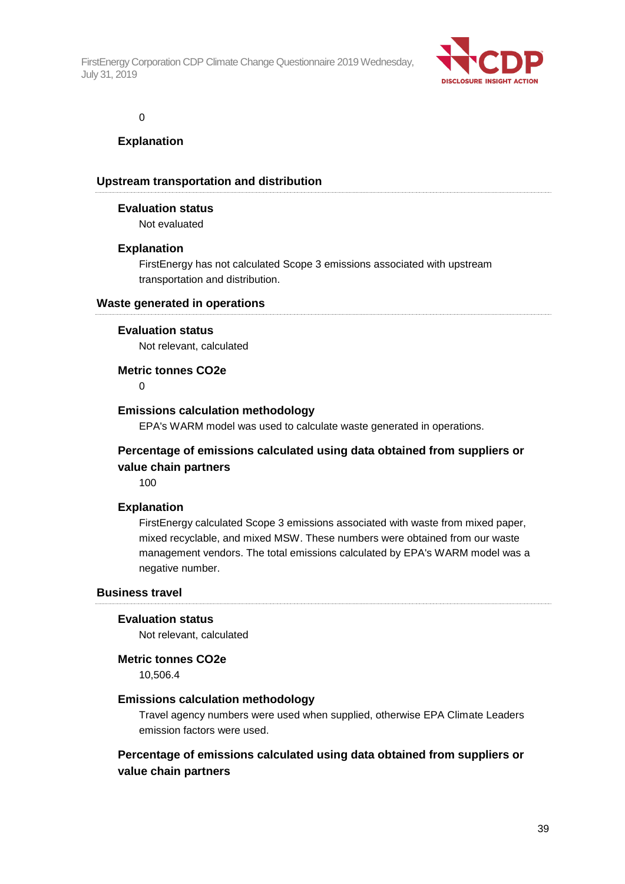0

#### Explanation

### Upstream transportation and distribution

#### Evaluation status

Not evaluated

#### Explanation

FirstEnergy has not calculated Scope 3 emissions associated with upstream transportation and distribution.

### Waste generated in operations

#### Evaluation status

Not relevant, calculated

#### Metric tonnes CO2e

0

#### Emissions calculation methodology

EPA's WARM model was used to calculate waste generated in operations.

#### Percentage of emissions calculated using data obtained from suppliers or value chain partners

100

#### Explanation

FirstEnergy calculated Scope 3 emissions associated with waste from mixed paper, mixed recyclable, and mixed MSW. These numbers were obtained from our waste management vendors. The total emissions calculated by EPA's WARM model was a negative number.

### Business travel

#### Evaluation status

Not relevant, calculated

#### Metric tonnes CO2e

10,506.4

#### Emissions calculation methodology

Travel agency numbers were used when supplied, otherwise EPA Climate Leaders emission factors were used.

#### Percentage of emissions calculated using data obtained from suppliers or value chain partners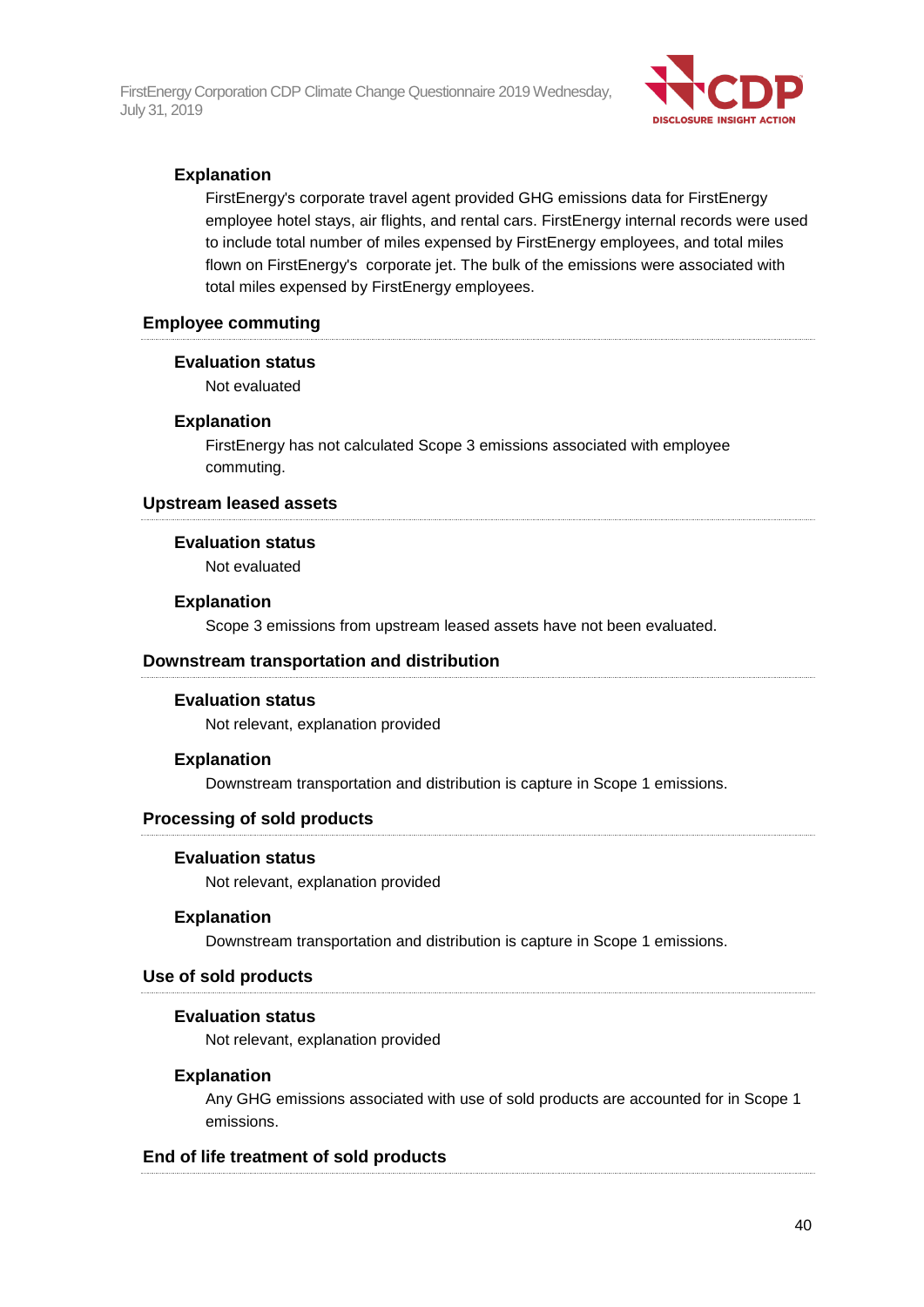#### Explanation

FirstEnergy's corporate travel agent provided GHG emissions data for FirstEnergy employee hotel stays, air flights, and rental cars. FirstEnergy internal records were used to include total number of miles expensed by FirstEnergy employees, and total miles flown on FirstEnergy's corporate jet. The bulk of the emissions were associated with total miles expensed by FirstEnergy employees.

### Employee commuting

#### Evaluation status

Not evaluated

#### Explanation

FirstEnergy has not calculated Scope 3 emissions associated with employee commuting.

### Upstream leased assets

#### Evaluation status

Not evaluated

#### Explanation

Scope 3 emissions from upstream leased assets have not been evaluated.

### Downstream transportation and distribution

#### Evaluation status

Not relevant, explanation provided

#### Explanation

Downstream transportation and distribution is capture in Scope 1 emissions.

### Processing of sold products

#### Evaluation status

Not relevant, explanation provided

#### Explanation

Downstream transportation and distribution is capture in Scope 1 emissions.

### Use of sold products

#### Evaluation status

Not relevant, explanation provided

#### Explanation

Any GHG emissions associated with use of sold products are accounted for in Scope 1 emissions.

### End of life treatment of sold products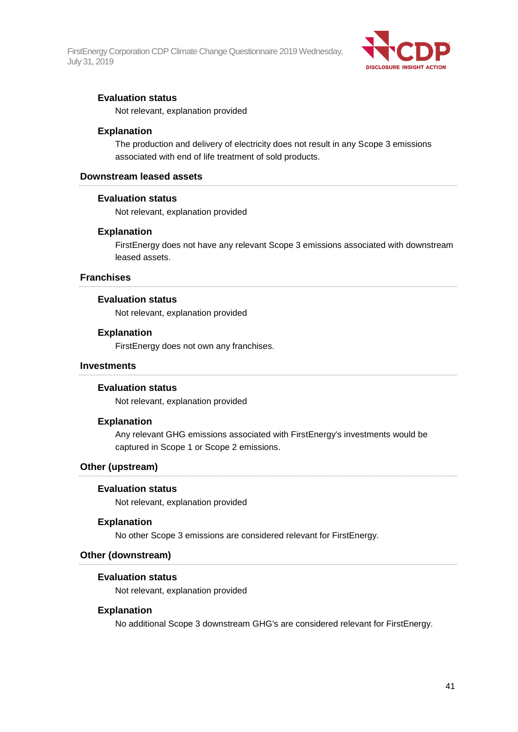#### Evaluation status

Not relevant, explanation provided

#### Explanation

The production and delivery of electricity does not result in any Scope 3 emissions associated with end of life treatment of sold products.

### Downstream leased assets

#### Evaluation status

Not relevant, explanation provided

#### Explanation

FirstEnergy does not have any relevant Scope 3 emissions associated with downstream leased assets.

### Franchises

#### Evaluation status

Not relevant, explanation provided

#### Explanation

FirstEnergy does not own any franchises.

### Investments

#### Evaluation status

Not relevant, explanation provided

#### Explanation

Any relevant GHG emissions associated with FirstEnergy's investments would be captured in Scope 1 or Scope 2 emissions.

### Other (upstream)

#### Evaluation status

Not relevant, explanation provided

#### Explanation

No other Scope 3 emissions are considered relevant for FirstEnergy.

### Other (downstream)

#### Evaluation status

Not relevant, explanation provided

#### Explanation

No additional Scope 3 downstream GHG's are considered relevant for FirstEnergy.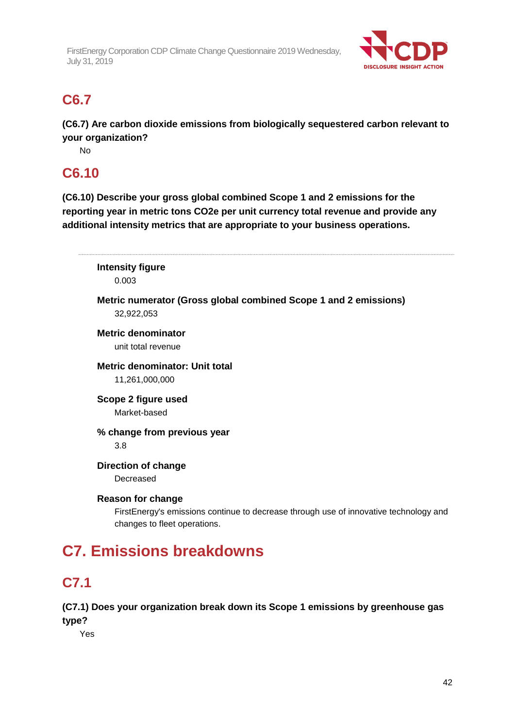## C6.7

**(C6.7) Are carbon dioxide emissions from biologically sequestered carbon relevant to your organization?**

No

## C6.10

**(C6.10) Describe your gross global combined Scope 1 and 2 emissions for the reporting year in metric tons CO2e per unit currency total revenue and provide any additional intensity metrics that are appropriate to your business operations.**

---

**Intensity figure**

0.003

**Metric numerator (Gross global combined Scope 1 and 2 emissions)**

32,922,053

**Metric denominator**

unit total revenue

**Metric denominator: Unit total**

11,261,000,000

**Scope 2 figure used**

Market-based

**% change from previous year**

3.8

**Direction of change**

Decreased

**Reason for change**

FirstEnergy's emissions continue to decrease through use of innovative technology and changes to fleet operations.

# C7. Emissions breakdowns

## C7.1

**(C7.1) Does your organization break down its Scope 1 emissions by greenhouse gas type?**

Yes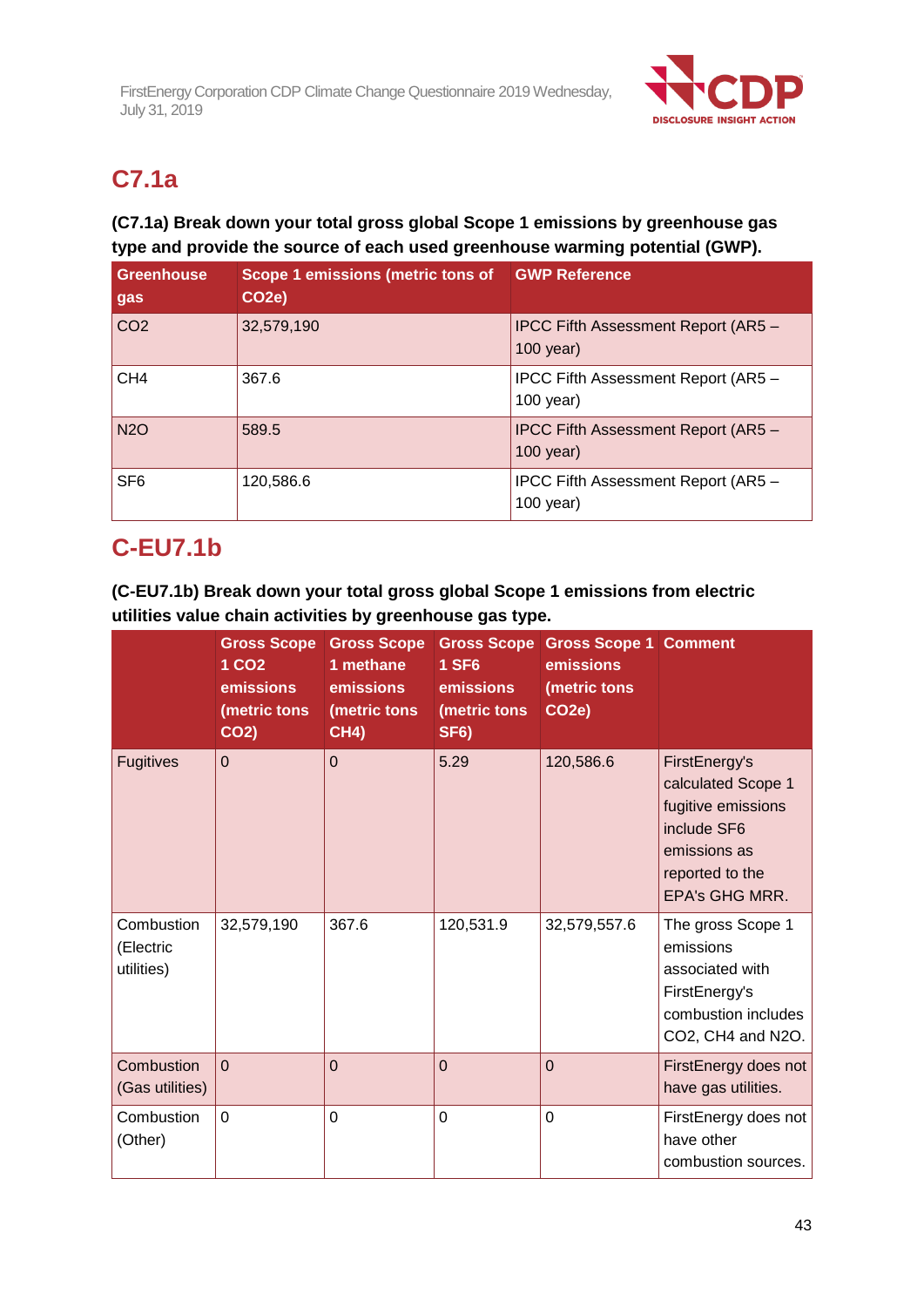## C7.1a

**(C7.1a) Break down your total gross global Scope 1 emissions by greenhouse gas type and provide the source of each used greenhouse warming potential (GWP).**

| Greenhouse gas | Scope 1 emissions (metric tons of $CO_2e$) | GWP Reference |
|---|---|---|
| $CO_2$ | 32,579,190 | IPCC Fifth Assessment Report (AR5 – 100 year) |
| $CH_4$ | 367.6 | IPCC Fifth Assessment Report (AR5 – 100 year) |
| $N_2O$ | 589.5 | IPCC Fifth Assessment Report (AR5 – 100 year) |
| $SF_6$ | 120,586.6 | IPCC Fifth Assessment Report (AR5 – 100 year) |

## C-EU7.1b

**(C-EU7.1b) Break down your total gross global Scope 1 emissions from electric utilities value chain activities by greenhouse gas type.**

| | Gross Scope 1 $CO_2$ emissions (metric tons $CO_2$) | Gross Scope 1 methane emissions (metric tons $CH_4$) | Gross Scope 1 $SF_6$ emissions (metric tons $SF_6$) | Gross Scope 1 emissions (metric tons $CO_2e$) | Comment |
|---|---|---|---|---|---|
| Fugitives | 0 | 0 | 5.29 | 120,586.6 | FirstEnergy's calculated Scope 1 fugitive emissions include $SF_6$ emissions as reported to the EPA's GHG MRR. |
| Combustion (Electric utilities) | 32,579,190 | 367.6 | 120,531.9 | 32,579,557.6 | The gross Scope 1 emissions associated with FirstEnergy's combustion includes $CO_2$, $CH_4$ and $N_2O$. |
| Combustion (Gas utilities) | 0 | 0 | 0 | 0 | FirstEnergy does not have gas utilities. |
| Combustion (Other) | 0 | 0 | 0 | 0 | FirstEnergy does not have other combustion sources. |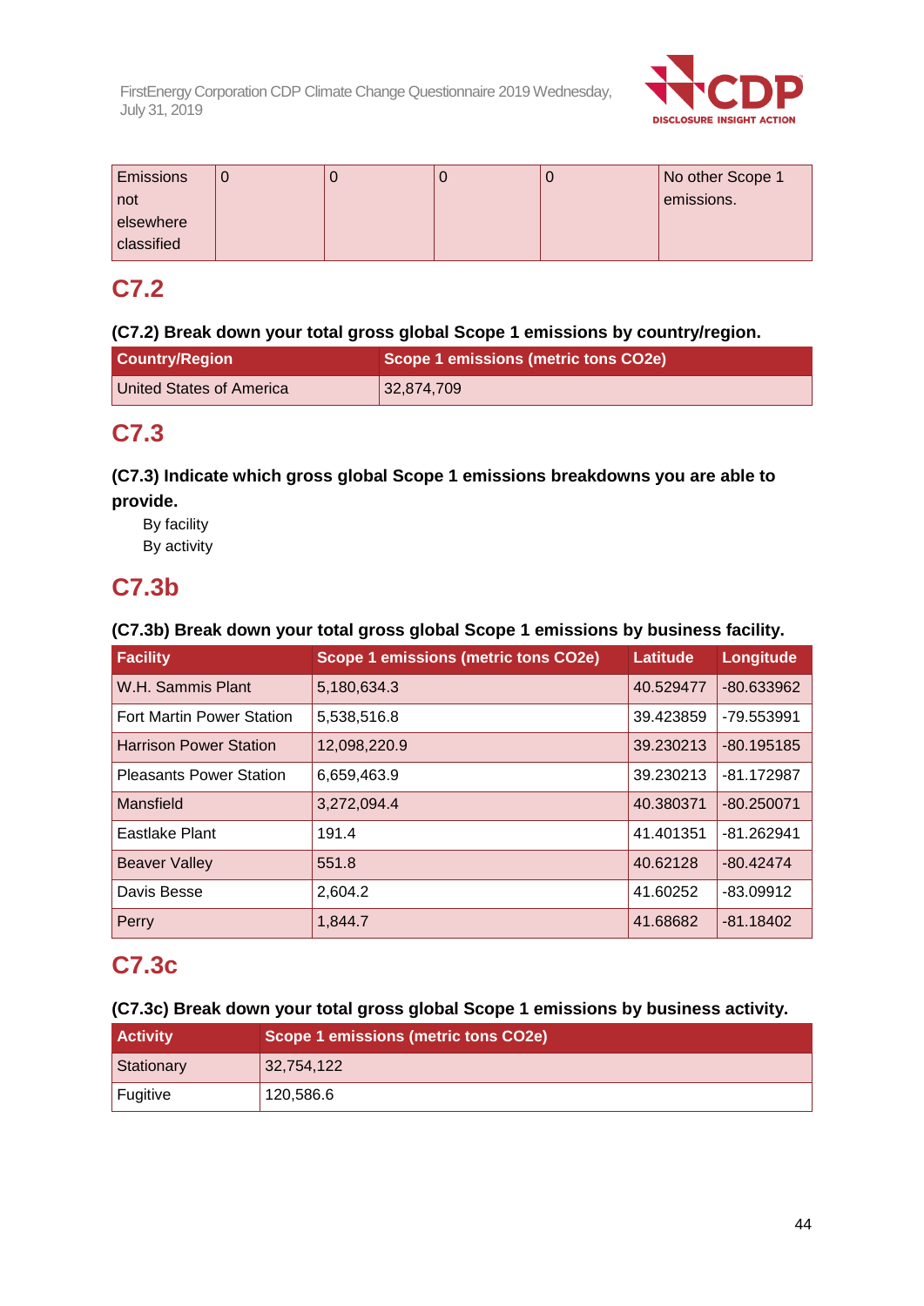| Emissions not elsewhere classified | 0 | 0 | 0 | 0 | No other Scope 1 emissions. |
|---|---|---|---|---|---|

## C7.2

**(C7.2) Break down your total gross global Scope 1 emissions by country/region.**

| Country/Region | Scope 1 emissions (metric tons CO2e) |
|---|---|
| United States of America | 32,874,709 |

## C7.3

**(C7.3) Indicate which gross global Scope 1 emissions breakdowns you are able to provide.**

By facility
By activity

## C7.3b

**(C7.3b) Break down your total gross global Scope 1 emissions by business facility.**

| Facility | Scope 1 emissions (metric tons CO2e) | Latitude | Longitude |
|---|---|---|---|
| W.H. Sammis Plant | 5,180,634.3 | 40.529477 | -80.633962 |
| Fort Martin Power Station | 5,538,516.8 | 39.423859 | -79.553991 |
| Harrison Power Station | 12,098,220.9 | 39.230213 | -80.195185 |
| Pleasants Power Station | 6,659,463.9 | 39.230213 | -81.172987 |
| Mansfield | 3,272,094.4 | 40.380371 | -80.250071 |
| Eastlake Plant | 191.4 | 41.401351 | -81.262941 |
| Beaver Valley | 551.8 | 40.62128 | -80.42474 |
| Davis Besse | 2,604.2 | 41.60252 | -83.09912 |
| Perry | 1,844.7 | 41.68682 | -81.18402 |

## C7.3c

**(C7.3c) Break down your total gross global Scope 1 emissions by business activity.**

| Activity | Scope 1 emissions (metric tons CO2e) |
|---|---|
| Stationary | 32,754,122 |
| Fugitive | 120,586.6 |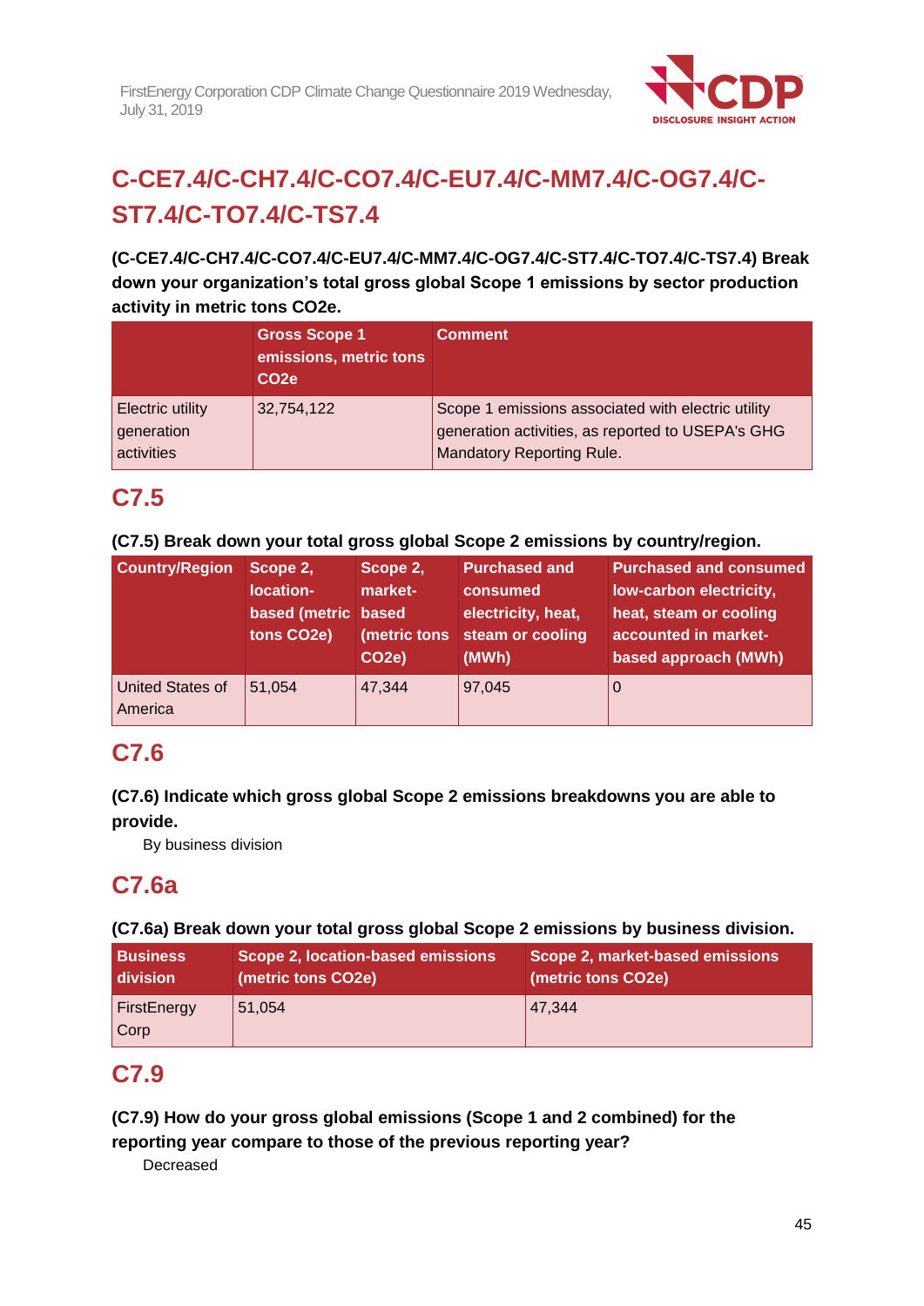## C-CE7.4/C-CH7.4/C-CO7.4/C-EU7.4/C-MM7.4/C-OG7.4/C-ST7.4/C-TO7.4/C-TS7.4

**(C-CE7.4/C-CH7.4/C-CO7.4/C-EU7.4/C-MM7.4/C-OG7.4/C-ST7.4/C-TO7.4/C-TS7.4) Break down your organization's total gross global Scope 1 emissions by sector production activity in metric tons CO2e.**

| | Gross Scope 1 emissions, metric tons CO2e | Comment |
|---|---|---|
| Electric utility generation activities | 32,754,122 | Scope 1 emissions associated with electric utility generation activities, as reported to USEPA's GHG Mandatory Reporting Rule. |

## C7.5

**(C7.5) Break down your total gross global Scope 2 emissions by country/region.**

| Country/Region | Scope 2, location-based (metric tons CO2e) | Scope 2, market-based (metric tons CO2e) | Purchased and consumed electricity, heat, steam or cooling (MWh) | Purchased and consumed low-carbon electricity, heat, steam or cooling accounted in market-based approach (MWh) |
|---|---|---|---|---|
| United States of America | 51,054 | 47,344 | 97,045 | 0 |

## C7.6

**(C7.6) Indicate which gross global Scope 2 emissions breakdowns you are able to provide.**

By business division

## C7.6a

**(C7.6a) Break down your total gross global Scope 2 emissions by business division.**

| Business division | Scope 2, location-based emissions (metric tons CO2e) | Scope 2, market-based emissions (metric tons CO2e) |
|---|---|---|
| FirstEnergy Corp | 51,054 | 47,344 |

## C7.9

**(C7.9) How do your gross global emissions (Scope 1 and 2 combined) for the reporting year compare to those of the previous reporting year?**

Decreased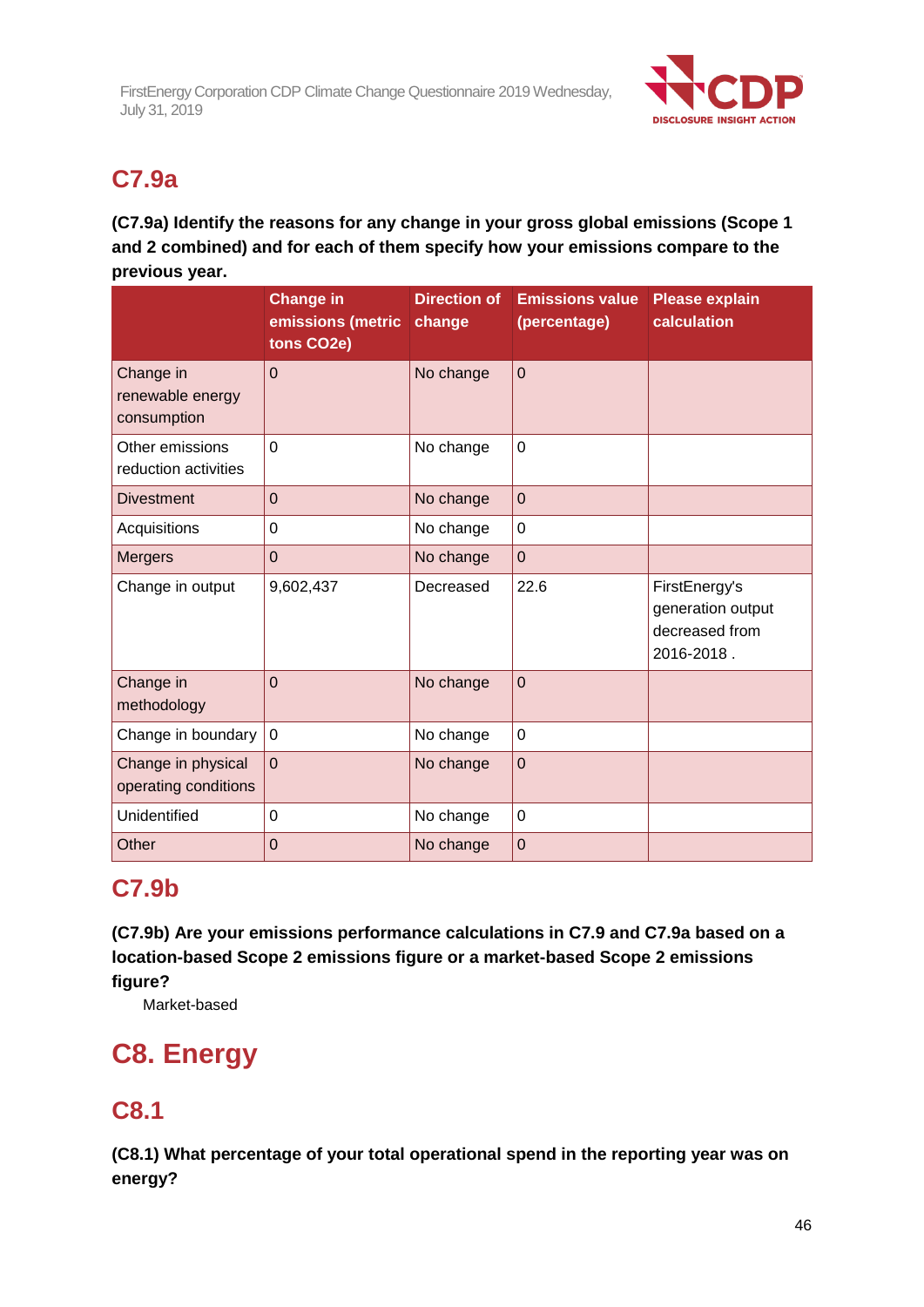## C7.9a

**(C7.9a) Identify the reasons for any change in your gross global emissions (Scope 1 and 2 combined) and for each of them specify how your emissions compare to the previous year.**

| | Change in emissions (metric tons CO2e) | Direction of change | Emissions value (percentage) | Please explain calculation |
|---|---|---|---|---|
| Change in renewable energy consumption | 0 | No change | 0 | |
| Other emissions reduction activities | 0 | No change | 0 | |
| Divestment | 0 | No change | 0 | |
| Acquisitions | 0 | No change | 0 | |
| Mergers | 0 | No change | 0 | |
| Change in output | 9,602,437 | Decreased | 22.6 | FirstEnergy's generation output decreased from 2016-2018 . |
| Change in methodology | 0 | No change | 0 | |
| Change in boundary | 0 | No change | 0 | |
| Change in physical operating conditions | 0 | No change | 0 | |
| Unidentified | 0 | No change | 0 | |
| Other | 0 | No change | 0 | |

## C7.9b

**(C7.9b) Are your emissions performance calculations in C7.9 and C7.9a based on a location-based Scope 2 emissions figure or a market-based Scope 2 emissions figure?**

Market-based

# C8. Energy

## C8.1

**(C8.1) What percentage of your total operational spend in the reporting year was on energy?**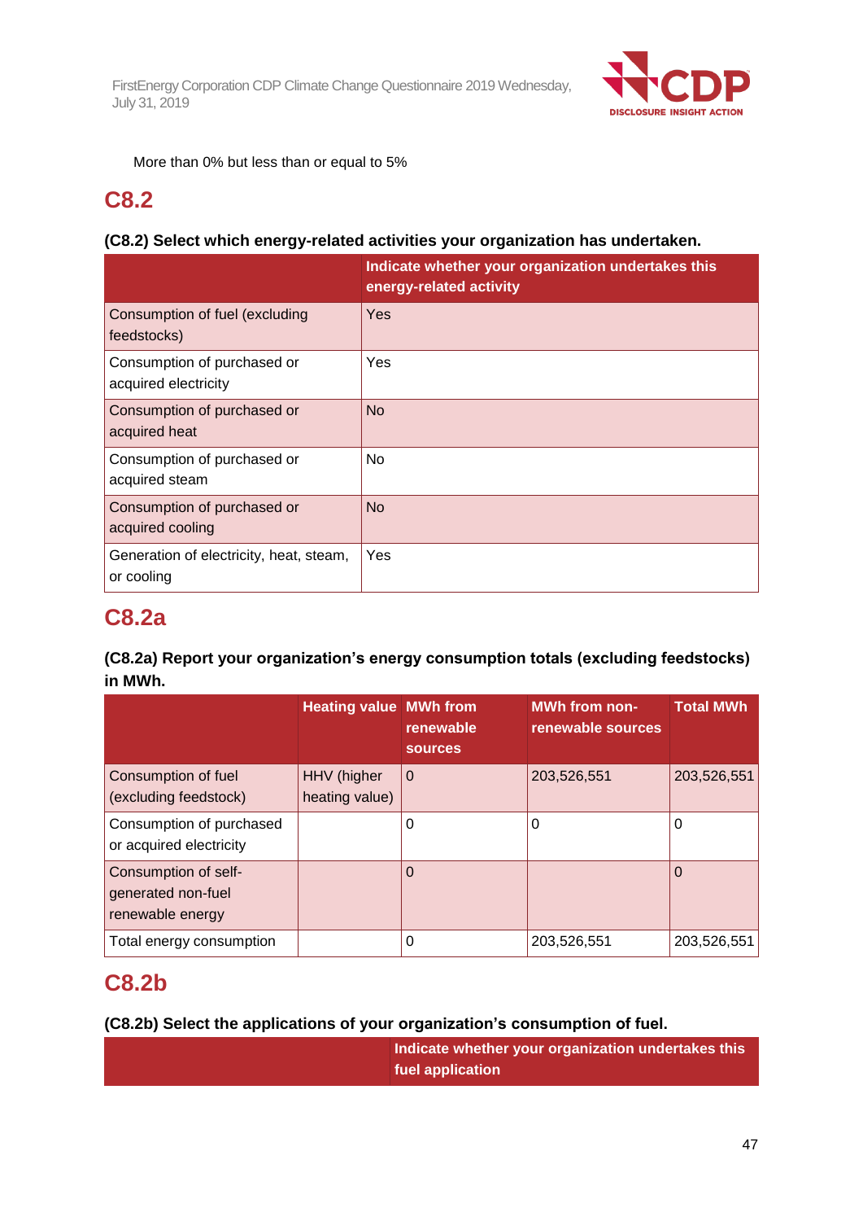More than 0% but less than or equal to 5%

## C8.2

**(C8.2) Select which energy-related activities your organization has undertaken.**

| | Indicate whether your organization undertakes this energy-related activity |
|---|---|
| Consumption of fuel (excluding feedstocks) | Yes |
| Consumption of purchased or acquired electricity | Yes |
| Consumption of purchased or acquired heat | No |
| Consumption of purchased or acquired steam | No |
| Consumption of purchased or acquired cooling | No |
| Generation of electricity, heat, steam, or cooling | Yes |

## C8.2a

**(C8.2a) Report your organization's energy consumption totals (excluding feedstocks) in MWh.**

| | Heating value | MWh from renewable sources | MWh from non-renewable sources | Total MWh |
|---|---|---|---|---|
| Consumption of fuel (excluding feedstock) | HHV (higher heating value) | 0 | 203,526,551 | 203,526,551 |
| Consumption of purchased or acquired electricity | | 0 | 0 | 0 |
| Consumption of self-generated non-fuel renewable energy | | 0 | | 0 |
| Total energy consumption | | 0 | 203,526,551 | 203,526,551 |

## C8.2b

**(C8.2b) Select the applications of your organization's consumption of fuel.**

| | Indicate whether your organization undertakes this fuel application |
|---|---|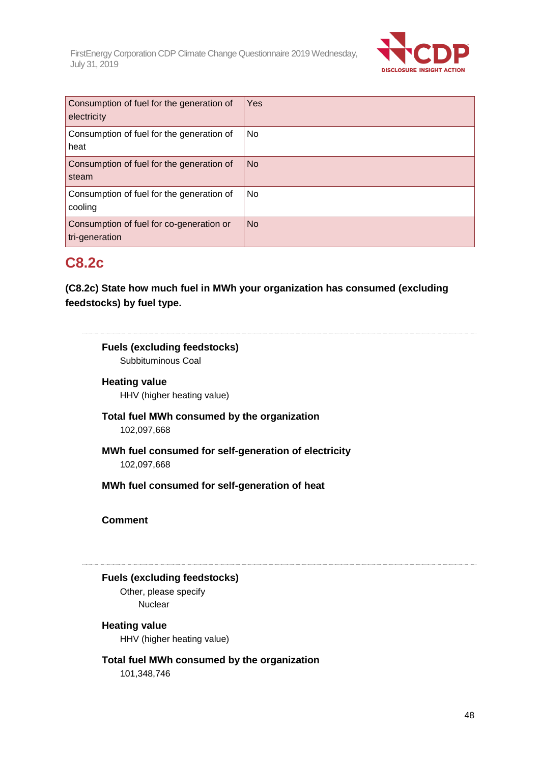| Consumption of fuel for the generation of electricity | Yes |
|---|---|
| Consumption of fuel for the generation of heat | No |
| Consumption of fuel for the generation of steam | No |
| Consumption of fuel for the generation of cooling | No |
| Consumption of fuel for co-generation or tri-generation | No |

## C8.2c

**(C8.2c) State how much fuel in MWh your organization has consumed (excluding feedstocks) by fuel type.**

---

**Fuels (excluding feedstocks)**
Subbituminous Coal

**Heating value**
HHV (higher heating value)

**Total fuel MWh consumed by the organization**
102,097,668

**MWh fuel consumed for self-generation of electricity**
102,097,668

**MWh fuel consumed for self-generation of heat**

**Comment**

---

**Fuels (excluding feedstocks)**
Other, please specify
Nuclear

**Heating value**
HHV (higher heating value)

**Total fuel MWh consumed by the organization**
101,348,746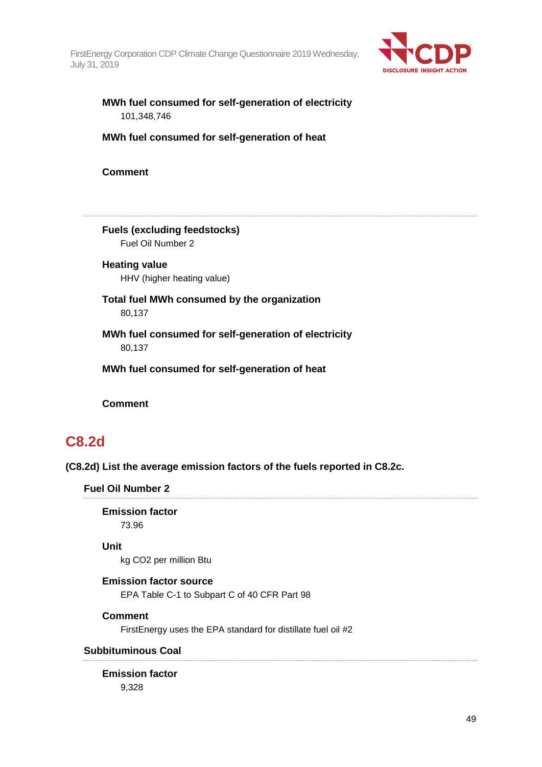**MWh fuel consumed for self-generation of electricity**

101,348,746

**MWh fuel consumed for self-generation of heat**

**Comment**

---

**Fuels (excluding feedstocks)**

Fuel Oil Number 2

**Heating value**

HHV (higher heating value)

**Total fuel MWh consumed by the organization**

80,137

**MWh fuel consumed for self-generation of electricity**

80,137

**MWh fuel consumed for self-generation of heat**

**Comment**

## C8.2d

**(C8.2d) List the average emission factors of the fuels reported in C8.2c.**

### Fuel Oil Number 2

**Emission factor**

73.96

**Unit**

kg CO2 per million Btu

**Emission factor source**

EPA Table C-1 to Subpart C of 40 CFR Part 98

**Comment**

FirstEnergy uses the EPA standard for distillate fuel oil #2

### Subbituminous Coal

**Emission factor**

9,328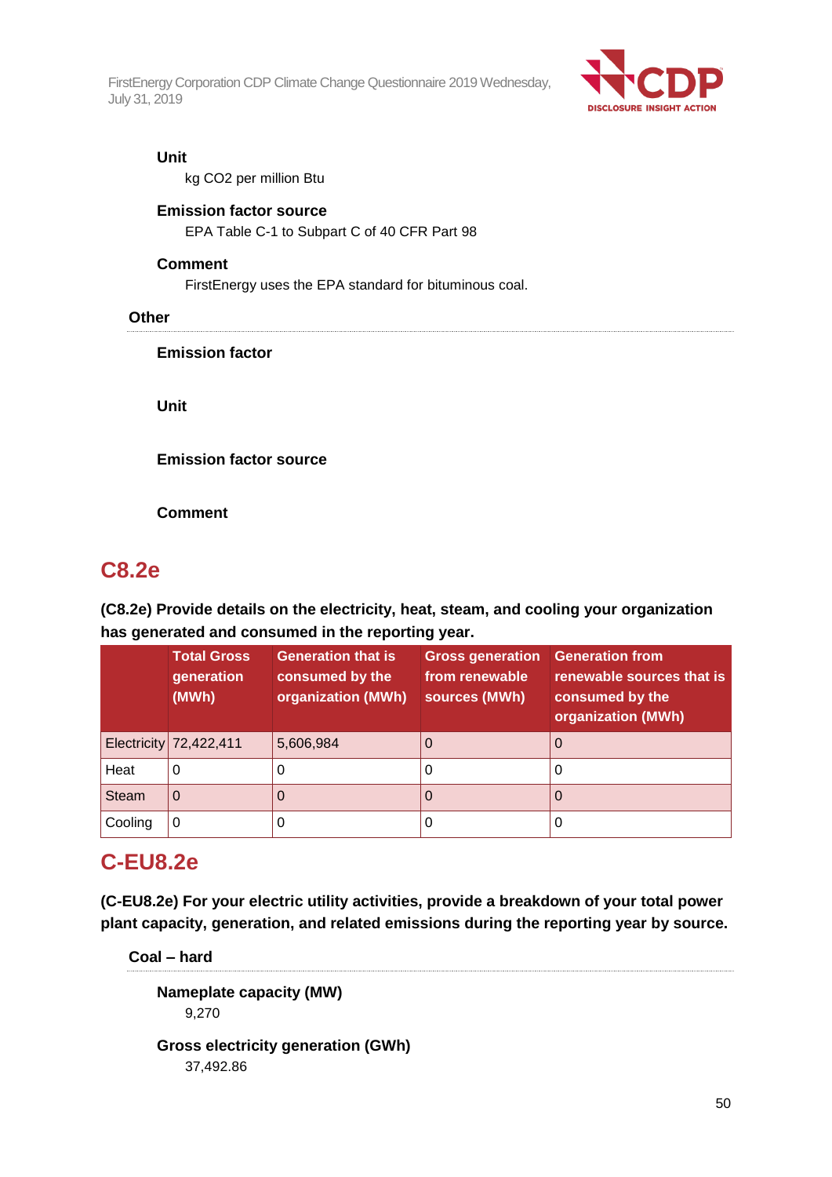**Unit**

kg CO2 per million Btu

**Emission factor source**

EPA Table C-1 to Subpart C of 40 CFR Part 98

**Comment**

FirstEnergy uses the EPA standard for bituminous coal.

**Other**

**Emission factor**

**Unit**

**Emission factor source**

**Comment**

## C8.2e

**(C8.2e) Provide details on the electricity, heat, steam, and cooling your organization has generated and consumed in the reporting year.**

| | Total Gross generation (MWh) | Generation that is consumed by the organization (MWh) | Gross generation from renewable sources (MWh) | Generation from renewable sources that is consumed by the organization (MWh) |
|---|---|---|---|---|
| Electricity | 72,422,411 | 5,606,984 | 0 | 0 |
| Heat | 0 | 0 | 0 | 0 |
| Steam | 0 | 0 | 0 | 0 |
| Cooling | 0 | 0 | 0 | 0 |

## C-EU8.2e

**(C-EU8.2e) For your electric utility activities, provide a breakdown of your total power plant capacity, generation, and related emissions during the reporting year by source.**

**Coal – hard**

**Nameplate capacity (MW)**

9,270

**Gross electricity generation (GWh)**

37,492.86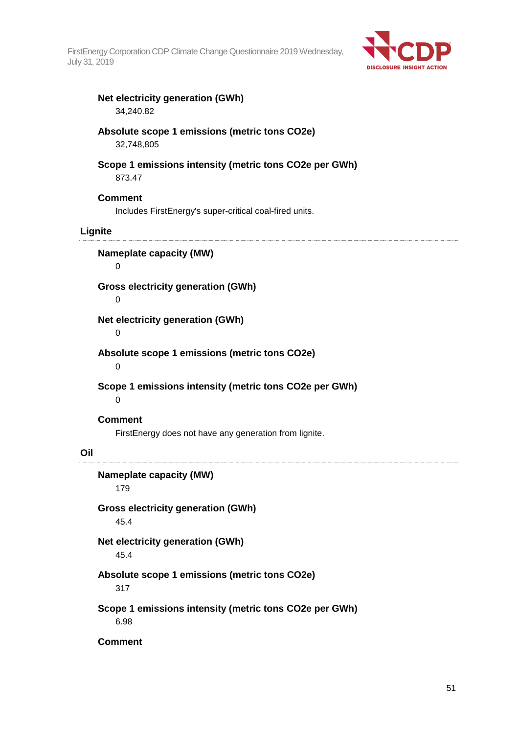**Net electricity generation (GWh)**

34,240.82

**Absolute scope 1 emissions (metric tons CO2e)**

32,748,805

**Scope 1 emissions intensity (metric tons CO2e per GWh)**

873.47

**Comment**

Includes FirstEnergy's super-critical coal-fired units.

### Lignite

**Nameplate capacity (MW)**

0

**Gross electricity generation (GWh)**

0

**Net electricity generation (GWh)**

0

**Absolute scope 1 emissions (metric tons CO2e)**

0

**Scope 1 emissions intensity (metric tons CO2e per GWh)**

0

**Comment**

FirstEnergy does not have any generation from lignite.

### Oil

**Nameplate capacity (MW)**

179

**Gross electricity generation (GWh)**

45.4

**Net electricity generation (GWh)**

45.4

**Absolute scope 1 emissions (metric tons CO2e)**

317

**Scope 1 emissions intensity (metric tons CO2e per GWh)**

6.98

**Comment**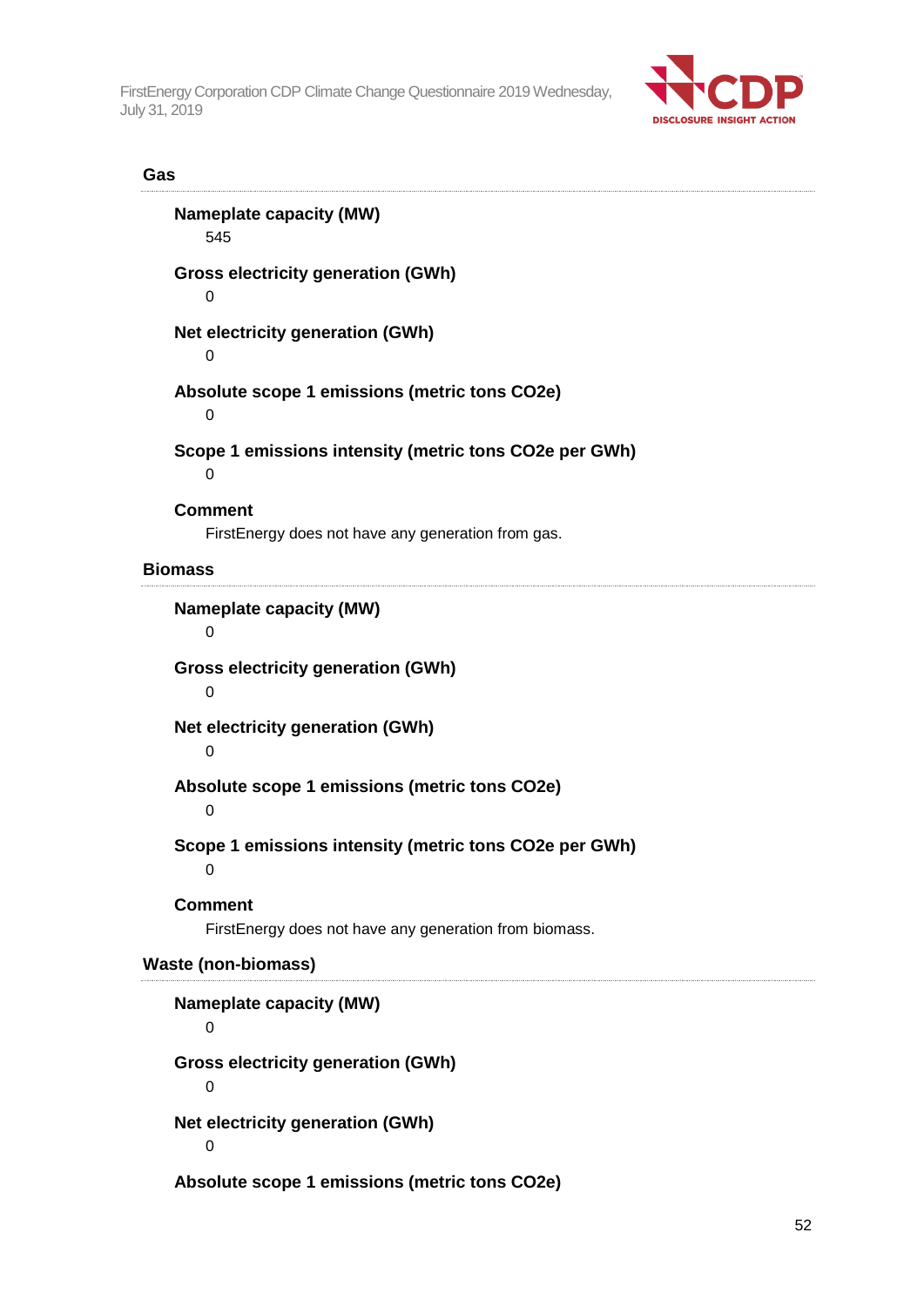### Gas

**Nameplate capacity (MW)**

545

**Gross electricity generation (GWh)**

0

**Net electricity generation (GWh)**

0

**Absolute scope 1 emissions (metric tons CO2e)**

0

**Scope 1 emissions intensity (metric tons CO2e per GWh)**

0

**Comment**

FirstEnergy does not have any generation from gas.

### Biomass

**Nameplate capacity (MW)**

0

**Gross electricity generation (GWh)**

0

**Net electricity generation (GWh)**

0

**Absolute scope 1 emissions (metric tons CO2e)**

0

**Scope 1 emissions intensity (metric tons CO2e per GWh)**

0

**Comment**

FirstEnergy does not have any generation from biomass.

### Waste (non-biomass)

**Nameplate capacity (MW)**

0

**Gross electricity generation (GWh)**

0

**Net electricity generation (GWh)**

0

**Absolute scope 1 emissions (metric tons CO2e)**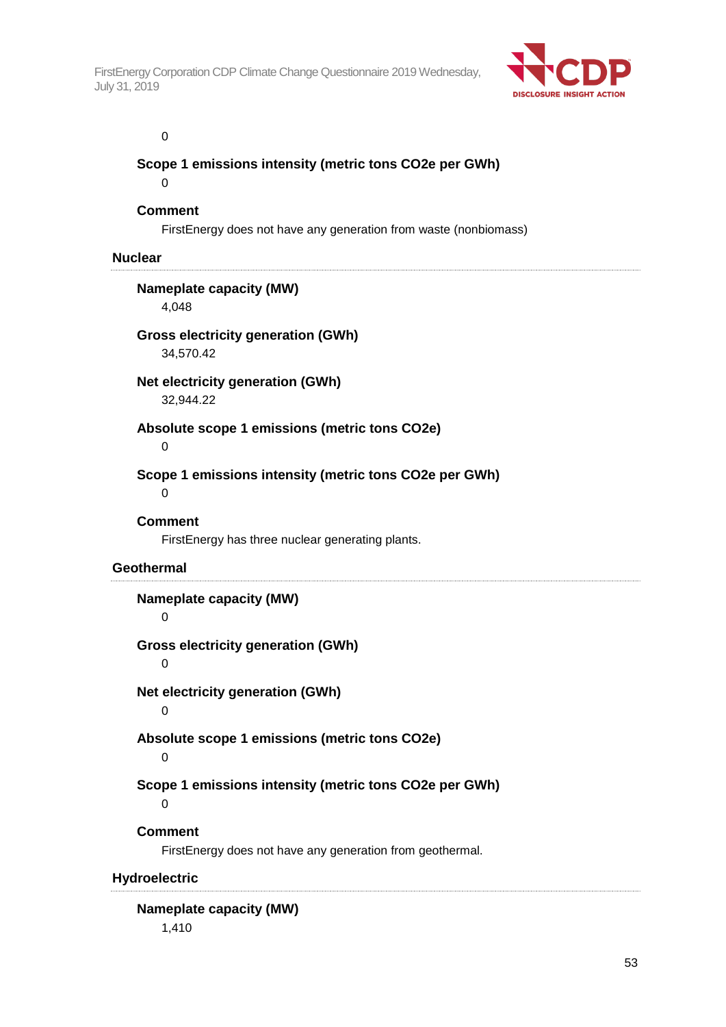0

**Scope 1 emissions intensity (metric tons CO2e per GWh)**

0

**Comment**

FirstEnergy does not have any generation from waste (nonbiomass)

### Nuclear

**Nameplate capacity (MW)**

4,048

**Gross electricity generation (GWh)**

34,570.42

**Net electricity generation (GWh)**

32,944.22

**Absolute scope 1 emissions (metric tons CO2e)**

0

**Scope 1 emissions intensity (metric tons CO2e per GWh)**

0

**Comment**

FirstEnergy has three nuclear generating plants.

### Geothermal

**Nameplate capacity (MW)**

0

**Gross electricity generation (GWh)**

0

**Net electricity generation (GWh)**

0

**Absolute scope 1 emissions (metric tons CO2e)**

0

**Scope 1 emissions intensity (metric tons CO2e per GWh)**

0

**Comment**

FirstEnergy does not have any generation from geothermal.

### Hydroelectric

**Nameplate capacity (MW)**

1,410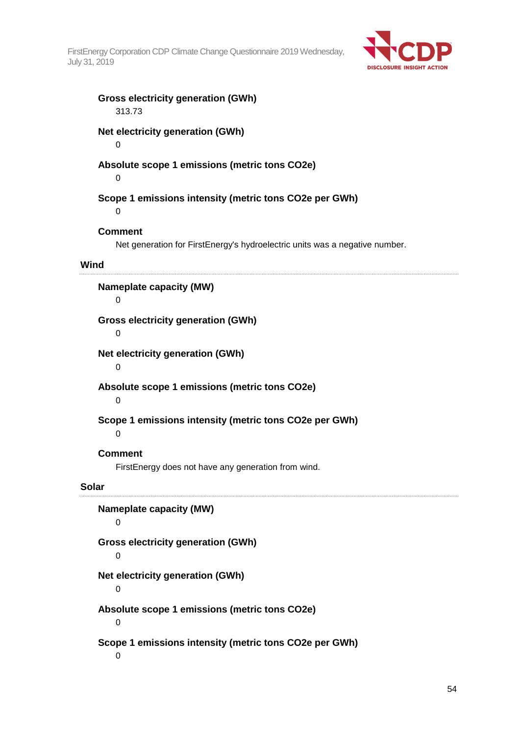**Gross electricity generation (GWh)**

313.73

**Net electricity generation (GWh)**

0

**Absolute scope 1 emissions (metric tons CO2e)**

0

**Scope 1 emissions intensity (metric tons CO2e per GWh)**

0

**Comment**

Net generation for FirstEnergy's hydroelectric units was a negative number.

### Wind

**Nameplate capacity (MW)**

0

**Gross electricity generation (GWh)**

0

**Net electricity generation (GWh)**

0

**Absolute scope 1 emissions (metric tons CO2e)**

0

**Scope 1 emissions intensity (metric tons CO2e per GWh)**

0

**Comment**

FirstEnergy does not have any generation from wind.

### Solar

**Nameplate capacity (MW)**

0

**Gross electricity generation (GWh)**

0

**Net electricity generation (GWh)**

0

**Absolute scope 1 emissions (metric tons CO2e)**

0

**Scope 1 emissions intensity (metric tons CO2e per GWh)**

0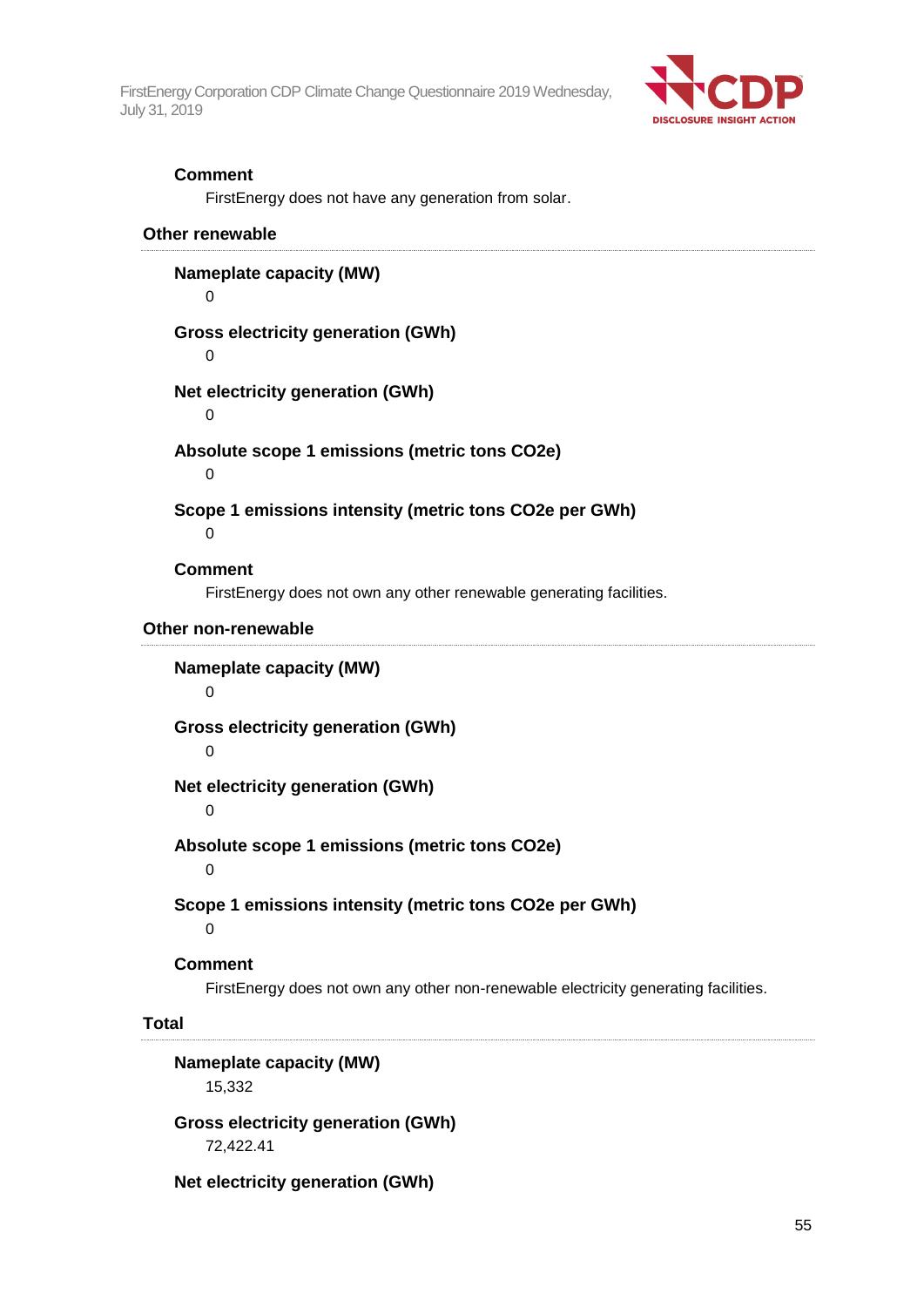**Comment**

FirstEnergy does not have any generation from solar.

**Other renewable**

**Nameplate capacity (MW)**

0

**Gross electricity generation (GWh)**

0

**Net electricity generation (GWh)**

0

**Absolute scope 1 emissions (metric tons CO2e)**

0

**Scope 1 emissions intensity (metric tons CO2e per GWh)**

0

**Comment**

FirstEnergy does not own any other renewable generating facilities.

**Other non-renewable**

**Nameplate capacity (MW)**

0

**Gross electricity generation (GWh)**

0

**Net electricity generation (GWh)**

0

**Absolute scope 1 emissions (metric tons CO2e)**

0

**Scope 1 emissions intensity (metric tons CO2e per GWh)**

0

**Comment**

FirstEnergy does not own any other non-renewable electricity generating facilities.

**Total**

**Nameplate capacity (MW)**

15,332

**Gross electricity generation (GWh)**

72,422.41

**Net electricity generation (GWh)**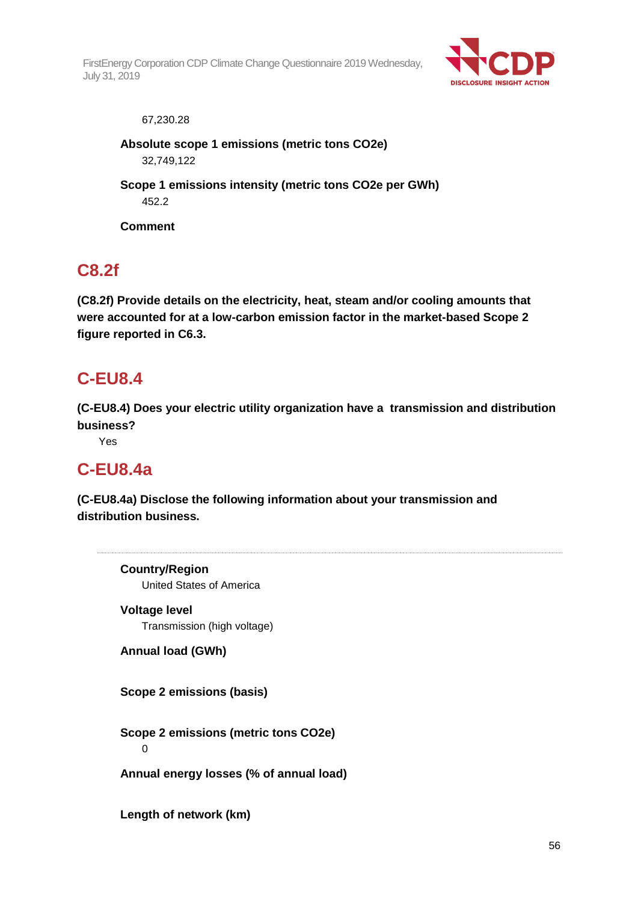67,230.28

**Absolute scope 1 emissions (metric tons CO2e)**

32,749,122

**Scope 1 emissions intensity (metric tons CO2e per GWh)**

452.2

**Comment**

## C8.2f

**(C8.2f) Provide details on the electricity, heat, steam and/or cooling amounts that were accounted for at a low-carbon emission factor in the market-based Scope 2 figure reported in C6.3.**

## C-EU8.4

**(C-EU8.4) Does your electric utility organization have a transmission and distribution business?**

Yes

## C-EU8.4a

**(C-EU8.4a) Disclose the following information about your transmission and distribution business.**

---

**Country/Region**

United States of America

**Voltage level**

Transmission (high voltage)

**Annual load (GWh)**

**Scope 2 emissions (basis)**

**Scope 2 emissions (metric tons CO2e)**

0

**Annual energy losses (% of annual load)**

**Length of network (km)**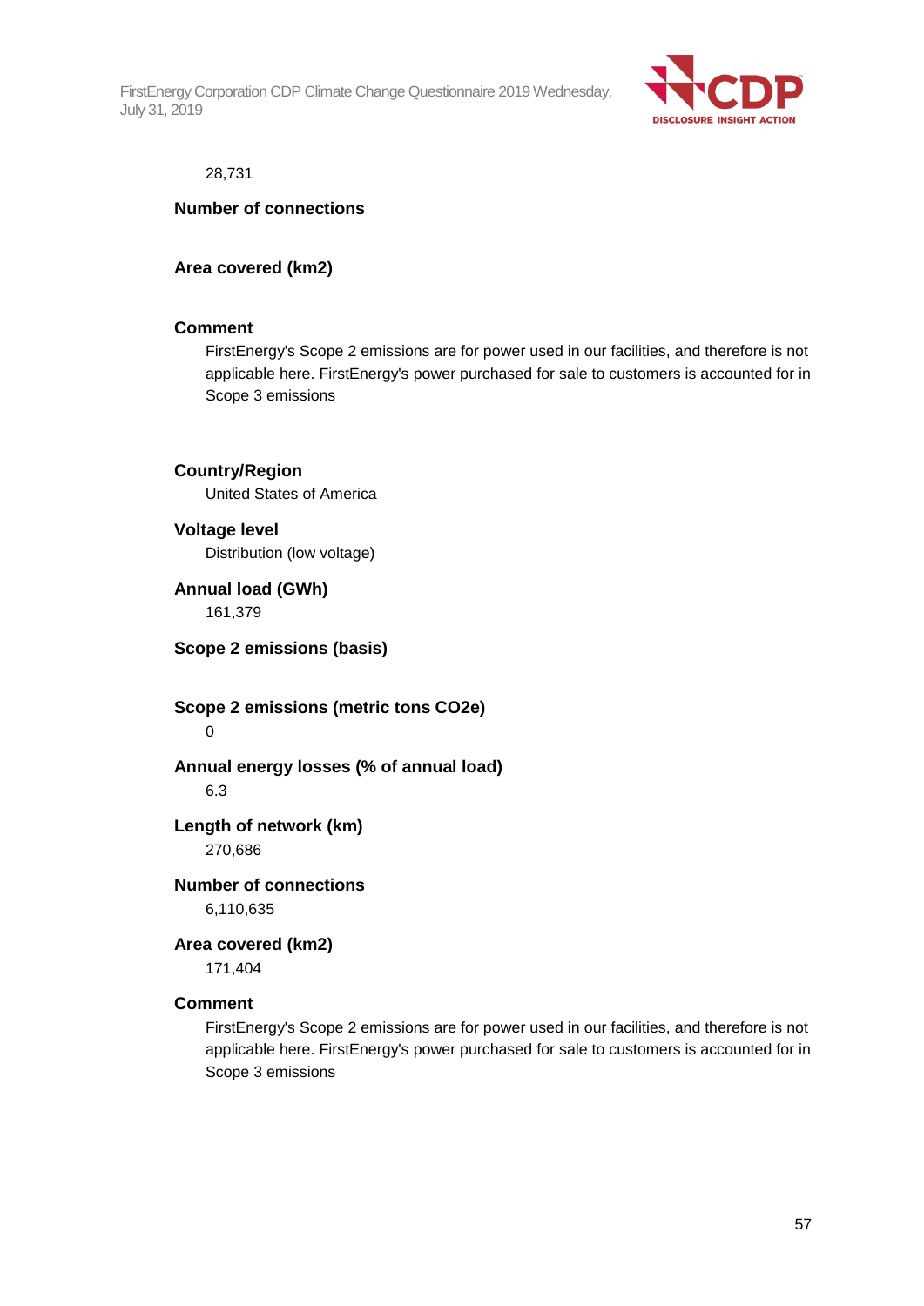28,731

**Number of connections**

**Area covered (km2)**

**Comment**

FirstEnergy's Scope 2 emissions are for power used in our facilities, and therefore is not applicable here. FirstEnergy's power purchased for sale to customers is accounted for in Scope 3 emissions

---

**Country/Region**

United States of America

**Voltage level**

Distribution (low voltage)

**Annual load (GWh)**

161,379

**Scope 2 emissions (basis)**

**Scope 2 emissions (metric tons CO2e)**

0

**Annual energy losses (% of annual load)**

6.3

**Length of network (km)**

270,686

**Number of connections**

6,110,635

**Area covered (km2)**

171,404

**Comment**

FirstEnergy's Scope 2 emissions are for power used in our facilities, and therefore is not applicable here. FirstEnergy's power purchased for sale to customers is accounted for in Scope 3 emissions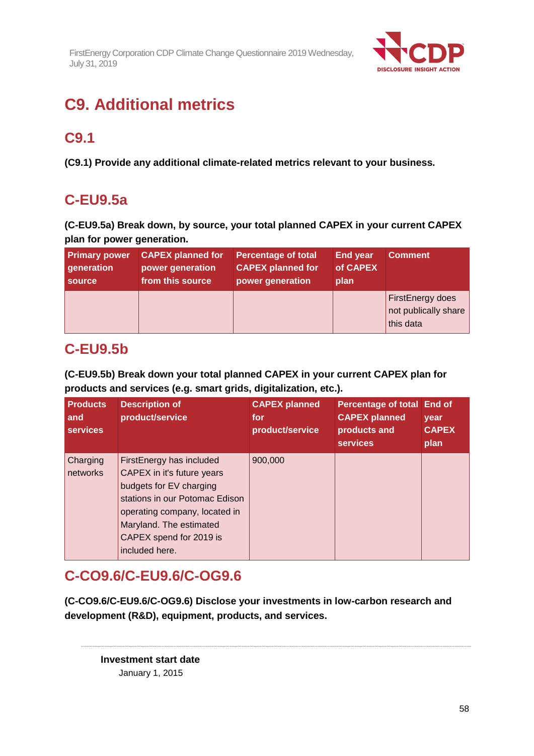# C9. Additional metrics

## C9.1

**(C9.1) Provide any additional climate-related metrics relevant to your business.**

## C-EU9.5a

**(C-EU9.5a) Break down, by source, your total planned CAPEX in your current CAPEX plan for power generation.**

| Primary power generation source | CAPEX planned for power generation from this source | Percentage of total CAPEX planned for power generation | End year of CAPEX plan | Comment |
|---|---|---|---|---|
| | | | | FirstEnergy does not publically share this data |

## C-EU9.5b

**(C-EU9.5b) Break down your total planned CAPEX in your current CAPEX plan for products and services (e.g. smart grids, digitalization, etc.).**

| Products and services | Description of product/service | CAPEX planned for product/service | Percentage of total CAPEX planned products and services | End of year CAPEX plan |
|---|---|---|---|---|
| Charging networks | FirstEnergy has included CAPEX in it's future years budgets for EV charging stations in our Potomac Edison operating company, located in Maryland. The estimated CAPEX spend for 2019 is included here. | 900,000 | | |

## C-CO9.6/C-EU9.6/C-OG9.6

**(C-CO9.6/C-EU9.6/C-OG9.6) Disclose your investments in low-carbon research and development (R&D), equipment, products, and services.**

**Investment start date**

January 1, 2015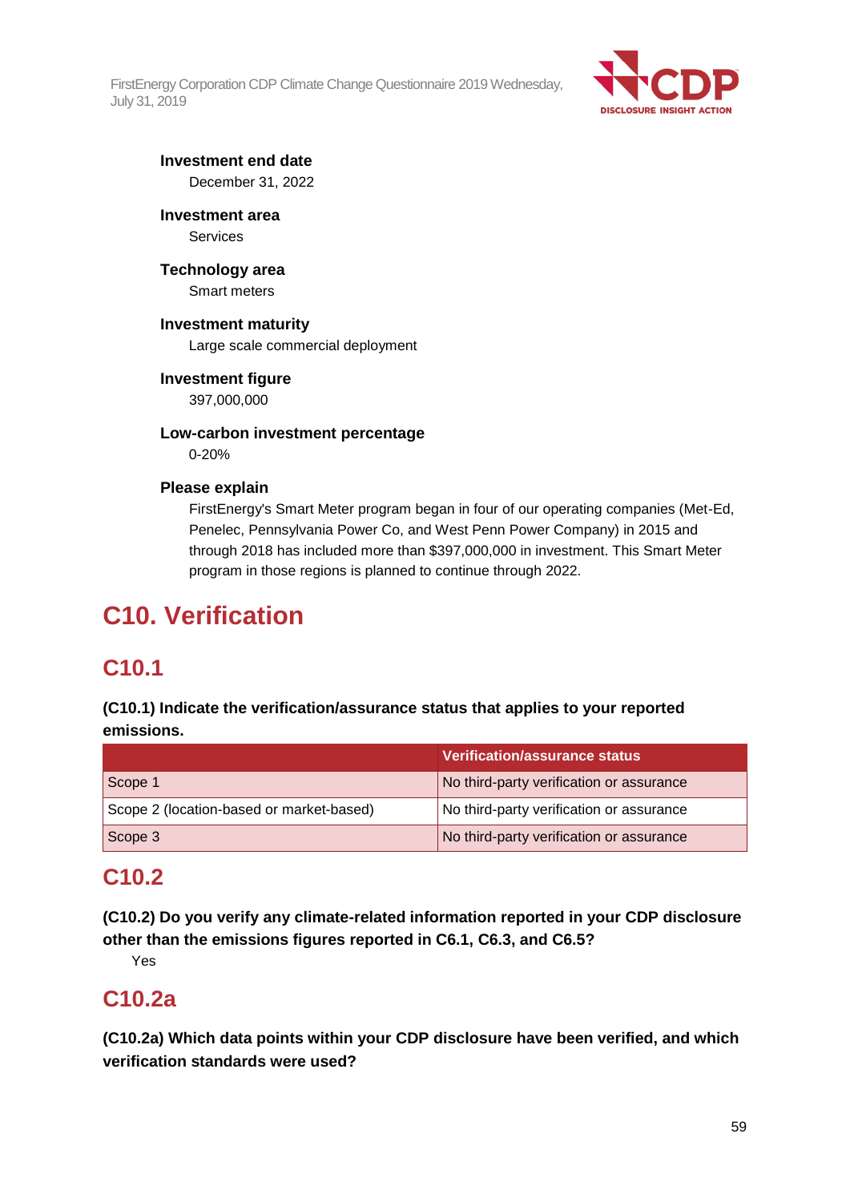**Investment end date**

December 31, 2022

**Investment area**

Services

**Technology area**

Smart meters

**Investment maturity**

Large scale commercial deployment

**Investment figure**

397,000,000

**Low-carbon investment percentage**

0-20%

**Please explain**

FirstEnergy's Smart Meter program began in four of our operating companies (Met-Ed, Penelec, Pennsylvania Power Co, and West Penn Power Company) in 2015 and through 2018 has included more than $397,000,000 in investment. This Smart Meter program in those regions is planned to continue through 2022.

# C10. Verification

## C10.1

**(C10.1) Indicate the verification/assurance status that applies to your reported emissions.**

| | Verification/assurance status |
|---|---|
| Scope 1 | No third-party verification or assurance |
| Scope 2 (location-based or market-based) | No third-party verification or assurance |
| Scope 3 | No third-party verification or assurance |

## C10.2

**(C10.2) Do you verify any climate-related information reported in your CDP disclosure other than the emissions figures reported in C6.1, C6.3, and C6.5?**

Yes

## C10.2a

**(C10.2a) Which data points within your CDP disclosure have been verified, and which verification standards were used?**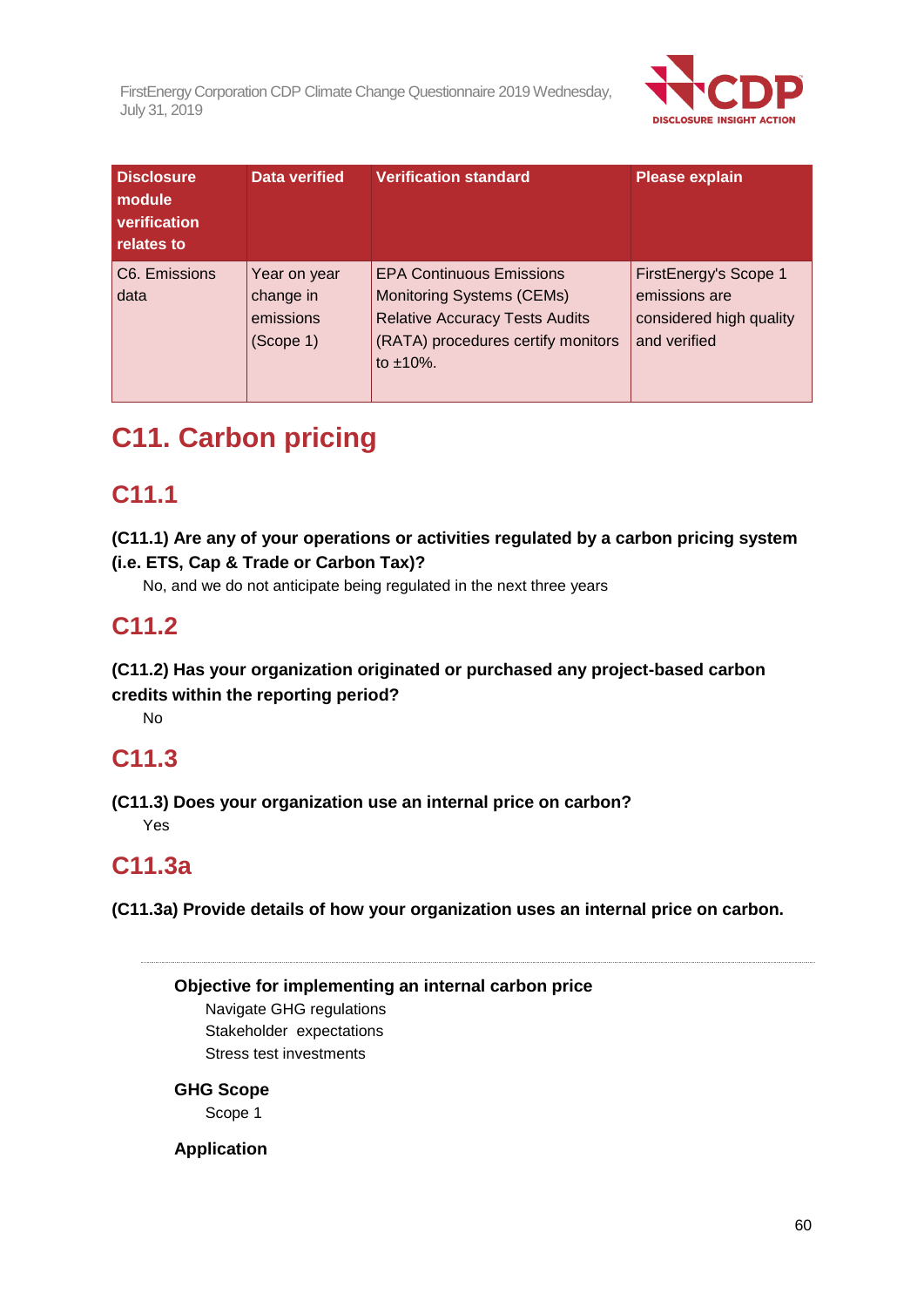| Disclosure module verification relates to | Data verified | Verification standard | Please explain |
|---|---|---|---|
| C6. Emissions data | Year on year change in emissions (Scope 1) | EPA Continuous Emissions Monitoring Systems (CEMs) Relative Accuracy Tests Audits (RATA) procedures certify monitors to ±10%. | FirstEnergy's Scope 1 emissions are considered high quality and verified |

# C11. Carbon pricing

## C11.1

**(C11.1) Are any of your operations or activities regulated by a carbon pricing system (i.e. ETS, Cap & Trade or Carbon Tax)?**

No, and we do not anticipate being regulated in the next three years

## C11.2

**(C11.2) Has your organization originated or purchased any project-based carbon credits within the reporting period?**

No

## C11.3

**(C11.3) Does your organization use an internal price on carbon?**

Yes

## C11.3a

**(C11.3a) Provide details of how your organization uses an internal price on carbon.**

---

**Objective for implementing an internal carbon price**

Navigate GHG regulations
Stakeholder expectations
Stress test investments

**GHG Scope**

Scope 1

**Application**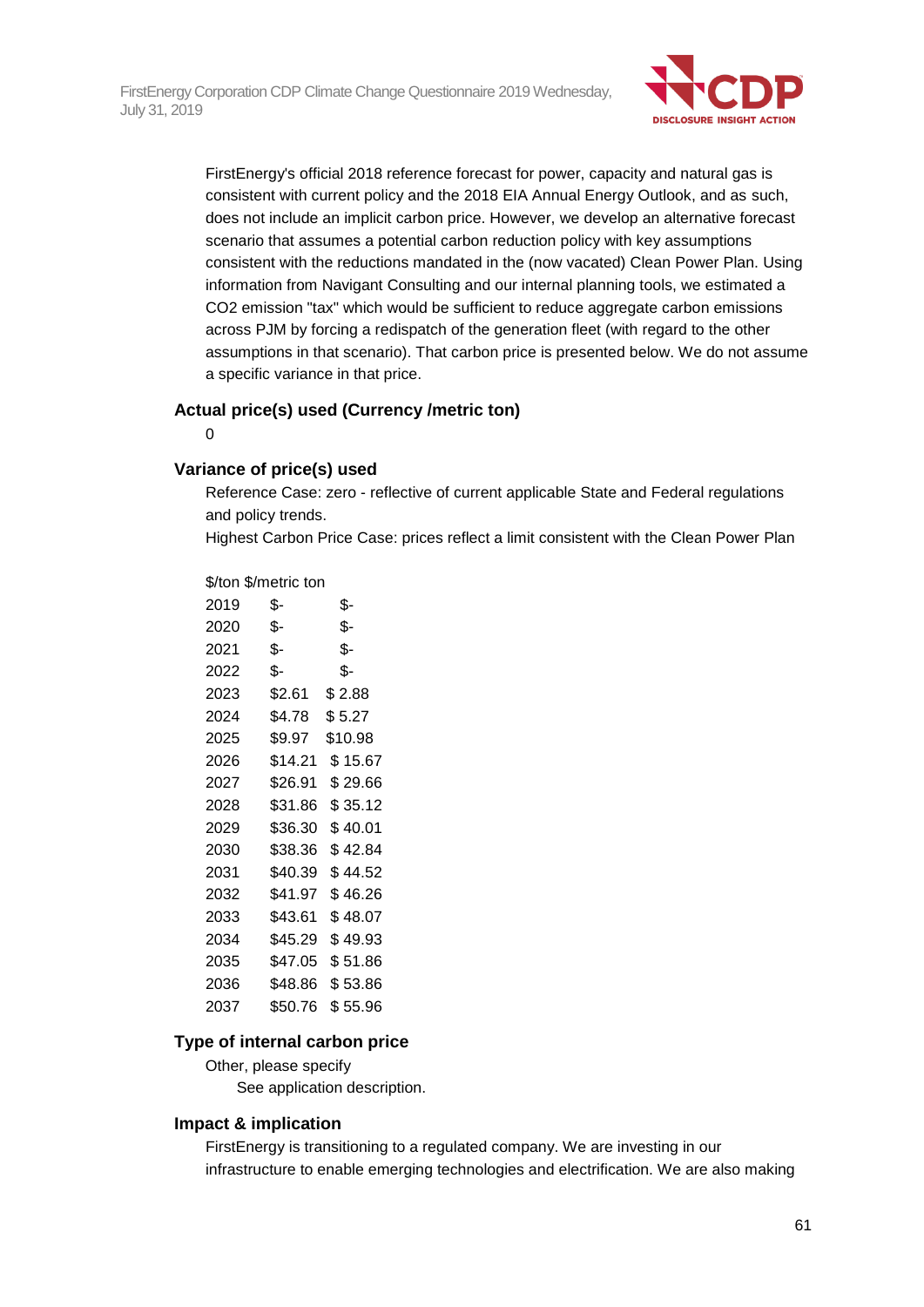FirstEnergy's official 2018 reference forecast for power, capacity and natural gas is consistent with current policy and the 2018 EIA Annual Energy Outlook, and as such, does not include an implicit carbon price. However, we develop an alternative forecast scenario that assumes a potential carbon reduction policy with key assumptions consistent with the reductions mandated in the (now vacated) Clean Power Plan. Using information from Navigant Consulting and our internal planning tools, we estimated a CO2 emission "tax" which would be sufficient to reduce aggregate carbon emissions across PJM by forcing a redispatch of the generation fleet (with regard to the other assumptions in that scenario). That carbon price is presented below. We do not assume a specific variance in that price.

### Actual price(s) used (Currency /metric ton)

0

### Variance of price(s) used

Reference Case: zero - reflective of current applicable State and Federal regulations and policy trends.
Highest Carbon Price Case: prices reflect a limit consistent with the Clean Power Plan

| | $/ton | $/metric ton |
|---|---|---|
| 2019 | $- | $- |
| 2020 | $- | $- |
| 2021 | $- | $- |
| 2022 | $- | $- |
| 2023 | $2.61 | $ 2.88 |
| 2024 | $4.78 | $ 5.27 |
| 2025 | $9.97 | $10.98 |
| 2026 | $14.21 | $ 15.67 |
| 2027 | $26.91 | $ 29.66 |
| 2028 | $31.86 | $ 35.12 |
| 2029 | $36.30 | $ 40.01 |
| 2030 | $38.36 | $ 42.84 |
| 2031 | $40.39 | $ 44.52 |
| 2032 | $41.97 | $ 46.26 |
| 2033 | $43.61 | $ 48.07 |
| 2034 | $45.29 | $ 49.93 |
| 2035 | $47.05 | $ 51.86 |
| 2036 | $48.86 | $ 53.86 |
| 2037 | $50.76 | $ 55.96 |

### Type of internal carbon price

Other, please specify
See application description.

### Impact & implication

FirstEnergy is transitioning to a regulated company. We are investing in our infrastructure to enable emerging technologies and electrification. We are also making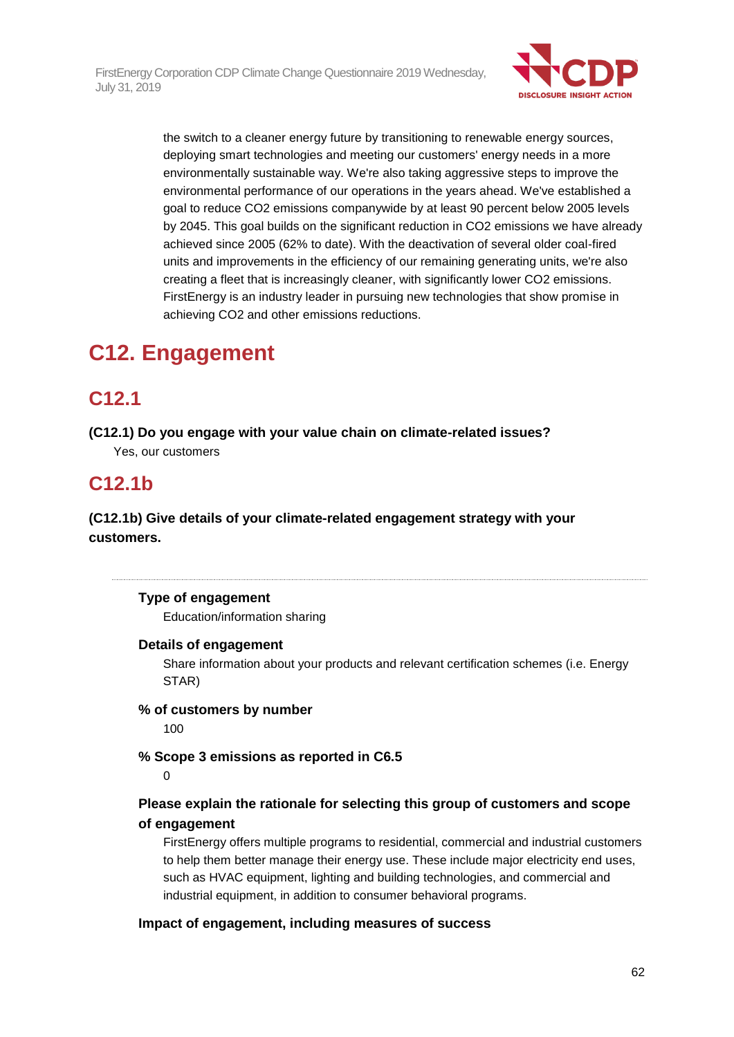the switch to a cleaner energy future by transitioning to renewable energy sources, deploying smart technologies and meeting our customers' energy needs in a more environmentally sustainable way. We're also taking aggressive steps to improve the environmental performance of our operations in the years ahead. We've established a goal to reduce $CO_2$ emissions companywide by at least 90 percent below 2005 levels by 2045. This goal builds on the significant reduction in $CO_2$ emissions we have already achieved since 2005 (62% to date). With the deactivation of several older coal-fired units and improvements in the efficiency of our remaining generating units, we're also creating a fleet that is increasingly cleaner, with significantly lower $CO_2$ emissions. FirstEnergy is an industry leader in pursuing new technologies that show promise in achieving $CO_2$ and other emissions reductions.

# C12. Engagement

## C12.1

**(C12.1) Do you engage with your value chain on climate-related issues?**

Yes, our customers

## C12.1b

**(C12.1b) Give details of your climate-related engagement strategy with your customers.**

---

**Type of engagement**

Education/information sharing

**Details of engagement**

Share information about your products and relevant certification schemes (i.e. Energy STAR)

**% of customers by number**

100

**% Scope 3 emissions as reported in C6.5**

0

**Please explain the rationale for selecting this group of customers and scope of engagement**

FirstEnergy offers multiple programs to residential, commercial and industrial customers to help them better manage their energy use. These include major electricity end uses, such as HVAC equipment, lighting and building technologies, and commercial and industrial equipment, in addition to consumer behavioral programs.

**Impact of engagement, including measures of success**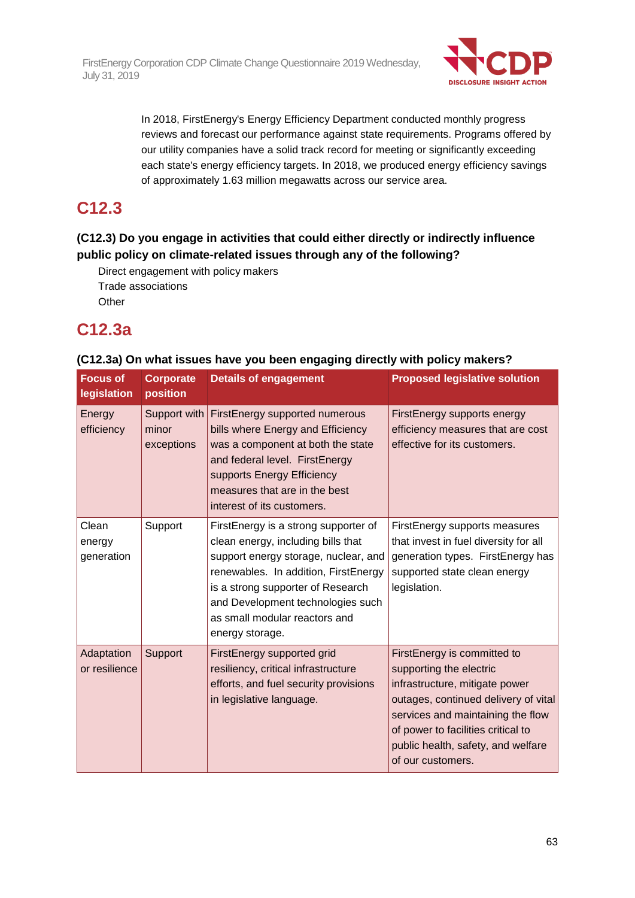In 2018, FirstEnergy's Energy Efficiency Department conducted monthly progress reviews and forecast our performance against state requirements. Programs offered by our utility companies have a solid track record for meeting or significantly exceeding each state's energy efficiency targets. In 2018, we produced energy efficiency savings of approximately 1.63 million megawatts across our service area.

## C12.3

### (C12.3) Do you engage in activities that could either directly or indirectly influence public policy on climate-related issues through any of the following?

Direct engagement with policy makers
Trade associations
Other

## C12.3a

### (C12.3a) On what issues have you been engaging directly with policy makers?

| Focus of legislation | Corporate position | Details of engagement | Proposed legislative solution |
|---|---|---|---|
| Energy efficiency | Support with minor exceptions | FirstEnergy supported numerous bills where Energy and Efficiency was a component at both the state and federal level. FirstEnergy supports Energy Efficiency measures that are in the best interest of its customers. | FirstEnergy supports energy efficiency measures that are cost effective for its customers. |
| Clean energy generation | Support | FirstEnergy is a strong supporter of clean energy, including bills that support energy storage, nuclear, and renewables. In addition, FirstEnergy is a strong supporter of Research and Development technologies such as small modular reactors and energy storage. | FirstEnergy supports measures that invest in fuel diversity for all generation types. FirstEnergy has supported state clean energy legislation. |
| Adaptation or resilience | Support | FirstEnergy supported grid resiliency, critical infrastructure efforts, and fuel security provisions in legislative language. | FirstEnergy is committed to supporting the electric infrastructure, mitigate power outages, continued delivery of vital services and maintaining the flow of power to facilities critical to public health, safety, and welfare of our customers. |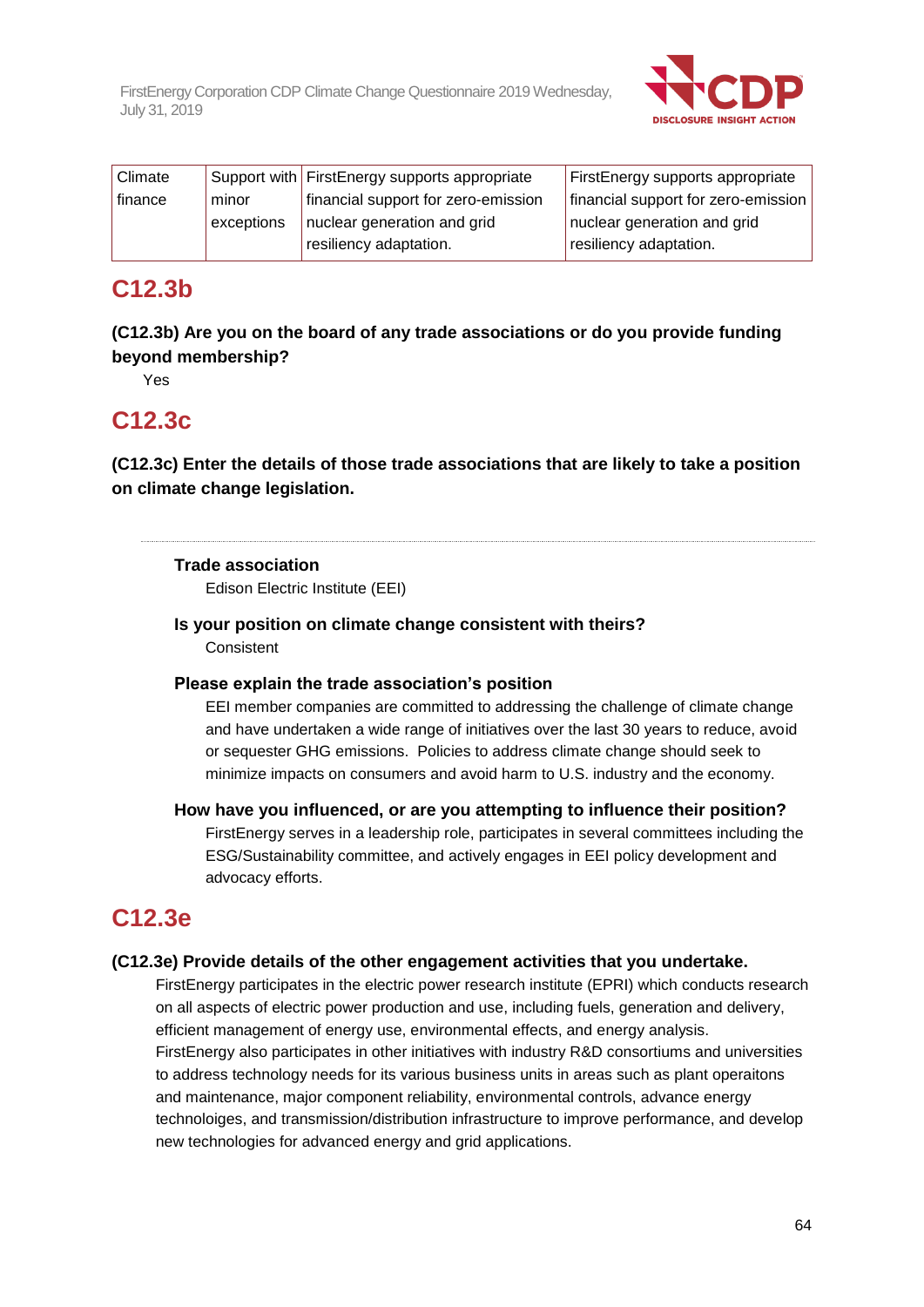| Climate finance | Support with minor exceptions | FirstEnergy supports appropriate financial support for zero-emission nuclear generation and grid resiliency adaptation. | FirstEnergy supports appropriate financial support for zero-emission nuclear generation and grid resiliency adaptation. |
|---|---|---|---|

## C12.3b

**(C12.3b) Are you on the board of any trade associations or do you provide funding beyond membership?**

Yes

## C12.3c

**(C12.3c) Enter the details of those trade associations that are likely to take a position on climate change legislation.**

---

**Trade association**

Edison Electric Institute (EEI)

**Is your position on climate change consistent with theirs?**

Consistent

**Please explain the trade association's position**

EEI member companies are committed to addressing the challenge of climate change and have undertaken a wide range of initiatives over the last 30 years to reduce, avoid or sequester GHG emissions. Policies to address climate change should seek to minimize impacts on consumers and avoid harm to U.S. industry and the economy.

**How have you influenced, or are you attempting to influence their position?**

FirstEnergy serves in a leadership role, participates in several committees including the ESG/Sustainability committee, and actively engages in EEI policy development and advocacy efforts.

## C12.3e

**(C12.3e) Provide details of the other engagement activities that you undertake.**

FirstEnergy participates in the electric power research institute (EPRI) which conducts research on all aspects of electric power production and use, including fuels, generation and delivery, efficient management of energy use, environmental effects, and energy analysis.
FirstEnergy also participates in other initiatives with industry R&D consortiums and universities to address technology needs for its various business units in areas such as plant operaitons and maintenance, major component reliability, environmental controls, advance energy technoloiges, and transmission/distribution infrastructure to improve performance, and develop new technologies for advanced energy and grid applications.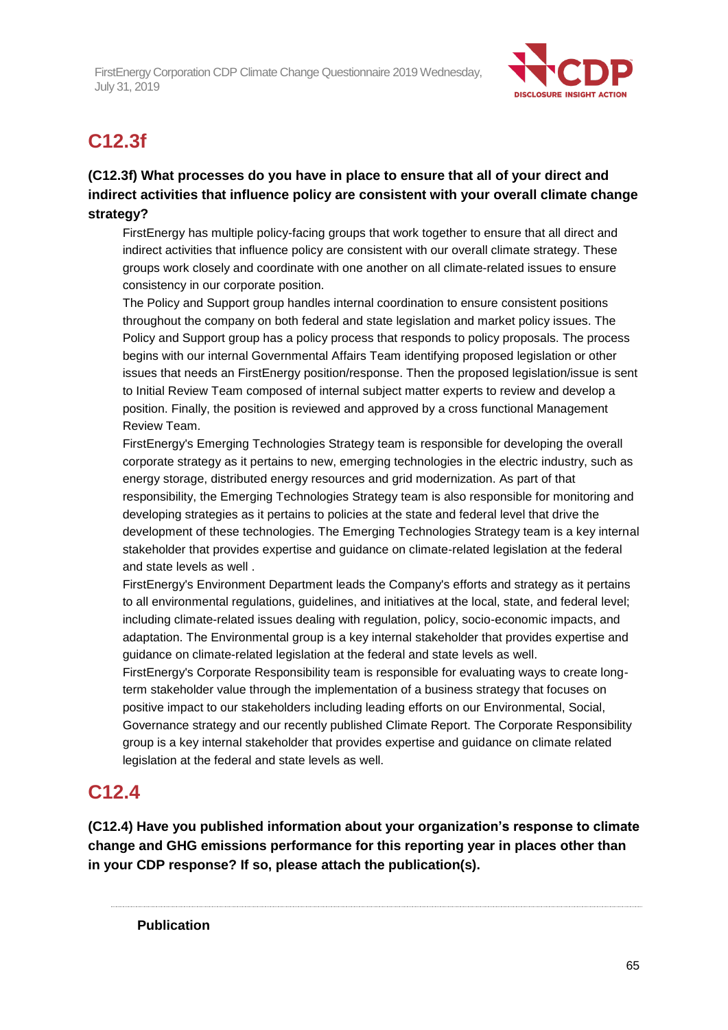## C12.3f

**(C12.3f) What processes do you have in place to ensure that all of your direct and indirect activities that influence policy are consistent with your overall climate change strategy?**

FirstEnergy has multiple policy-facing groups that work together to ensure that all direct and indirect activities that influence policy are consistent with our overall climate strategy. These groups work closely and coordinate with one another on all climate-related issues to ensure consistency in our corporate position.

The Policy and Support group handles internal coordination to ensure consistent positions throughout the company on both federal and state legislation and market policy issues. The Policy and Support group has a policy process that responds to policy proposals. The process begins with our internal Governmental Affairs Team identifying proposed legislation or other issues that needs an FirstEnergy position/response. Then the proposed legislation/issue is sent to Initial Review Team composed of internal subject matter experts to review and develop a position. Finally, the position is reviewed and approved by a cross functional Management Review Team.

FirstEnergy's Emerging Technologies Strategy team is responsible for developing the overall corporate strategy as it pertains to new, emerging technologies in the electric industry, such as energy storage, distributed energy resources and grid modernization. As part of that responsibility, the Emerging Technologies Strategy team is also responsible for monitoring and developing strategies as it pertains to policies at the state and federal level that drive the development of these technologies. The Emerging Technologies Strategy team is a key internal stakeholder that provides expertise and guidance on climate-related legislation at the federal and state levels as well .

FirstEnergy's Environment Department leads the Company's efforts and strategy as it pertains to all environmental regulations, guidelines, and initiatives at the local, state, and federal level; including climate-related issues dealing with regulation, policy, socio-economic impacts, and adaptation. The Environmental group is a key internal stakeholder that provides expertise and guidance on climate-related legislation at the federal and state levels as well.

FirstEnergy's Corporate Responsibility team is responsible for evaluating ways to create long-term stakeholder value through the implementation of a business strategy that focuses on positive impact to our stakeholders including leading efforts on our Environmental, Social, Governance strategy and our recently published Climate Report. The Corporate Responsibility group is a key internal stakeholder that provides expertise and guidance on climate related legislation at the federal and state levels as well.

## C12.4

**(C12.4) Have you published information about your organization's response to climate change and GHG emissions performance for this reporting year in places other than in your CDP response? If so, please attach the publication(s).**

**Publication**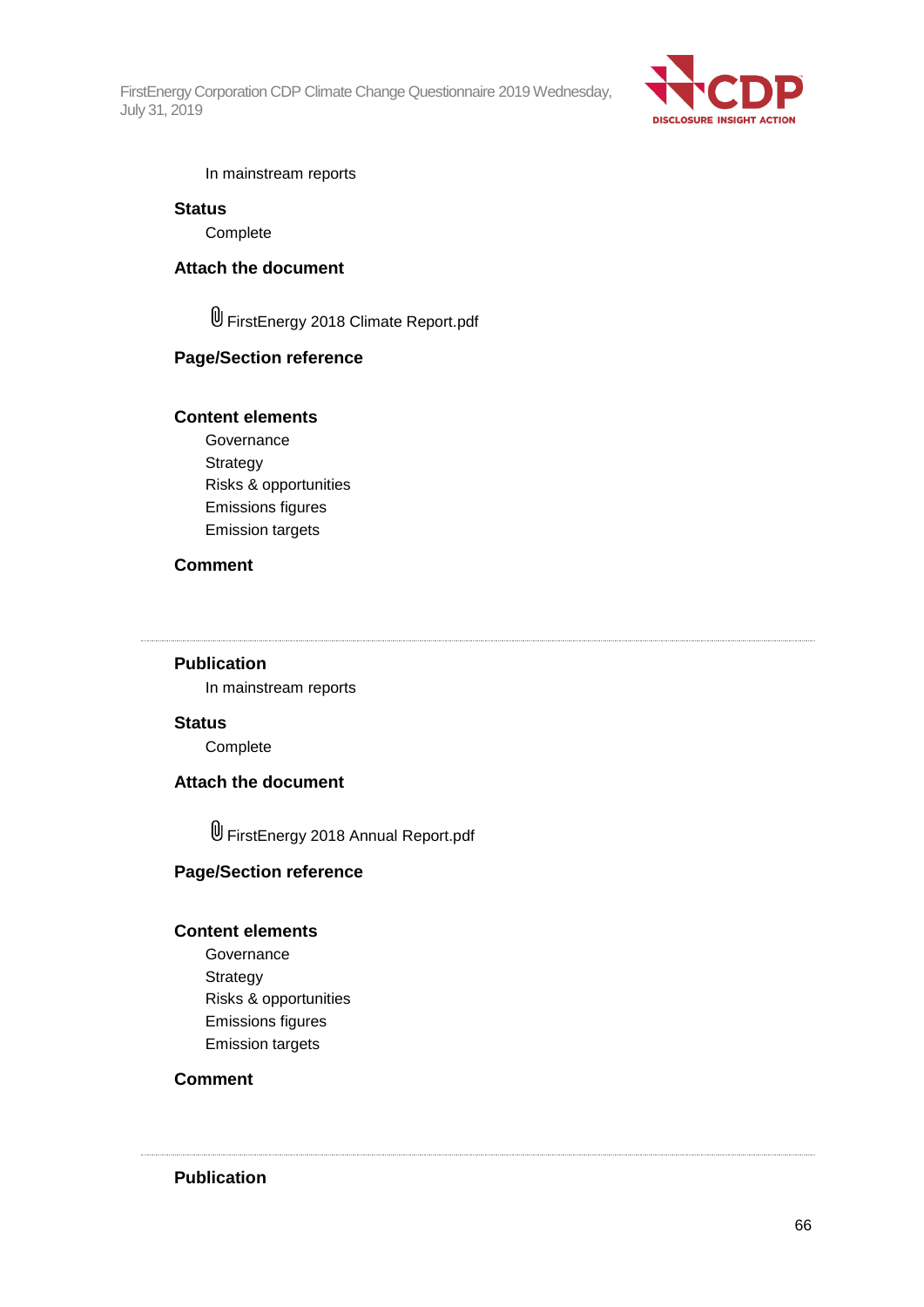In mainstream reports

**Status**

Complete

**Attach the document**

FirstEnergy 2018 Climate Report.pdf

**Page/Section reference**

**Content elements**

Governance
Strategy
Risks & opportunities
Emissions figures
Emission targets

**Comment**

---

**Publication**

In mainstream reports

**Status**

Complete

**Attach the document**

FirstEnergy 2018 Annual Report.pdf

**Page/Section reference**

**Content elements**

Governance
Strategy
Risks & opportunities
Emissions figures
Emission targets

**Comment**

---

**Publication**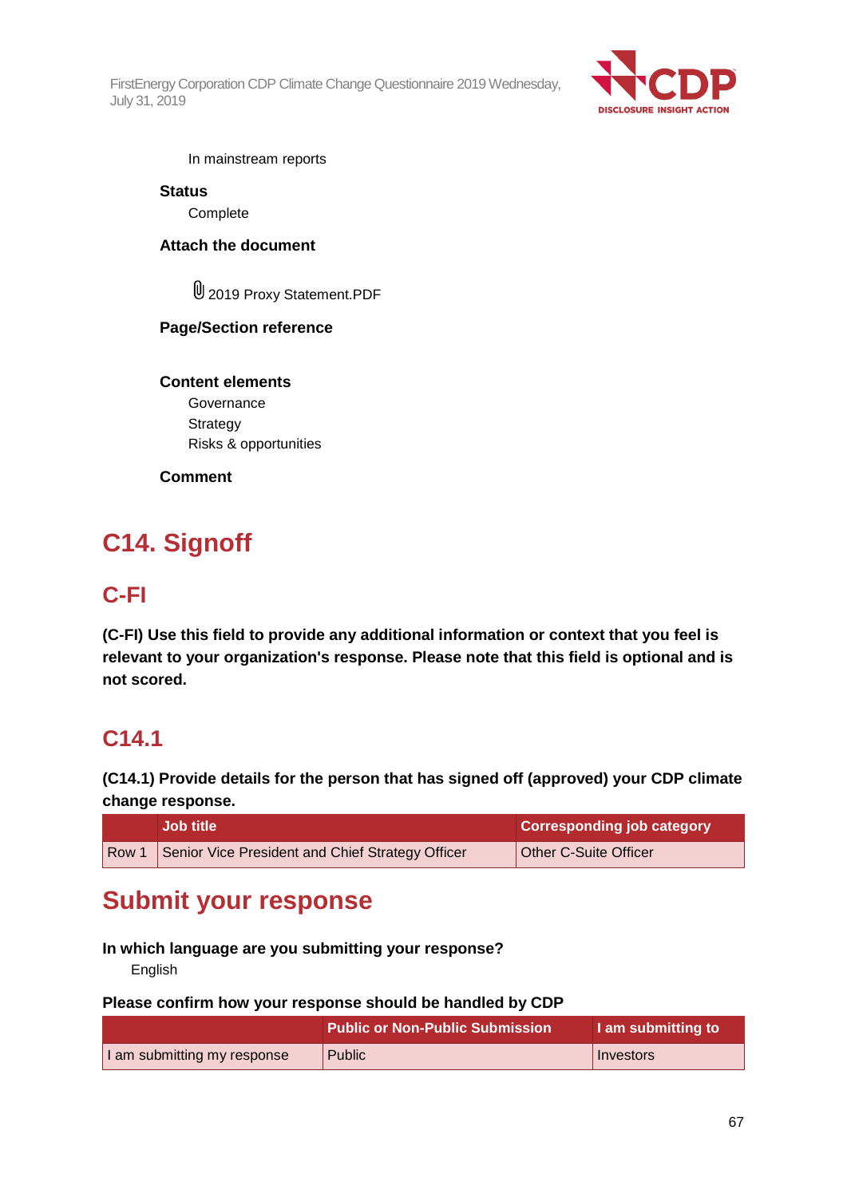In mainstream reports

**Status**

Complete

**Attach the document**

2019 Proxy Statement.PDF

**Page/Section reference**

**Content elements**

Governance

Strategy

Risks & opportunities

**Comment**

# C14. Signoff

## C-FI

**(C-FI) Use this field to provide any additional information or context that you feel is relevant to your organization's response. Please note that this field is optional and is not scored.**

## C14.1

**(C14.1) Provide details for the person that has signed off (approved) your CDP climate change response.**

| | Job title | Corresponding job category |
|---|---|---|
| Row 1 | Senior Vice President and Chief Strategy Officer | Other C-Suite Officer |

# Submit your response

**In which language are you submitting your response?**

English

**Please confirm how your response should be handled by CDP**

| | Public or Non-Public Submission | I am submitting to |
|---|---|---|
| I am submitting my response | Public | Investors |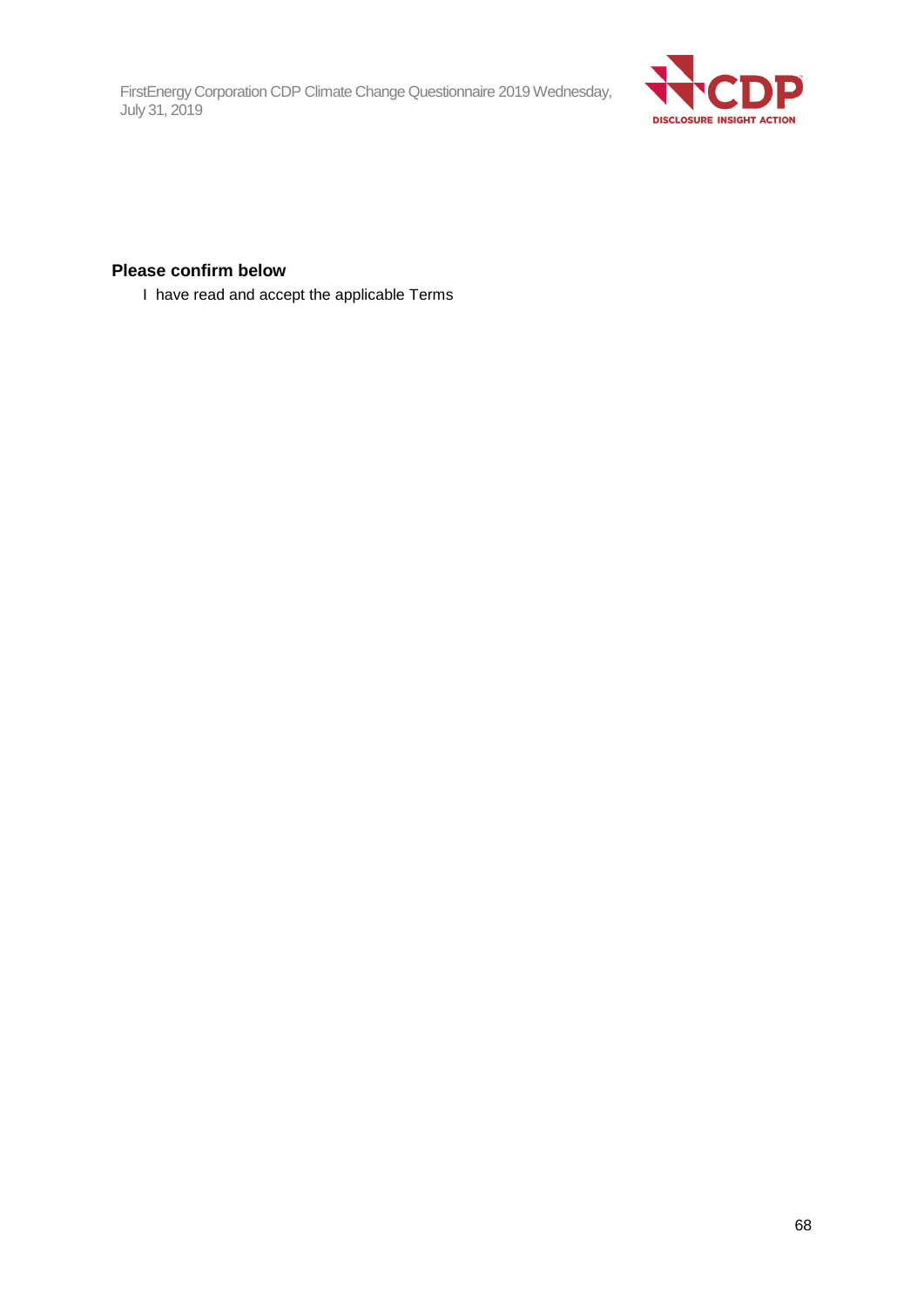### Please confirm below

I have read and accept the applicable Terms